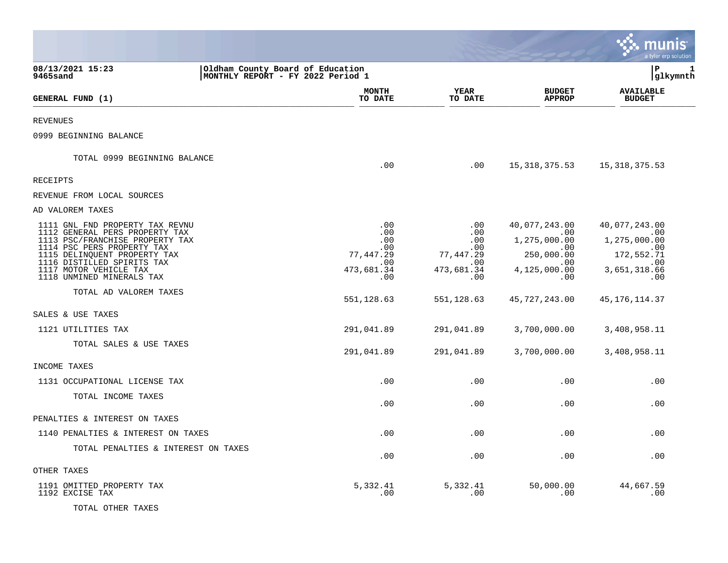08/13/2021 15:23 | Oldham County Board of Education | P 1
9465sand | MONTHLY REPORT - FY 2022 Period 1 | glkymnth

| GENERAL FUND (1) | MONTH TO DATE | YEAR TO DATE | BUDGET APPROP | AVAILABLE BUDGET |
|---|---|---|---|---|
| REVENUES | | | | |
| 0999 BEGINNING BALANCE | | | | |
| TOTAL 0999 BEGINNING BALANCE | .00 | .00 | 15,318,375.53 | 15,318,375.53 |
| RECEIPTS | | | | |
| REVENUE FROM LOCAL SOURCES | | | | |
| AD VALOREM TAXES | | | | |
| 1111 GNL FND PROPERTY TAX REVNU | .00 | .00 | 40,077,243.00 | 40,077,243.00 |
| 1112 GENERAL PERS PROPERTY TAX | .00 | .00 | .00 | .00 |
| 1113 PSC/FRANCHISE PROPERTY TAX | .00 | .00 | 1,275,000.00 | 1,275,000.00 |
| 1114 PSC PERS PROPERTY TAX | .00 | .00 | .00 | .00 |
| 1115 DELINQUENT PROPERTY TAX | 77,447.29 | 77,447.29 | 250,000.00 | 172,552.71 |
| 1116 DISTILLED SPIRITS TAX | .00 | .00 | .00 | .00 |
| 1117 MOTOR VEHICLE TAX | 473,681.34 | 473,681.34 | 4,125,000.00 | 3,651,318.66 |
| 1118 UNMINED MINERALS TAX | .00 | .00 | .00 | .00 |
| TOTAL AD VALOREM TAXES | 551,128.63 | 551,128.63 | 45,727,243.00 | 45,176,114.37 |
| SALES & USE TAXES | | | | |
| 1121 UTILITIES TAX | 291,041.89 | 291,041.89 | 3,700,000.00 | 3,408,958.11 |
| TOTAL SALES & USE TAXES | 291,041.89 | 291,041.89 | 3,700,000.00 | 3,408,958.11 |
| INCOME TAXES | | | | |
| 1131 OCCUPATIONAL LICENSE TAX | .00 | .00 | .00 | .00 |
| TOTAL INCOME TAXES | .00 | .00 | .00 | .00 |
| PENALTIES & INTEREST ON TAXES | | | | |
| 1140 PENALTIES & INTEREST ON TAXES | .00 | .00 | .00 | .00 |
| TOTAL PENALTIES & INTEREST ON TAXES | .00 | .00 | .00 | .00 |
| OTHER TAXES | | | | |
| 1191 OMITTED PROPERTY TAX | 5,332.41 | 5,332.41 | 50,000.00 | 44,667.59 |
| 1192 EXCISE TAX | .00 | .00 | .00 | .00 |
| TOTAL OTHER TAXES | | | | |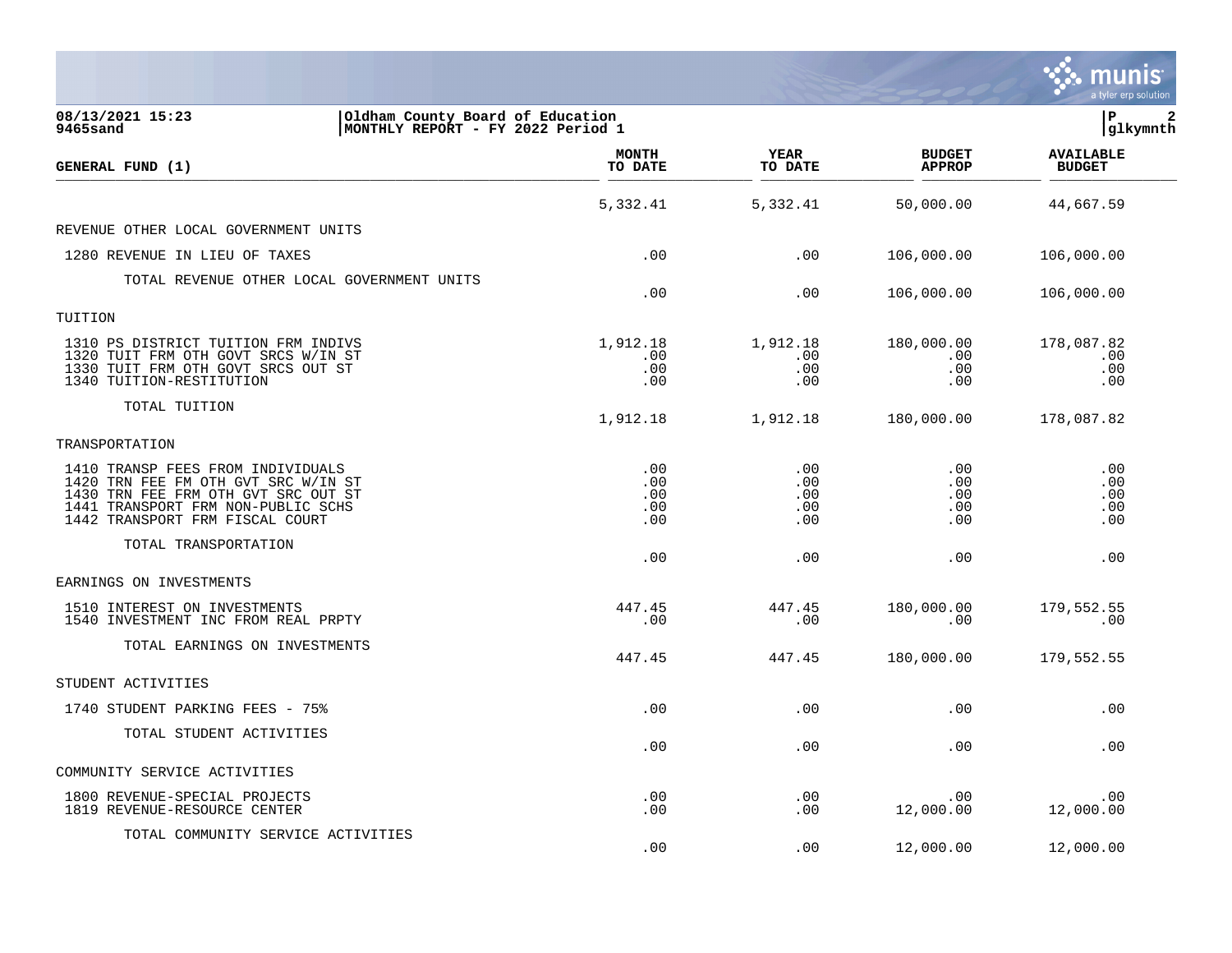**08/13/2021 15:23**
**9465sand**

**Oldham County Board of Education**
**MONTHLY REPORT - FY 2022 Period 1**

**P 2**
**glkymnth**

| GENERAL FUND (1) | MONTH TO DATE | YEAR TO DATE | BUDGET APPROP | AVAILABLE BUDGET |
|---|---|---|---|---|
| | 5,332.41 | 5,332.41 | 50,000.00 | 44,667.59 |
| REVENUE OTHER LOCAL GOVERNMENT UNITS | | | | |
| 1280 REVENUE IN LIEU OF TAXES | .00 | .00 | 106,000.00 | 106,000.00 |
| TOTAL REVENUE OTHER LOCAL GOVERNMENT UNITS | .00 | .00 | 106,000.00 | 106,000.00 |
| TUITION | | | | |
| 1310 PS DISTRICT TUITION FRM INDIVS | 1,912.18 | 1,912.18 | 180,000.00 | 178,087.82 |
| 1320 TUIT FRM OTH GOVT SRCS W/IN ST | .00 | .00 | .00 | .00 |
| 1330 TUIT FRM OTH GOVT SRCS OUT ST | .00 | .00 | .00 | .00 |
| 1340 TUITION-RESTITUTION | .00 | .00 | .00 | .00 |
| TOTAL TUITION | 1,912.18 | 1,912.18 | 180,000.00 | 178,087.82 |
| TRANSPORTATION | | | | |
| 1410 TRANSP FEES FROM INDIVIDUALS | .00 | .00 | .00 | .00 |
| 1420 TRN FEE FM OTH GVT SRC W/IN ST | .00 | .00 | .00 | .00 |
| 1430 TRN FEE FRM OTH GVT SRC OUT ST | .00 | .00 | .00 | .00 |
| 1441 TRANSPORT FRM NON-PUBLIC SCHS | .00 | .00 | .00 | .00 |
| 1442 TRANSPORT FRM FISCAL COURT | .00 | .00 | .00 | .00 |
| TOTAL TRANSPORTATION | .00 | .00 | .00 | .00 |
| EARNINGS ON INVESTMENTS | | | | |
| 1510 INTEREST ON INVESTMENTS | 447.45 | 447.45 | 180,000.00 | 179,552.55 |
| 1540 INVESTMENT INC FROM REAL PRPTY | .00 | .00 | .00 | .00 |
| TOTAL EARNINGS ON INVESTMENTS | 447.45 | 447.45 | 180,000.00 | 179,552.55 |
| STUDENT ACTIVITIES | | | | |
| 1740 STUDENT PARKING FEES - 75% | .00 | .00 | .00 | .00 |
| TOTAL STUDENT ACTIVITIES | .00 | .00 | .00 | .00 |
| COMMUNITY SERVICE ACTIVITIES | | | | |
| 1800 REVENUE-SPECIAL PROJECTS | .00 | .00 | .00 | .00 |
| 1819 REVENUE-RESOURCE CENTER | .00 | .00 | 12,000.00 | 12,000.00 |
| TOTAL COMMUNITY SERVICE ACTIVITIES | .00 | .00 | 12,000.00 | 12,000.00 |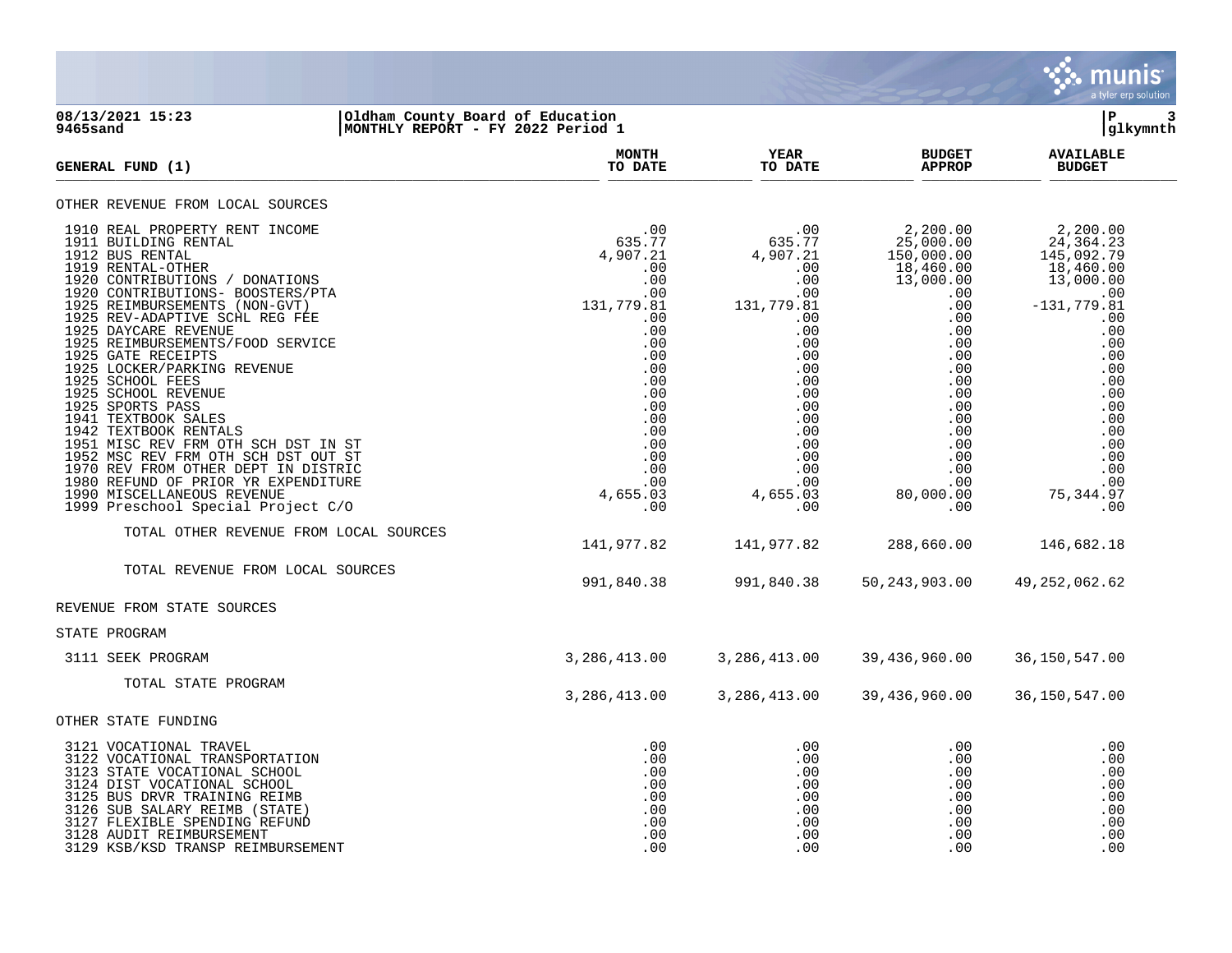08/13/2021 15:23 | Oldham County Board of Education
9465sand | MONTHLY REPORT - FY 2022 Period 1

glkymnth

| GENERAL FUND (1) | MONTH TO DATE | YEAR TO DATE | BUDGET APPROP | AVAILABLE BUDGET |
|---|---|---|---|---|
| **OTHER REVENUE FROM LOCAL SOURCES** | | | | |
| 1910 REAL PROPERTY RENT INCOME | .00 | .00 | 2,200.00 | 2,200.00 |
| 1911 BUILDING RENTAL | 635.77 | 635.77 | 25,000.00 | 24,364.23 |
| 1912 BUS RENTAL | 4,907.21 | 4,907.21 | 150,000.00 | 145,092.79 |
| 1919 RENTAL-OTHER | .00 | .00 | 18,460.00 | 18,460.00 |
| 1920 CONTRIBUTIONS / DONATIONS | .00 | .00 | 13,000.00 | 13,000.00 |
| 1920 CONTRIBUTIONS- BOOSTERS/PTA | .00 | .00 | .00 | .00 |
| 1925 REIMBURSEMENTS (NON-GVT) | 131,779.81 | 131,779.81 | .00 | -131,779.81 |
| 1925 REV-ADAPTIVE SCHL REG FEE | .00 | .00 | .00 | .00 |
| 1925 DAYCARE REVENUE | .00 | .00 | .00 | .00 |
| 1925 REIMBURSEMENTS/FOOD SERVICE | .00 | .00 | .00 | .00 |
| 1925 GATE RECEIPTS | .00 | .00 | .00 | .00 |
| 1925 LOCKER/PARKING REVENUE | .00 | .00 | .00 | .00 |
| 1925 SCHOOL FEES | .00 | .00 | .00 | .00 |
| 1925 SCHOOL REVENUE | .00 | .00 | .00 | .00 |
| 1925 SPORTS PASS | .00 | .00 | .00 | .00 |
| 1941 TEXTBOOK SALES | .00 | .00 | .00 | .00 |
| 1942 TEXTBOOK RENTALS | .00 | .00 | .00 | .00 |
| 1951 MISC REV FRM OTH SCH DST IN ST | .00 | .00 | .00 | .00 |
| 1952 MSC REV FRM OTH SCH DST OUT ST | .00 | .00 | .00 | .00 |
| 1970 REV FROM OTHER DEPT IN DISTRIC | .00 | .00 | .00 | .00 |
| 1980 REFUND OF PRIOR YR EXPENDITURE | .00 | .00 | .00 | .00 |
| 1990 MISCELLANEOUS REVENUE | 4,655.03 | 4,655.03 | 80,000.00 | 75,344.97 |
| 1999 Preschool Special Project C/O | .00 | .00 | .00 | .00 |
| TOTAL OTHER REVENUE FROM LOCAL SOURCES | 141,977.82 | 141,977.82 | 288,660.00 | 146,682.18 |
| TOTAL REVENUE FROM LOCAL SOURCES | 991,840.38 | 991,840.38 | 50,243,903.00 | 49,252,062.62 |
| **REVENUE FROM STATE SOURCES** | | | | |
| **STATE PROGRAM** | | | | |
| 3111 SEEK PROGRAM | 3,286,413.00 | 3,286,413.00 | 39,436,960.00 | 36,150,547.00 |
| TOTAL STATE PROGRAM | 3,286,413.00 | 3,286,413.00 | 39,436,960.00 | 36,150,547.00 |
| **OTHER STATE FUNDING** | | | | |
| 3121 VOCATIONAL TRAVEL | .00 | .00 | .00 | .00 |
| 3122 VOCATIONAL TRANSPORTATION | .00 | .00 | .00 | .00 |
| 3123 STATE VOCATIONAL SCHOOL | .00 | .00 | .00 | .00 |
| 3124 DIST VOCATIONAL SCHOOL | .00 | .00 | .00 | .00 |
| 3125 BUS DRVR TRAINING REIMB | .00 | .00 | .00 | .00 |
| 3126 SUB SALARY REIMB (STATE) | .00 | .00 | .00 | .00 |
| 3127 FLEXIBLE SPENDING REFUND | .00 | .00 | .00 | .00 |
| 3128 AUDIT REIMBURSEMENT | .00 | .00 | .00 | .00 |
| 3129 KSB/KSD TRANSP REIMBURSEMENT | .00 | .00 | .00 | .00 |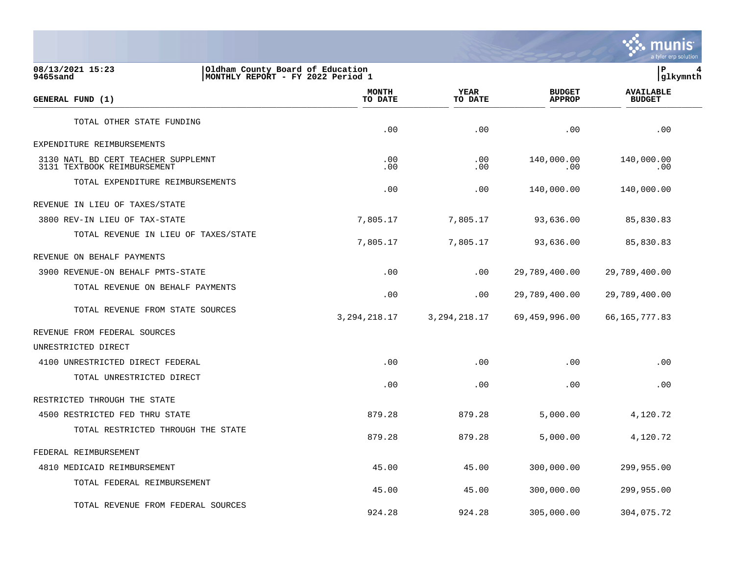08/13/2021 15:23
9465sand

Oldham County Board of Education
MONTHLY REPORT - FY 2022 Period 1

| GENERAL FUND (1) | MONTH TO DATE | YEAR TO DATE | BUDGET APPROP | AVAILABLE BUDGET |
|---|---|---|---|---|
| TOTAL OTHER STATE FUNDING | .00 | .00 | .00 | .00 |
| EXPENDITURE REIMBURSEMENTS | | | | |
| 3130 NATL BD CERT TEACHER SUPPLEMNT | .00 | .00 | 140,000.00 | 140,000.00 |
| 3131 TEXTBOOK REIMBURSEMENT | .00 | .00 | .00 | .00 |
| TOTAL EXPENDITURE REIMBURSEMENTS | .00 | .00 | 140,000.00 | 140,000.00 |
| REVENUE IN LIEU OF TAXES/STATE | | | | |
| 3800 REV-IN LIEU OF TAX-STATE | 7,805.17 | 7,805.17 | 93,636.00 | 85,830.83 |
| TOTAL REVENUE IN LIEU OF TAXES/STATE | 7,805.17 | 7,805.17 | 93,636.00 | 85,830.83 |
| REVENUE ON BEHALF PAYMENTS | | | | |
| 3900 REVENUE-ON BEHALF PMTS-STATE | .00 | .00 | 29,789,400.00 | 29,789,400.00 |
| TOTAL REVENUE ON BEHALF PAYMENTS | .00 | .00 | 29,789,400.00 | 29,789,400.00 |
| TOTAL REVENUE FROM STATE SOURCES | 3,294,218.17 | 3,294,218.17 | 69,459,996.00 | 66,165,777.83 |
| REVENUE FROM FEDERAL SOURCES | | | | |
| UNRESTRICTED DIRECT | | | | |
| 4100 UNRESTRICTED DIRECT FEDERAL | .00 | .00 | .00 | .00 |
| TOTAL UNRESTRICTED DIRECT | .00 | .00 | .00 | .00 |
| RESTRICTED THROUGH THE STATE | | | | |
| 4500 RESTRICTED FED THRU STATE | 879.28 | 879.28 | 5,000.00 | 4,120.72 |
| TOTAL RESTRICTED THROUGH THE STATE | 879.28 | 879.28 | 5,000.00 | 4,120.72 |
| FEDERAL REIMBURSEMENT | | | | |
| 4810 MEDICAID REIMBURSEMENT | 45.00 | 45.00 | 300,000.00 | 299,955.00 |
| TOTAL FEDERAL REIMBURSEMENT | 45.00 | 45.00 | 300,000.00 | 299,955.00 |
| TOTAL REVENUE FROM FEDERAL SOURCES | 924.28 | 924.28 | 305,000.00 | 304,075.72 |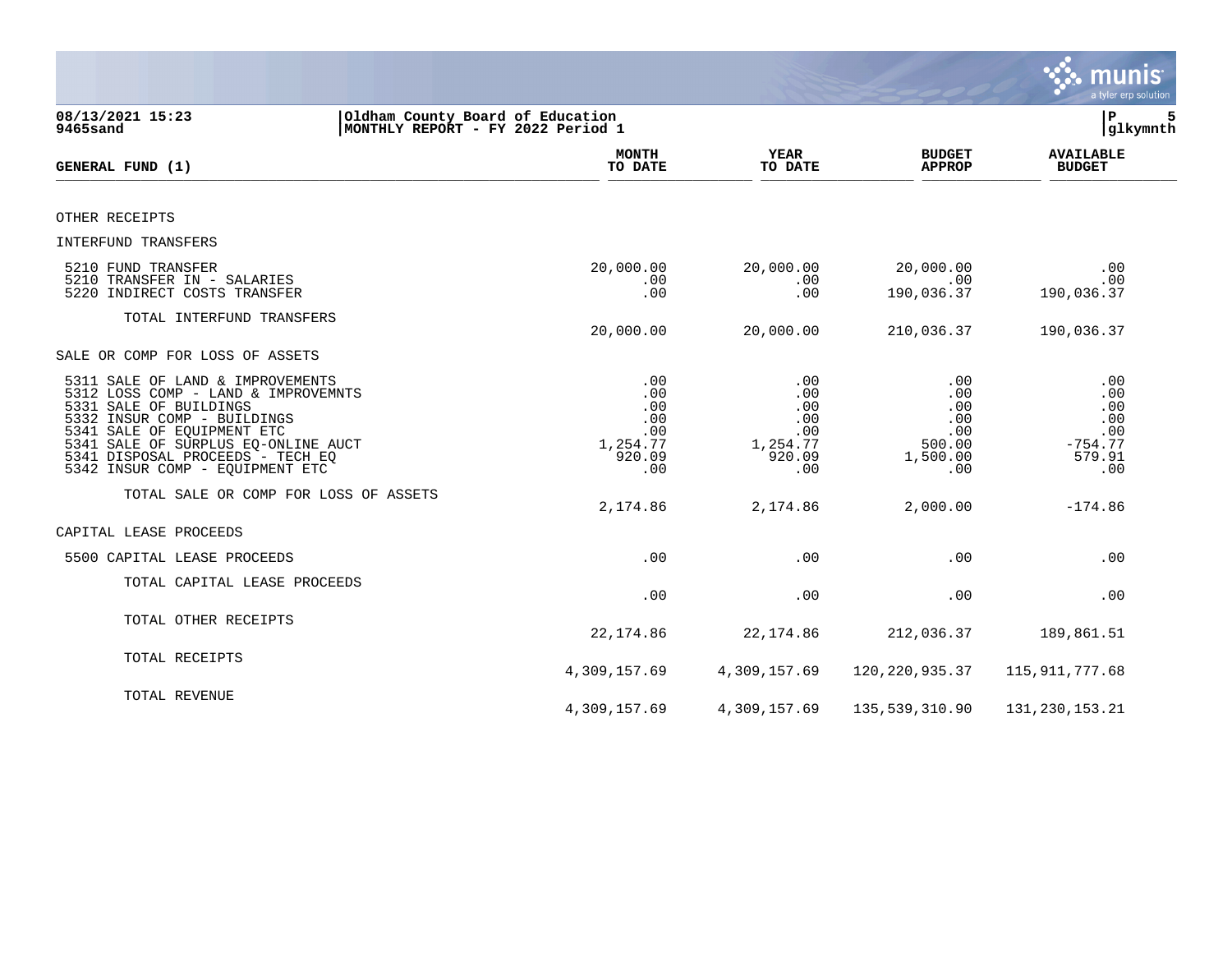08/13/2021 15:23
9465sand

Oldham County Board of Education
MONTHLY REPORT - FY 2022 Period 1

P 5
glkymnth

| GENERAL FUND (1) | MONTH TO DATE | YEAR TO DATE | BUDGET APPROP | AVAILABLE BUDGET |
|---|---|---|---|---|
| OTHER RECEIPTS | | | | |
| INTERFUND TRANSFERS | | | | |
| 5210 FUND TRANSFER | 20,000.00 | 20,000.00 | 20,000.00 | .00 |
| 5210 TRANSFER IN - SALARIES | .00 | .00 | .00 | .00 |
| 5220 INDIRECT COSTS TRANSFER | .00 | .00 | 190,036.37 | 190,036.37 |
| TOTAL INTERFUND TRANSFERS | 20,000.00 | 20,000.00 | 210,036.37 | 190,036.37 |
| SALE OR COMP FOR LOSS OF ASSETS | | | | |
| 5311 SALE OF LAND & IMPROVEMENTS | .00 | .00 | .00 | .00 |
| 5312 LOSS COMP - LAND & IMPROVEMNTS | .00 | .00 | .00 | .00 |
| 5331 SALE OF BUILDINGS | .00 | .00 | .00 | .00 |
| 5332 INSUR COMP - BUILDINGS | .00 | .00 | .00 | .00 |
| 5341 SALE OF EQUIPMENT ETC | .00 | .00 | .00 | .00 |
| 5341 SALE OF SURPLUS EQ-ONLINE AUCT | 1,254.77 | 1,254.77 | 500.00 | -754.77 |
| 5341 DISPOSAL PROCEEDS - TECH EQ | 920.09 | 920.09 | 1,500.00 | 579.91 |
| 5342 INSUR COMP - EQUIPMENT ETC | .00 | .00 | .00 | .00 |
| TOTAL SALE OR COMP FOR LOSS OF ASSETS | 2,174.86 | 2,174.86 | 2,000.00 | -174.86 |
| CAPITAL LEASE PROCEEDS | | | | |
| 5500 CAPITAL LEASE PROCEEDS | .00 | .00 | .00 | .00 |
| TOTAL CAPITAL LEASE PROCEEDS | .00 | .00 | .00 | .00 |
| TOTAL OTHER RECEIPTS | 22,174.86 | 22,174.86 | 212,036.37 | 189,861.51 |
| TOTAL RECEIPTS | 4,309,157.69 | 4,309,157.69 | 120,220,935.37 | 115,911,777.68 |
| TOTAL REVENUE | 4,309,157.69 | 4,309,157.69 | 135,539,310.90 | 131,230,153.21 |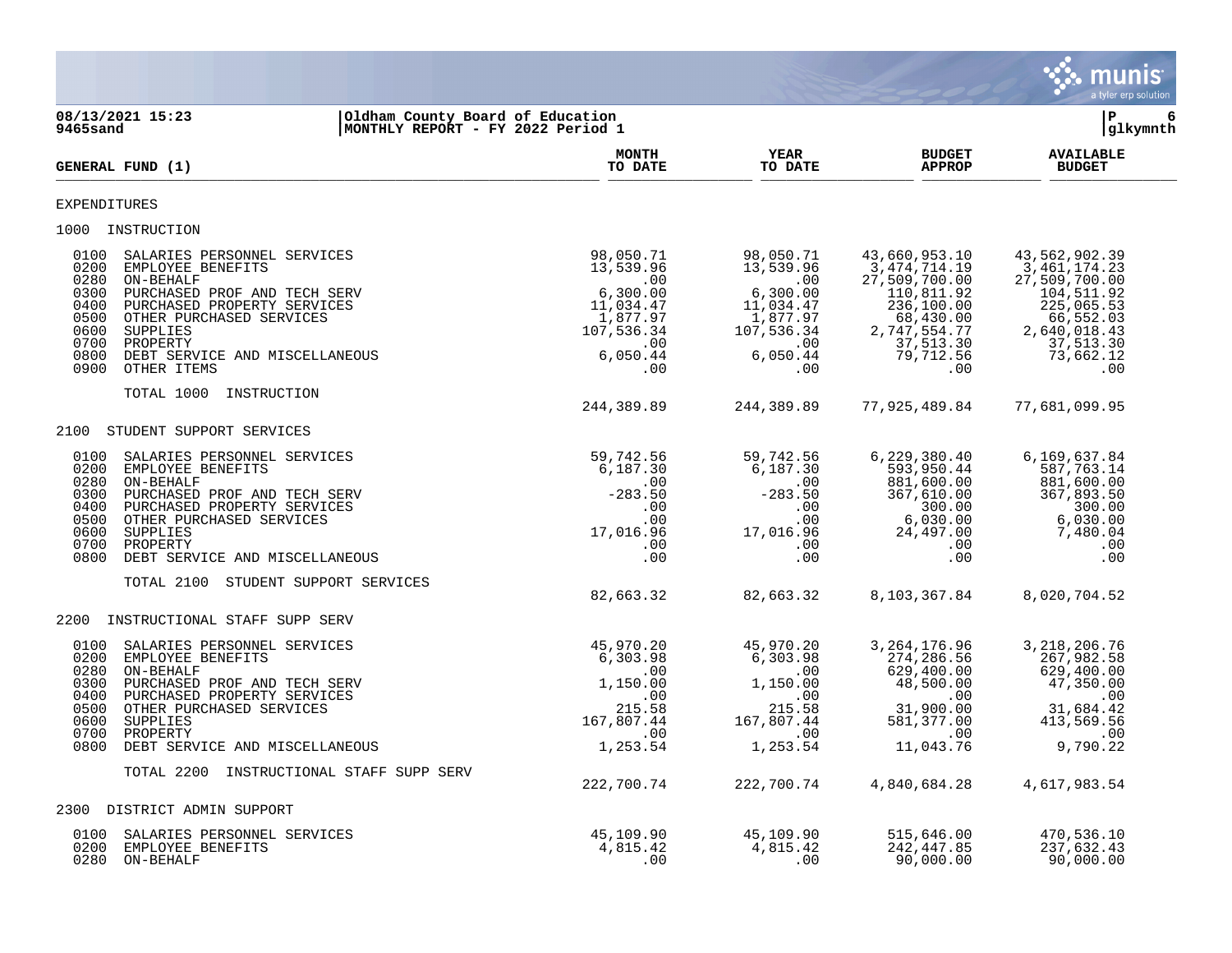08/13/2021 15:23 | Oldham County Board of Education
9465sand | MONTHLY REPORT - FY 2022 Period 1

| GENERAL FUND (1) | MONTH TO DATE | YEAR TO DATE | BUDGET APPROP | AVAILABLE BUDGET |
|---|---|---|---|---|
| **EXPENDITURES** | | | | |
| **1000 INSTRUCTION** | | | | |
| 0100 SALARIES PERSONNEL SERVICES | 98,050.71 | 98,050.71 | 43,660,953.10 | 43,562,902.39 |
| 0200 EMPLOYEE BENEFITS | 13,539.96 | 13,539.96 | 3,474,714.19 | 3,461,174.23 |
| 0280 ON-BEHALF | .00 | .00 | 27,509,700.00 | 27,509,700.00 |
| 0300 PURCHASED PROF AND TECH SERV | 6,300.00 | 6,300.00 | 110,811.92 | 104,511.92 |
| 0400 PURCHASED PROPERTY SERVICES | 11,034.47 | 11,034.47 | 236,100.00 | 225,065.53 |
| 0500 OTHER PURCHASED SERVICES | 1,877.97 | 1,877.97 | 68,430.00 | 66,552.03 |
| 0600 SUPPLIES | 107,536.34 | 107,536.34 | 2,747,554.77 | 2,640,018.43 |
| 0700 PROPERTY | .00 | .00 | 37,513.30 | 37,513.30 |
| 0800 DEBT SERVICE AND MISCELLANEOUS | 6,050.44 | 6,050.44 | 79,712.56 | 73,662.12 |
| 0900 OTHER ITEMS | .00 | .00 | .00 | .00 |
| TOTAL 1000 INSTRUCTION | 244,389.89 | 244,389.89 | 77,925,489.84 | 77,681,099.95 |
| **2100 STUDENT SUPPORT SERVICES** | | | | |
| 0100 SALARIES PERSONNEL SERVICES | 59,742.56 | 59,742.56 | 6,229,380.40 | 6,169,637.84 |
| 0200 EMPLOYEE BENEFITS | 6,187.30 | 6,187.30 | 593,950.44 | 587,763.14 |
| 0280 ON-BEHALF | .00 | .00 | 881,600.00 | 881,600.00 |
| 0300 PURCHASED PROF AND TECH SERV | -283.50 | -283.50 | 367,610.00 | 367,893.50 |
| 0400 PURCHASED PROPERTY SERVICES | .00 | .00 | 300.00 | 300.00 |
| 0500 OTHER PURCHASED SERVICES | .00 | .00 | 6,030.00 | 6,030.00 |
| 0600 SUPPLIES | 17,016.96 | 17,016.96 | 24,497.00 | 7,480.04 |
| 0700 PROPERTY | .00 | .00 | .00 | .00 |
| 0800 DEBT SERVICE AND MISCELLANEOUS | .00 | .00 | .00 | .00 |
| TOTAL 2100 STUDENT SUPPORT SERVICES | 82,663.32 | 82,663.32 | 8,103,367.84 | 8,020,704.52 |
| **2200 INSTRUCTIONAL STAFF SUPP SERV** | | | | |
| 0100 SALARIES PERSONNEL SERVICES | 45,970.20 | 45,970.20 | 3,264,176.96 | 3,218,206.76 |
| 0200 EMPLOYEE BENEFITS | 6,303.98 | 6,303.98 | 274,286.56 | 267,982.58 |
| 0280 ON-BEHALF | .00 | .00 | 629,400.00 | 629,400.00 |
| 0300 PURCHASED PROF AND TECH SERV | 1,150.00 | 1,150.00 | 48,500.00 | 47,350.00 |
| 0400 PURCHASED PROPERTY SERVICES | .00 | .00 | .00 | .00 |
| 0500 OTHER PURCHASED SERVICES | 215.58 | 215.58 | 31,900.00 | 31,684.42 |
| 0600 SUPPLIES | 167,807.44 | 167,807.44 | 581,377.00 | 413,569.56 |
| 0700 PROPERTY | .00 | .00 | .00 | .00 |
| 0800 DEBT SERVICE AND MISCELLANEOUS | 1,253.54 | 1,253.54 | 11,043.76 | 9,790.22 |
| TOTAL 2200 INSTRUCTIONAL STAFF SUPP SERV | 222,700.74 | 222,700.74 | 4,840,684.28 | 4,617,983.54 |
| **2300 DISTRICT ADMIN SUPPORT** | | | | |
| 0100 SALARIES PERSONNEL SERVICES | 45,109.90 | 45,109.90 | 515,646.00 | 470,536.10 |
| 0200 EMPLOYEE BENEFITS | 4,815.42 | 4,815.42 | 242,447.85 | 237,632.43 |
| 0280 ON-BEHALF | .00 | .00 | 90,000.00 | 90,000.00 |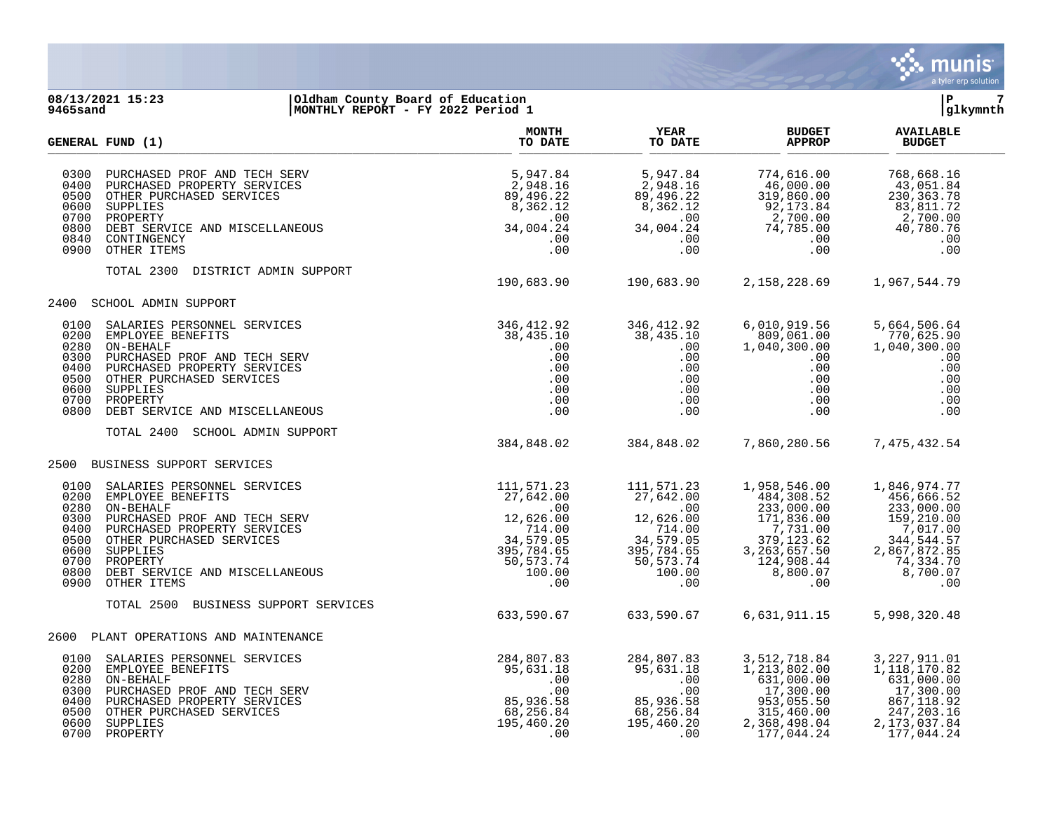**08/13/2021 15:23** | **Oldham County Board of Education**
**9465sand** | **MONTHLY REPORT - FY 2022 Period 1**

| GENERAL FUND (1) | MONTH TO DATE | YEAR TO DATE | BUDGET APPROP | AVAILABLE BUDGET |
|---|---|---|---|---|
| 0300 PURCHASED PROF AND TECH SERV | 5,947.84 | 5,947.84 | 774,616.00 | 768,668.16 |
| 0400 PURCHASED PROPERTY SERVICES | 2,948.16 | 2,948.16 | 46,000.00 | 43,051.84 |
| 0500 OTHER PURCHASED SERVICES | 89,496.22 | 89,496.22 | 319,860.00 | 230,363.78 |
| 0600 SUPPLIES | 8,362.12 | 8,362.12 | 92,173.84 | 83,811.72 |
| 0700 PROPERTY | .00 | .00 | 2,700.00 | 2,700.00 |
| 0800 DEBT SERVICE AND MISCELLANEOUS | 34,004.24 | 34,004.24 | 74,785.00 | 40,780.76 |
| 0840 CONTINGENCY | .00 | .00 | .00 | .00 |
| 0900 OTHER ITEMS | .00 | .00 | .00 | .00 |
| TOTAL 2300 DISTRICT ADMIN SUPPORT | 190,683.90 | 190,683.90 | 2,158,228.69 | 1,967,544.79 |
| **2400 SCHOOL ADMIN SUPPORT** | | | | |
| 0100 SALARIES PERSONNEL SERVICES | 346,412.92 | 346,412.92 | 6,010,919.56 | 5,664,506.64 |
| 0200 EMPLOYEE BENEFITS | 38,435.10 | 38,435.10 | 809,061.00 | 770,625.90 |
| 0280 ON-BEHALF | .00 | .00 | 1,040,300.00 | 1,040,300.00 |
| 0300 PURCHASED PROF AND TECH SERV | .00 | .00 | .00 | .00 |
| 0400 PURCHASED PROPERTY SERVICES | .00 | .00 | .00 | .00 |
| 0500 OTHER PURCHASED SERVICES | .00 | .00 | .00 | .00 |
| 0600 SUPPLIES | .00 | .00 | .00 | .00 |
| 0700 PROPERTY | .00 | .00 | .00 | .00 |
| 0800 DEBT SERVICE AND MISCELLANEOUS | .00 | .00 | .00 | .00 |
| TOTAL 2400 SCHOOL ADMIN SUPPORT | 384,848.02 | 384,848.02 | 7,860,280.56 | 7,475,432.54 |
| **2500 BUSINESS SUPPORT SERVICES** | | | | |
| 0100 SALARIES PERSONNEL SERVICES | 111,571.23 | 111,571.23 | 1,958,546.00 | 1,846,974.77 |
| 0200 EMPLOYEE BENEFITS | 27,642.00 | 27,642.00 | 484,308.52 | 456,666.52 |
| 0280 ON-BEHALF | .00 | .00 | 233,000.00 | 233,000.00 |
| 0300 PURCHASED PROF AND TECH SERV | 12,626.00 | 12,626.00 | 171,836.00 | 159,210.00 |
| 0400 PURCHASED PROPERTY SERVICES | 714.00 | 714.00 | 7,731.00 | 7,017.00 |
| 0500 OTHER PURCHASED SERVICES | 34,579.05 | 34,579.05 | 379,123.62 | 344,544.57 |
| 0600 SUPPLIES | 395,784.65 | 395,784.65 | 3,263,657.50 | 2,867,872.85 |
| 0700 PROPERTY | 50,573.74 | 50,573.74 | 124,908.44 | 74,334.70 |
| 0800 DEBT SERVICE AND MISCELLANEOUS | 100.00 | 100.00 | 8,800.07 | 8,700.07 |
| 0900 OTHER ITEMS | .00 | .00 | .00 | .00 |
| TOTAL 2500 BUSINESS SUPPORT SERVICES | 633,590.67 | 633,590.67 | 6,631,911.15 | 5,998,320.48 |
| **2600 PLANT OPERATIONS AND MAINTENANCE** | | | | |
| 0100 SALARIES PERSONNEL SERVICES | 284,807.83 | 284,807.83 | 3,512,718.84 | 3,227,911.01 |
| 0200 EMPLOYEE BENEFITS | 95,631.18 | 95,631.18 | 1,213,802.00 | 1,118,170.82 |
| 0280 ON-BEHALF | .00 | .00 | 631,000.00 | 631,000.00 |
| 0300 PURCHASED PROF AND TECH SERV | .00 | .00 | 17,300.00 | 17,300.00 |
| 0400 PURCHASED PROPERTY SERVICES | 85,936.58 | 85,936.58 | 953,055.50 | 867,118.92 |
| 0500 OTHER PURCHASED SERVICES | 68,256.84 | 68,256.84 | 315,460.00 | 247,203.16 |
| 0600 SUPPLIES | 195,460.20 | 195,460.20 | 2,368,498.04 | 2,173,037.84 |
| 0700 PROPERTY | .00 | .00 | 177,044.24 | 177,044.24 |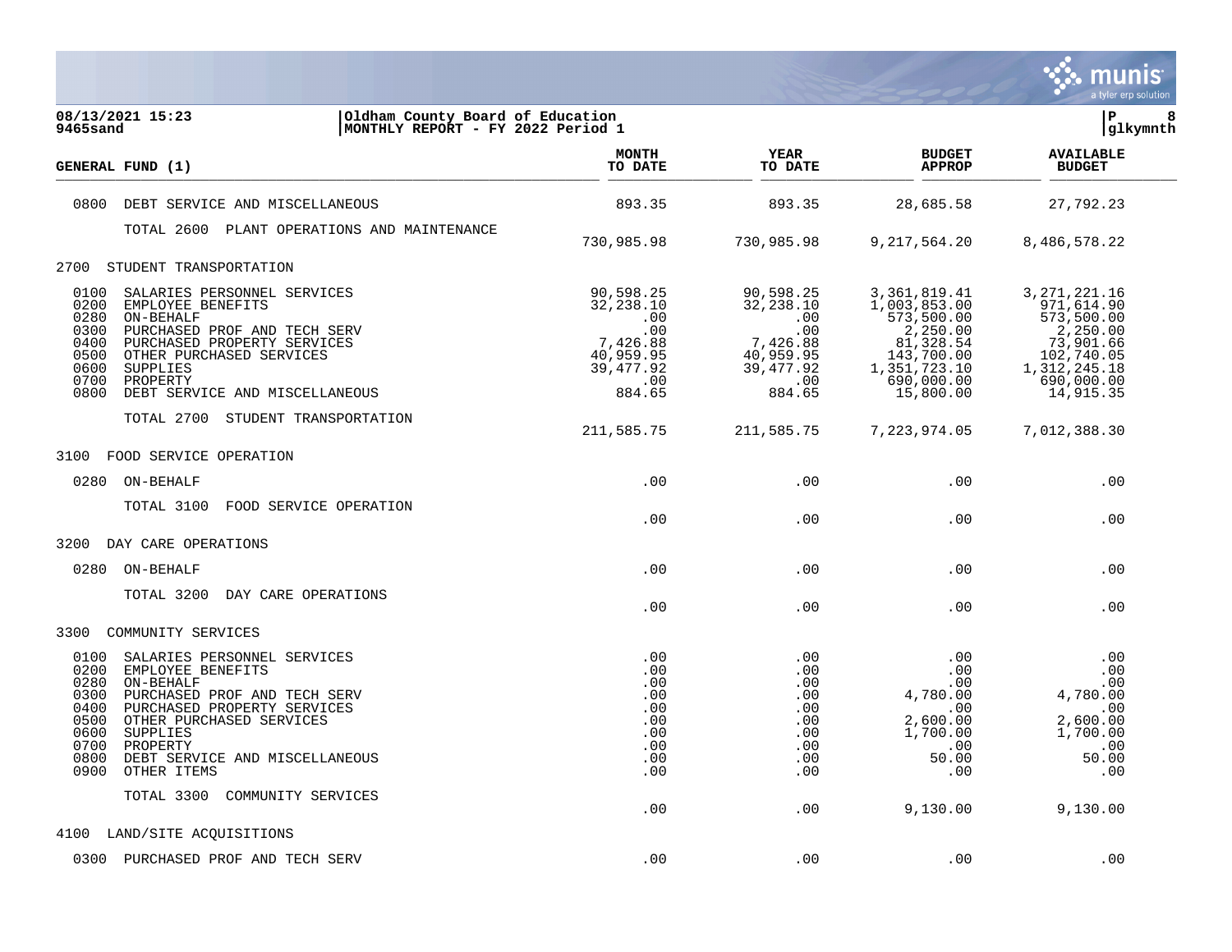**08/13/2021 15:23** | **Oldham County Board of Education** | **P 8**
**9465sand** | **MONTHLY REPORT - FY 2022 Period 1** | **glkymnth**

| GENERAL FUND (1) | MONTH TO DATE | YEAR TO DATE | BUDGET APPROP | AVAILABLE BUDGET |
|---|---|---|---|---|
| 0800 DEBT SERVICE AND MISCELLANEOUS | 893.35 | 893.35 | 28,685.58 | 27,792.23 |
| TOTAL 2600 PLANT OPERATIONS AND MAINTENANCE | 730,985.98 | 730,985.98 | 9,217,564.20 | 8,486,578.22 |
| **2700 STUDENT TRANSPORTATION** | | | | |
| 0100 SALARIES PERSONNEL SERVICES | 90,598.25 | 90,598.25 | 3,361,819.41 | 3,271,221.16 |
| 0200 EMPLOYEE BENEFITS | 32,238.10 | 32,238.10 | 1,003,853.00 | 971,614.90 |
| 0280 ON-BEHALF | .00 | .00 | 573,500.00 | 573,500.00 |
| 0300 PURCHASED PROF AND TECH SERV | .00 | .00 | 2,250.00 | 2,250.00 |
| 0400 PURCHASED PROPERTY SERVICES | 7,426.88 | 7,426.88 | 81,328.54 | 73,901.66 |
| 0500 OTHER PURCHASED SERVICES | 40,959.95 | 40,959.95 | 143,700.00 | 102,740.05 |
| 0600 SUPPLIES | 39,477.92 | 39,477.92 | 1,351,723.10 | 1,312,245.18 |
| 0700 PROPERTY | .00 | .00 | 690,000.00 | 690,000.00 |
| 0800 DEBT SERVICE AND MISCELLANEOUS | 884.65 | 884.65 | 15,800.00 | 14,915.35 |
| TOTAL 2700 STUDENT TRANSPORTATION | 211,585.75 | 211,585.75 | 7,223,974.05 | 7,012,388.30 |
| **3100 FOOD SERVICE OPERATION** | | | | |
| 0280 ON-BEHALF | .00 | .00 | .00 | .00 |
| TOTAL 3100 FOOD SERVICE OPERATION | .00 | .00 | .00 | .00 |
| **3200 DAY CARE OPERATIONS** | | | | |
| 0280 ON-BEHALF | .00 | .00 | .00 | .00 |
| TOTAL 3200 DAY CARE OPERATIONS | .00 | .00 | .00 | .00 |
| **3300 COMMUNITY SERVICES** | | | | |
| 0100 SALARIES PERSONNEL SERVICES | .00 | .00 | .00 | .00 |
| 0200 EMPLOYEE BENEFITS | .00 | .00 | .00 | .00 |
| 0280 ON-BEHALF | .00 | .00 | .00 | .00 |
| 0300 PURCHASED PROF AND TECH SERV | .00 | .00 | 4,780.00 | 4,780.00 |
| 0400 PURCHASED PROPERTY SERVICES | .00 | .00 | .00 | .00 |
| 0500 OTHER PURCHASED SERVICES | .00 | .00 | 2,600.00 | 2,600.00 |
| 0600 SUPPLIES | .00 | .00 | 1,700.00 | 1,700.00 |
| 0700 PROPERTY | .00 | .00 | .00 | .00 |
| 0800 DEBT SERVICE AND MISCELLANEOUS | .00 | .00 | 50.00 | 50.00 |
| 0900 OTHER ITEMS | .00 | .00 | .00 | .00 |
| TOTAL 3300 COMMUNITY SERVICES | .00 | .00 | 9,130.00 | 9,130.00 |
| **4100 LAND/SITE ACQUISITIONS** | | | | |
| 0300 PURCHASED PROF AND TECH SERV | .00 | .00 | .00 | .00 |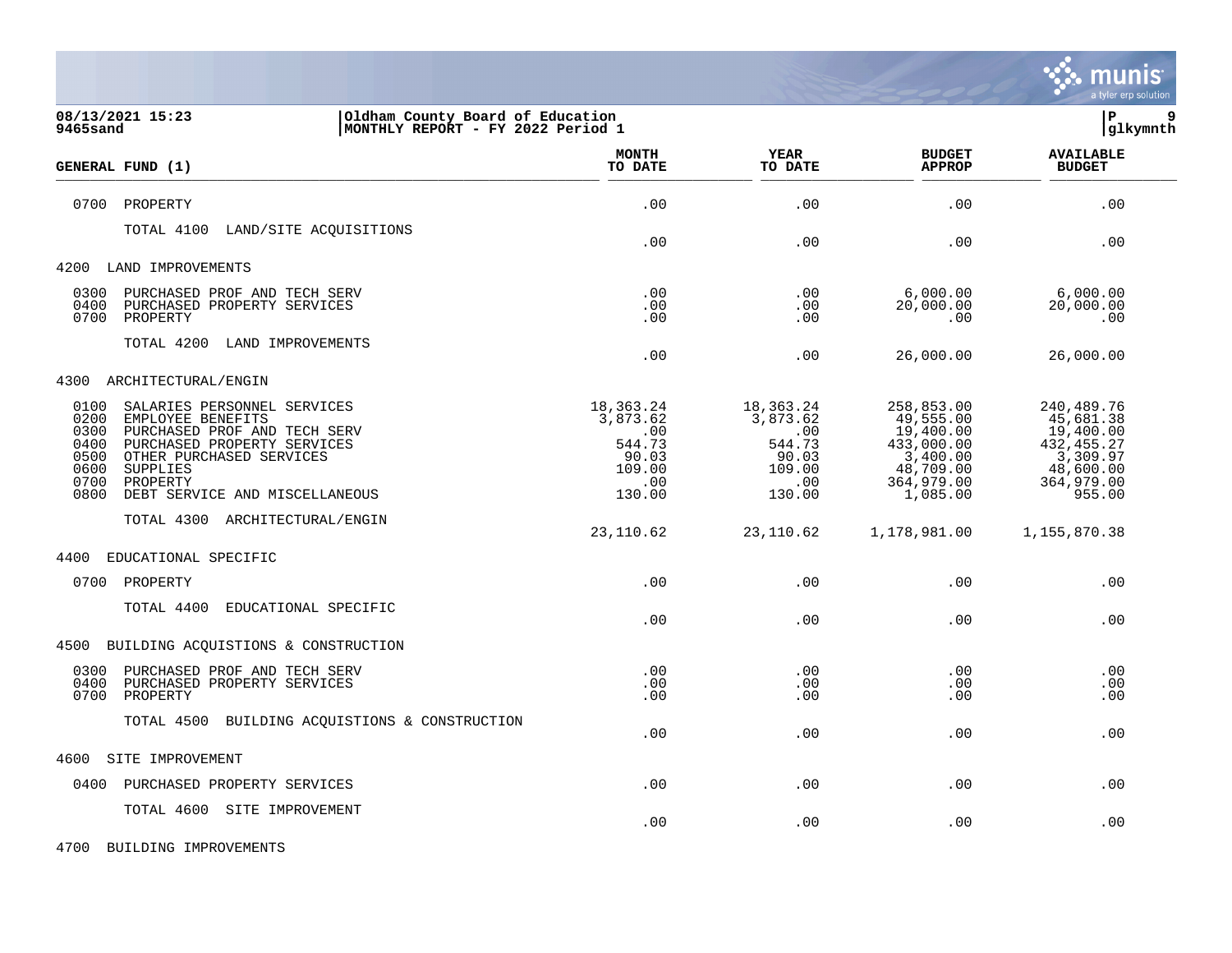08/13/2021 15:23
9465sand

Oldham County Board of Education
MONTHLY REPORT - FY 2022 Period 1

P 9
glkymnth

| GENERAL FUND (1) | MONTH TO DATE | YEAR TO DATE | BUDGET APPROP | AVAILABLE BUDGET |
|---|---|---|---|---|
| 0700 PROPERTY | .00 | .00 | .00 | .00 |
| TOTAL 4100 LAND/SITE ACQUISITIONS | .00 | .00 | .00 | .00 |
| **4200 LAND IMPROVEMENTS** | | | | |
| 0300 PURCHASED PROF AND TECH SERV | .00 | .00 | 6,000.00 | 6,000.00 |
| 0400 PURCHASED PROPERTY SERVICES | .00 | .00 | 20,000.00 | 20,000.00 |
| 0700 PROPERTY | .00 | .00 | .00 | .00 |
| TOTAL 4200 LAND IMPROVEMENTS | .00 | .00 | 26,000.00 | 26,000.00 |
| **4300 ARCHITECTURAL/ENGIN** | | | | |
| 0100 SALARIES PERSONNEL SERVICES | 18,363.24 | 18,363.24 | 258,853.00 | 240,489.76 |
| 0200 EMPLOYEE BENEFITS | 3,873.62 | 3,873.62 | 49,555.00 | 45,681.38 |
| 0300 PURCHASED PROF AND TECH SERV | .00 | .00 | 19,400.00 | 19,400.00 |
| 0400 PURCHASED PROPERTY SERVICES | 544.73 | 544.73 | 433,000.00 | 432,455.27 |
| 0500 OTHER PURCHASED SERVICES | 90.03 | 90.03 | 3,400.00 | 3,309.97 |
| 0600 SUPPLIES | 109.00 | 109.00 | 48,709.00 | 48,600.00 |
| 0700 PROPERTY | .00 | .00 | 364,979.00 | 364,979.00 |
| 0800 DEBT SERVICE AND MISCELLANEOUS | 130.00 | 130.00 | 1,085.00 | 955.00 |
| TOTAL 4300 ARCHITECTURAL/ENGIN | 23,110.62 | 23,110.62 | 1,178,981.00 | 1,155,870.38 |
| **4400 EDUCATIONAL SPECIFIC** | | | | |
| 0700 PROPERTY | .00 | .00 | .00 | .00 |
| TOTAL 4400 EDUCATIONAL SPECIFIC | .00 | .00 | .00 | .00 |
| **4500 BUILDING ACQUISTIONS & CONSTRUCTION** | | | | |
| 0300 PURCHASED PROF AND TECH SERV | .00 | .00 | .00 | .00 |
| 0400 PURCHASED PROPERTY SERVICES | .00 | .00 | .00 | .00 |
| 0700 PROPERTY | .00 | .00 | .00 | .00 |
| TOTAL 4500 BUILDING ACQUISTIONS & CONSTRUCTION | .00 | .00 | .00 | .00 |
| **4600 SITE IMPROVEMENT** | | | | |
| 0400 PURCHASED PROPERTY SERVICES | .00 | .00 | .00 | .00 |
| TOTAL 4600 SITE IMPROVEMENT | .00 | .00 | .00 | .00 |
| **4700 BUILDING IMPROVEMENTS** | | | | |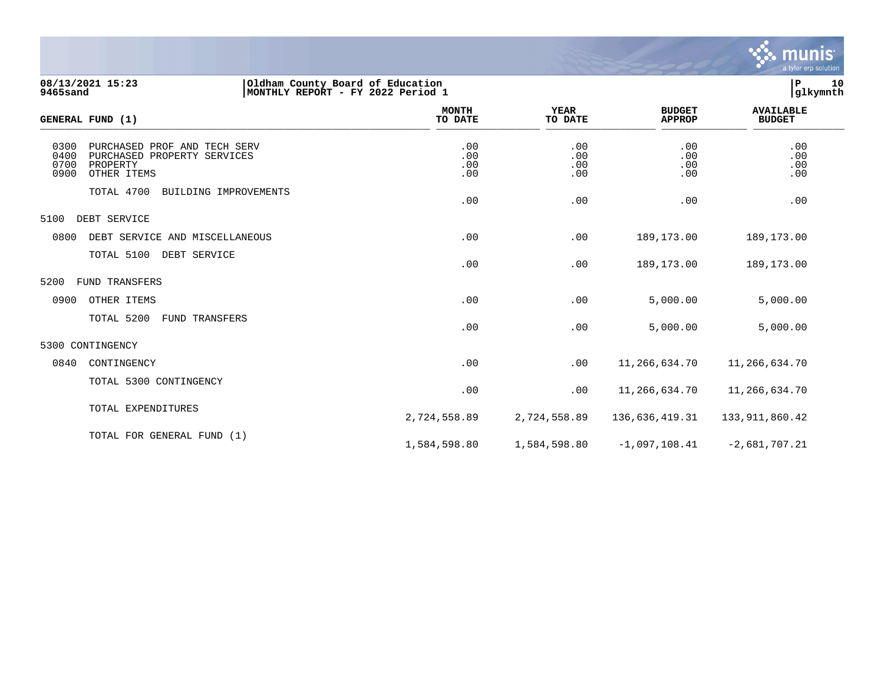08/13/2021 15:23
9465sand

Oldham County Board of Education
MONTHLY REPORT - FY 2022 Period 1

P 10
glkymnth

| GENERAL FUND (1) | MONTH TO DATE | YEAR TO DATE | BUDGET APPROP | AVAILABLE BUDGET |
|---|---|---|---|---|
| 0300 PURCHASED PROF AND TECH SERV | .00 | .00 | .00 | .00 |
| 0400 PURCHASED PROPERTY SERVICES | .00 | .00 | .00 | .00 |
| 0700 PROPERTY | .00 | .00 | .00 | .00 |
| 0900 OTHER ITEMS | .00 | .00 | .00 | .00 |
| TOTAL 4700 BUILDING IMPROVEMENTS | .00 | .00 | .00 | .00 |
| 5100 DEBT SERVICE | | | | |
| 0800 DEBT SERVICE AND MISCELLANEOUS | .00 | .00 | 189,173.00 | 189,173.00 |
| TOTAL 5100 DEBT SERVICE | .00 | .00 | 189,173.00 | 189,173.00 |
| 5200 FUND TRANSFERS | | | | |
| 0900 OTHER ITEMS | .00 | .00 | 5,000.00 | 5,000.00 |
| TOTAL 5200 FUND TRANSFERS | .00 | .00 | 5,000.00 | 5,000.00 |
| 5300 CONTINGENCY | | | | |
| 0840 CONTINGENCY | .00 | .00 | 11,266,634.70 | 11,266,634.70 |
| TOTAL 5300 CONTINGENCY | .00 | .00 | 11,266,634.70 | 11,266,634.70 |
| TOTAL EXPENDITURES | 2,724,558.89 | 2,724,558.89 | 136,636,419.31 | 133,911,860.42 |
| TOTAL FOR GENERAL FUND (1) | 1,584,598.80 | 1,584,598.80 | -1,097,108.41 | -2,681,707.21 |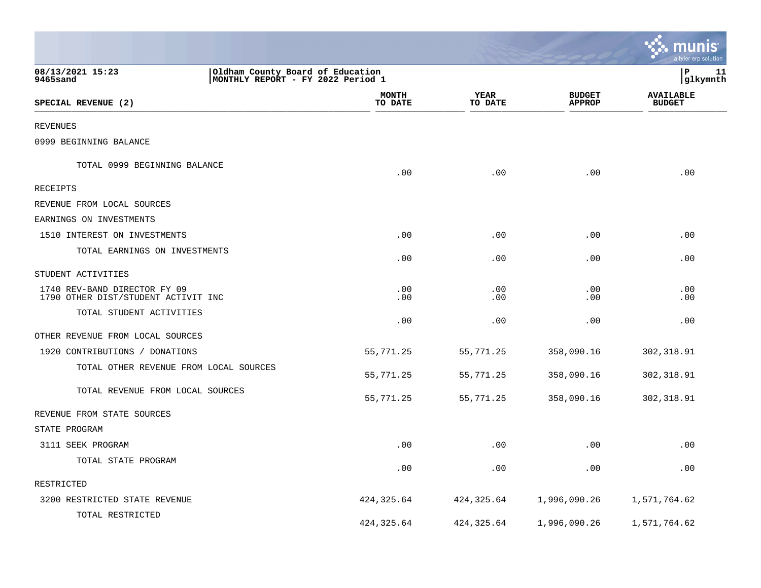08/13/2021 15:23
9465sand

Oldham County Board of Education
MONTHLY REPORT - FY 2022 Period 1

| SPECIAL REVENUE (2) | MONTH TO DATE | YEAR TO DATE | BUDGET APPROP | AVAILABLE BUDGET |
|---|---|---|---|---|
| REVENUES | | | | |
| 0999 BEGINNING BALANCE | | | | |
| TOTAL 0999 BEGINNING BALANCE | .00 | .00 | .00 | .00 |
| RECEIPTS | | | | |
| REVENUE FROM LOCAL SOURCES | | | | |
| EARNINGS ON INVESTMENTS | | | | |
| 1510 INTEREST ON INVESTMENTS | .00 | .00 | .00 | .00 |
| TOTAL EARNINGS ON INVESTMENTS | .00 | .00 | .00 | .00 |
| STUDENT ACTIVITIES | | | | |
| 1740 REV-BAND DIRECTOR FY 09 | .00 | .00 | .00 | .00 |
| 1790 OTHER DIST/STUDENT ACTIVIT INC | .00 | .00 | .00 | .00 |
| TOTAL STUDENT ACTIVITIES | .00 | .00 | .00 | .00 |
| OTHER REVENUE FROM LOCAL SOURCES | | | | |
| 1920 CONTRIBUTIONS / DONATIONS | 55,771.25 | 55,771.25 | 358,090.16 | 302,318.91 |
| TOTAL OTHER REVENUE FROM LOCAL SOURCES | 55,771.25 | 55,771.25 | 358,090.16 | 302,318.91 |
| TOTAL REVENUE FROM LOCAL SOURCES | 55,771.25 | 55,771.25 | 358,090.16 | 302,318.91 |
| REVENUE FROM STATE SOURCES | | | | |
| STATE PROGRAM | | | | |
| 3111 SEEK PROGRAM | .00 | .00 | .00 | .00 |
| TOTAL STATE PROGRAM | .00 | .00 | .00 | .00 |
| RESTRICTED | | | | |
| 3200 RESTRICTED STATE REVENUE | 424,325.64 | 424,325.64 | 1,996,090.26 | 1,571,764.62 |
| TOTAL RESTRICTED | 424,325.64 | 424,325.64 | 1,996,090.26 | 1,571,764.62 |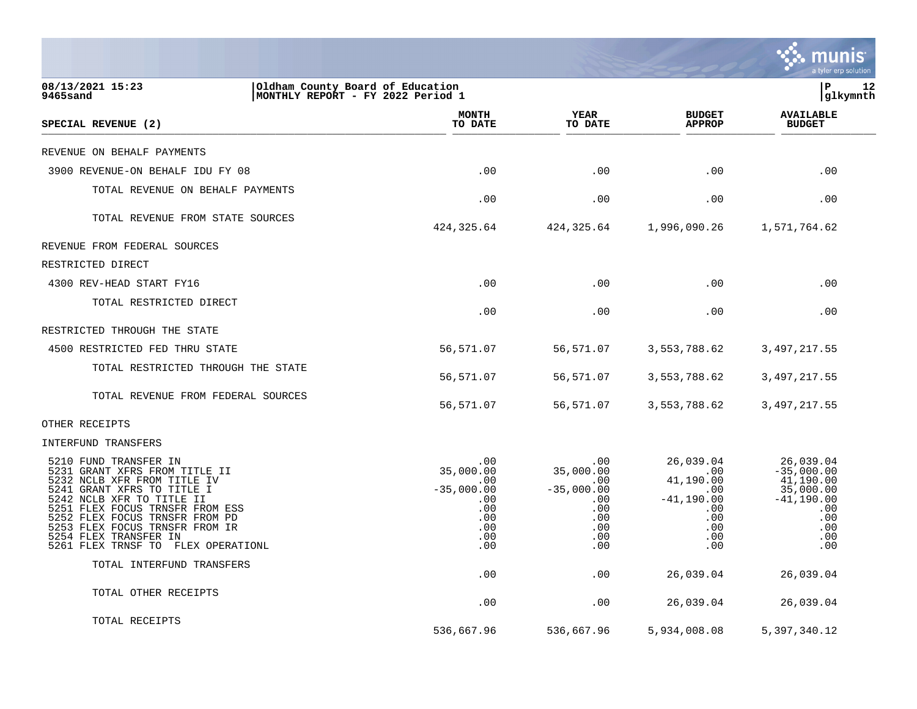**08/13/2021 15:23** | **Oldham County Board of Education** | **P 12**
**9465sand** | **MONTHLY REPORT - FY 2022 Period 1** | **glkymnth**

| SPECIAL REVENUE (2) | MONTH TO DATE | YEAR TO DATE | BUDGET APPROP | AVAILABLE BUDGET |
|---|---|---|---|---|
| REVENUE ON BEHALF PAYMENTS | | | | |
| 3900 REVENUE-ON BEHALF IDU FY 08 | .00 | .00 | .00 | .00 |
| TOTAL REVENUE ON BEHALF PAYMENTS | .00 | .00 | .00 | .00 |
| TOTAL REVENUE FROM STATE SOURCES | 424,325.64 | 424,325.64 | 1,996,090.26 | 1,571,764.62 |
| REVENUE FROM FEDERAL SOURCES | | | | |
| RESTRICTED DIRECT | | | | |
| 4300 REV-HEAD START FY16 | .00 | .00 | .00 | .00 |
| TOTAL RESTRICTED DIRECT | .00 | .00 | .00 | .00 |
| RESTRICTED THROUGH THE STATE | | | | |
| 4500 RESTRICTED FED THRU STATE | 56,571.07 | 56,571.07 | 3,553,788.62 | 3,497,217.55 |
| TOTAL RESTRICTED THROUGH THE STATE | 56,571.07 | 56,571.07 | 3,553,788.62 | 3,497,217.55 |
| TOTAL REVENUE FROM FEDERAL SOURCES | 56,571.07 | 56,571.07 | 3,553,788.62 | 3,497,217.55 |
| OTHER RECEIPTS | | | | |
| INTERFUND TRANSFERS | | | | |
| 5210 FUND TRANSFER IN | .00 | .00 | 26,039.04 | 26,039.04 |
| 5231 GRANT XFRS FROM TITLE II | 35,000.00 | 35,000.00 | .00 | -35,000.00 |
| 5232 NCLB XFR FROM TITLE IV | .00 | .00 | 41,190.00 | 41,190.00 |
| 5241 GRANT XFRS TO TITLE I | -35,000.00 | -35,000.00 | .00 | 35,000.00 |
| 5242 NCLB XFR TO TITLE II | .00 | .00 | -41,190.00 | -41,190.00 |
| 5251 FLEX FOCUS TRNSFR FROM ESS | .00 | .00 | .00 | .00 |
| 5252 FLEX FOCUS TRNSFR FROM PD | .00 | .00 | .00 | .00 |
| 5253 FLEX FOCUS TRNSFR FROM IR | .00 | .00 | .00 | .00 |
| 5254 FLEX TRANSFER IN | .00 | .00 | .00 | .00 |
| 5261 FLEX TRNSF TO FLEX OPERATIONL | .00 | .00 | .00 | .00 |
| TOTAL INTERFUND TRANSFERS | .00 | .00 | 26,039.04 | 26,039.04 |
| TOTAL OTHER RECEIPTS | .00 | .00 | 26,039.04 | 26,039.04 |
| TOTAL RECEIPTS | 536,667.96 | 536,667.96 | 5,934,008.08 | 5,397,340.12 |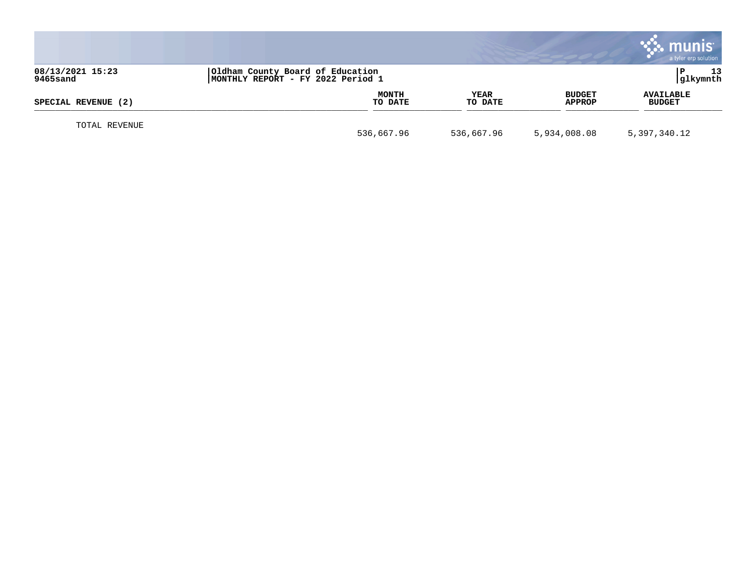| SPECIAL REVENUE (2) | MONTH TO DATE | YEAR TO DATE | BUDGET APPROP | AVAILABLE BUDGET |
|---|---|---|---|---|
| TOTAL REVENUE | 536,667.96 | 536,667.96 | 5,934,008.08 | 5,397,340.12 |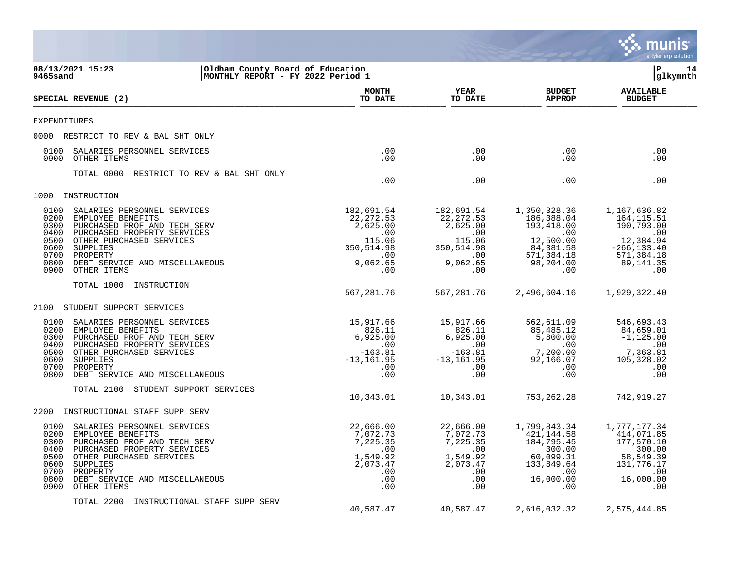08/13/2021 15:23 | Oldham County Board of Education | P 14
9465sand | MONTHLY REPORT - FY 2022 Period 1 | glkymntht

| SPECIAL REVENUE (2) | MONTH TO DATE | YEAR TO DATE | BUDGET APPROP | AVAILABLE BUDGET |
|---|---|---|---|---|
| **EXPENDITURES** | | | | |
| **0000 RESTRICT TO REV & BAL SHT ONLY** | | | | |
| 0100 SALARIES PERSONNEL SERVICES | .00 | .00 | .00 | .00 |
| 0900 OTHER ITEMS | .00 | .00 | .00 | .00 |
| TOTAL 0000 RESTRICT TO REV & BAL SHT ONLY | .00 | .00 | .00 | .00 |
| **1000 INSTRUCTION** | | | | |
| 0100 SALARIES PERSONNEL SERVICES | 182,691.54 | 182,691.54 | 1,350,328.36 | 1,167,636.82 |
| 0200 EMPLOYEE BENEFITS | 22,272.53 | 22,272.53 | 186,388.04 | 164,115.51 |
| 0300 PURCHASED PROF AND TECH SERV | 2,625.00 | 2,625.00 | 193,418.00 | 190,793.00 |
| 0400 PURCHASED PROPERTY SERVICES | .00 | .00 | .00 | .00 |
| 0500 OTHER PURCHASED SERVICES | 115.06 | 115.06 | 12,500.00 | 12,384.94 |
| 0600 SUPPLIES | 350,514.98 | 350,514.98 | 84,381.58 | -266,133.40 |
| 0700 PROPERTY | .00 | .00 | 571,384.18 | 571,384.18 |
| 0800 DEBT SERVICE AND MISCELLANEOUS | 9,062.65 | 9,062.65 | 98,204.00 | 89,141.35 |
| 0900 OTHER ITEMS | .00 | .00 | .00 | .00 |
| TOTAL 1000 INSTRUCTION | 567,281.76 | 567,281.76 | 2,496,604.16 | 1,929,322.40 |
| **2100 STUDENT SUPPORT SERVICES** | | | | |
| 0100 SALARIES PERSONNEL SERVICES | 15,917.66 | 15,917.66 | 562,611.09 | 546,693.43 |
| 0200 EMPLOYEE BENEFITS | 826.11 | 826.11 | 85,485.12 | 84,659.01 |
| 0300 PURCHASED PROF AND TECH SERV | 6,925.00 | 6,925.00 | 5,800.00 | -1,125.00 |
| 0400 PURCHASED PROPERTY SERVICES | .00 | .00 | .00 | .00 |
| 0500 OTHER PURCHASED SERVICES | -163.81 | -163.81 | 7,200.00 | 7,363.81 |
| 0600 SUPPLIES | -13,161.95 | -13,161.95 | 92,166.07 | 105,328.02 |
| 0700 PROPERTY | .00 | .00 | .00 | .00 |
| 0800 DEBT SERVICE AND MISCELLANEOUS | .00 | .00 | .00 | .00 |
| TOTAL 2100 STUDENT SUPPORT SERVICES | 10,343.01 | 10,343.01 | 753,262.28 | 742,919.27 |
| **2200 INSTRUCTIONAL STAFF SUPP SERV** | | | | |
| 0100 SALARIES PERSONNEL SERVICES | 22,666.00 | 22,666.00 | 1,799,843.34 | 1,777,177.34 |
| 0200 EMPLOYEE BENEFITS | 7,072.73 | 7,072.73 | 421,144.58 | 414,071.85 |
| 0300 PURCHASED PROF AND TECH SERV | 7,225.35 | 7,225.35 | 184,795.45 | 177,570.10 |
| 0400 PURCHASED PROPERTY SERVICES | .00 | .00 | 300.00 | 300.00 |
| 0500 OTHER PURCHASED SERVICES | 1,549.92 | 1,549.92 | 60,099.31 | 58,549.39 |
| 0600 SUPPLIES | 2,073.47 | 2,073.47 | 133,849.64 | 131,776.17 |
| 0700 PROPERTY | .00 | .00 | .00 | .00 |
| 0800 DEBT SERVICE AND MISCELLANEOUS | .00 | .00 | 16,000.00 | 16,000.00 |
| 0900 OTHER ITEMS | .00 | .00 | .00 | .00 |
| TOTAL 2200 INSTRUCTIONAL STAFF SUPP SERV | 40,587.47 | 40,587.47 | 2,616,032.32 | 2,575,444.85 |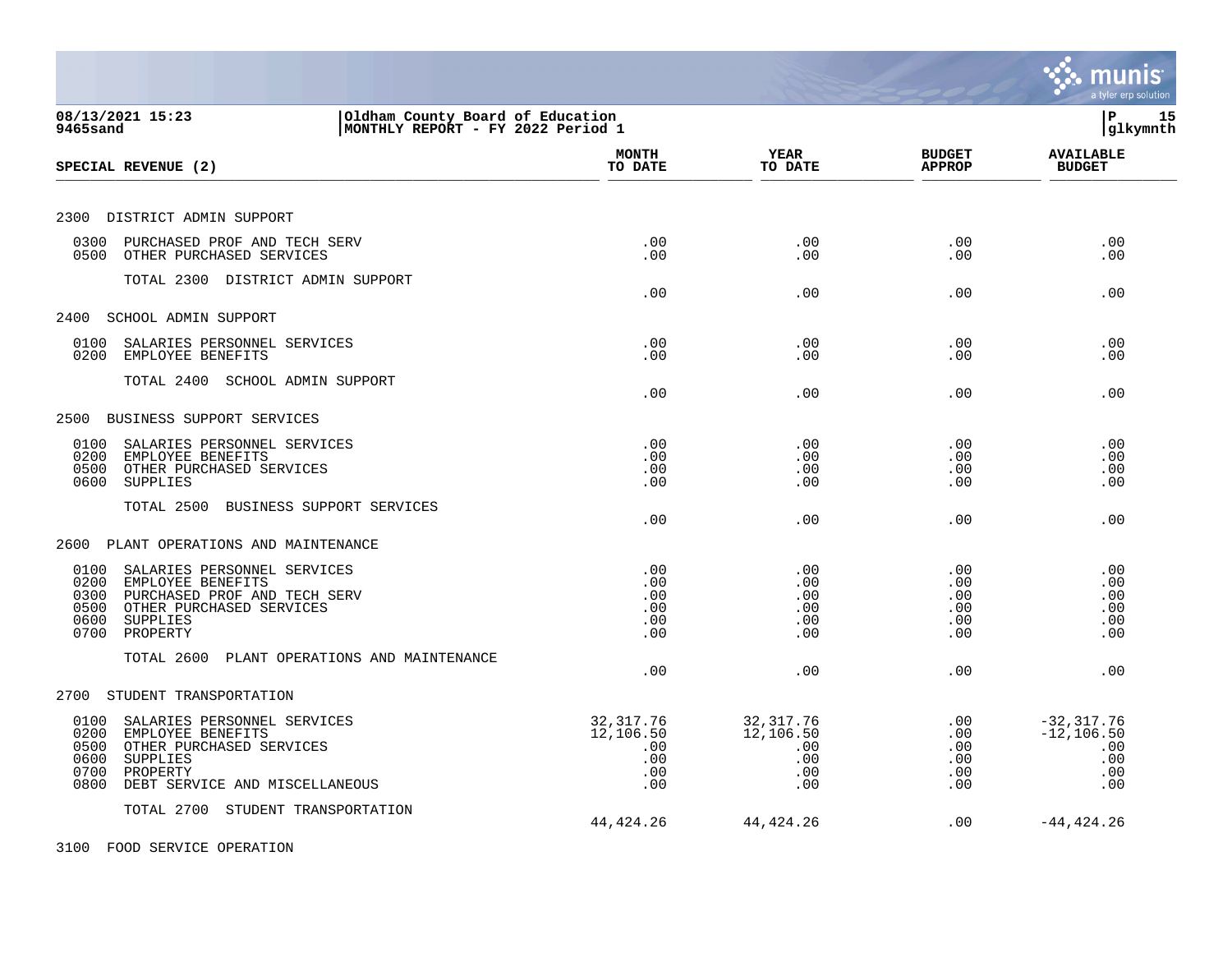08/13/2021 15:23 | Oldham County Board of Education | P 15
9465sand | MONTHLY REPORT - FY 2022 Period 1 | glkymnth

| SPECIAL REVENUE (2) | MONTH TO DATE | YEAR TO DATE | BUDGET APPROP | AVAILABLE BUDGET |
|---|---|---|---|---|
| **2300 DISTRICT ADMIN SUPPORT** | | | | |
| 0300 PURCHASED PROF AND TECH SERV | .00 | .00 | .00 | .00 |
| 0500 OTHER PURCHASED SERVICES | .00 | .00 | .00 | .00 |
| TOTAL 2300 DISTRICT ADMIN SUPPORT | .00 | .00 | .00 | .00 |
| **2400 SCHOOL ADMIN SUPPORT** | | | | |
| 0100 SALARIES PERSONNEL SERVICES | .00 | .00 | .00 | .00 |
| 0200 EMPLOYEE BENEFITS | .00 | .00 | .00 | .00 |
| TOTAL 2400 SCHOOL ADMIN SUPPORT | .00 | .00 | .00 | .00 |
| **2500 BUSINESS SUPPORT SERVICES** | | | | |
| 0100 SALARIES PERSONNEL SERVICES | .00 | .00 | .00 | .00 |
| 0200 EMPLOYEE BENEFITS | .00 | .00 | .00 | .00 |
| 0500 OTHER PURCHASED SERVICES | .00 | .00 | .00 | .00 |
| 0600 SUPPLIES | .00 | .00 | .00 | .00 |
| TOTAL 2500 BUSINESS SUPPORT SERVICES | .00 | .00 | .00 | .00 |
| **2600 PLANT OPERATIONS AND MAINTENANCE** | | | | |
| 0100 SALARIES PERSONNEL SERVICES | .00 | .00 | .00 | .00 |
| 0200 EMPLOYEE BENEFITS | .00 | .00 | .00 | .00 |
| 0300 PURCHASED PROF AND TECH SERV | .00 | .00 | .00 | .00 |
| 0500 OTHER PURCHASED SERVICES | .00 | .00 | .00 | .00 |
| 0600 SUPPLIES | .00 | .00 | .00 | .00 |
| 0700 PROPERTY | .00 | .00 | .00 | .00 |
| TOTAL 2600 PLANT OPERATIONS AND MAINTENANCE | .00 | .00 | .00 | .00 |
| **2700 STUDENT TRANSPORTATION** | | | | |
| 0100 SALARIES PERSONNEL SERVICES | 32,317.76 | 32,317.76 | .00 | -32,317.76 |
| 0200 EMPLOYEE BENEFITS | 12,106.50 | 12,106.50 | .00 | -12,106.50 |
| 0500 OTHER PURCHASED SERVICES | .00 | .00 | .00 | .00 |
| 0600 SUPPLIES | .00 | .00 | .00 | .00 |
| 0700 PROPERTY | .00 | .00 | .00 | .00 |
| 0800 DEBT SERVICE AND MISCELLANEOUS | .00 | .00 | .00 | .00 |
| TOTAL 2700 STUDENT TRANSPORTATION | 44,424.26 | 44,424.26 | .00 | -44,424.26 |
| **3100 FOOD SERVICE OPERATION** | | | | |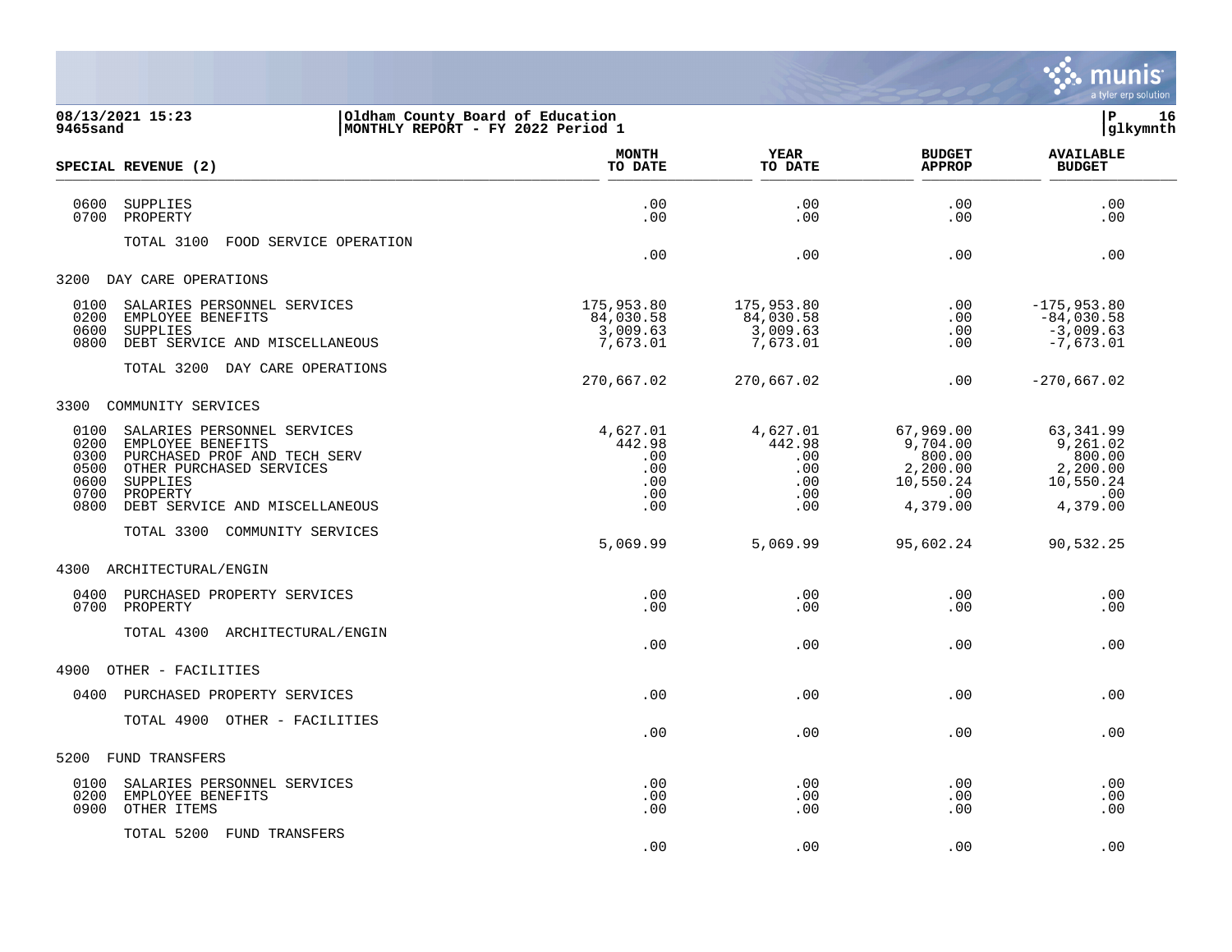Oldham County Board of Education
MONTHLY REPORT - FY 2022 Period 1

08/13/2021 15:23
9465sand

| SPECIAL REVENUE (2) | MONTH TO DATE | YEAR TO DATE | BUDGET APPROP | AVAILABLE BUDGET |
|---|---|---|---|---|
| 0600 SUPPLIES | .00 | .00 | .00 | .00 |
| 0700 PROPERTY | .00 | .00 | .00 | .00 |
| TOTAL 3100 FOOD SERVICE OPERATION | .00 | .00 | .00 | .00 |
| **3200 DAY CARE OPERATIONS** | | | | |
| 0100 SALARIES PERSONNEL SERVICES | 175,953.80 | 175,953.80 | .00 | -175,953.80 |
| 0200 EMPLOYEE BENEFITS | 84,030.58 | 84,030.58 | .00 | -84,030.58 |
| 0600 SUPPLIES | 3,009.63 | 3,009.63 | .00 | -3,009.63 |
| 0800 DEBT SERVICE AND MISCELLANEOUS | 7,673.01 | 7,673.01 | .00 | -7,673.01 |
| TOTAL 3200 DAY CARE OPERATIONS | 270,667.02 | 270,667.02 | .00 | -270,667.02 |
| **3300 COMMUNITY SERVICES** | | | | |
| 0100 SALARIES PERSONNEL SERVICES | 4,627.01 | 4,627.01 | 67,969.00 | 63,341.99 |
| 0200 EMPLOYEE BENEFITS | 442.98 | 442.98 | 9,704.00 | 9,261.02 |
| 0300 PURCHASED PROF AND TECH SERV | .00 | .00 | 800.00 | 800.00 |
| 0500 OTHER PURCHASED SERVICES | .00 | .00 | 2,200.00 | 2,200.00 |
| 0600 SUPPLIES | .00 | .00 | 10,550.24 | 10,550.24 |
| 0700 PROPERTY | .00 | .00 | .00 | .00 |
| 0800 DEBT SERVICE AND MISCELLANEOUS | .00 | .00 | 4,379.00 | 4,379.00 |
| TOTAL 3300 COMMUNITY SERVICES | 5,069.99 | 5,069.99 | 95,602.24 | 90,532.25 |
| **4300 ARCHITECTURAL/ENGIN** | | | | |
| 0400 PURCHASED PROPERTY SERVICES | .00 | .00 | .00 | .00 |
| 0700 PROPERTY | .00 | .00 | .00 | .00 |
| TOTAL 4300 ARCHITECTURAL/ENGIN | .00 | .00 | .00 | .00 |
| **4900 OTHER - FACILITIES** | | | | |
| 0400 PURCHASED PROPERTY SERVICES | .00 | .00 | .00 | .00 |
| TOTAL 4900 OTHER - FACILITIES | .00 | .00 | .00 | .00 |
| **5200 FUND TRANSFERS** | | | | |
| 0100 SALARIES PERSONNEL SERVICES | .00 | .00 | .00 | .00 |
| 0200 EMPLOYEE BENEFITS | .00 | .00 | .00 | .00 |
| 0900 OTHER ITEMS | .00 | .00 | .00 | .00 |
| TOTAL 5200 FUND TRANSFERS | .00 | .00 | .00 | .00 |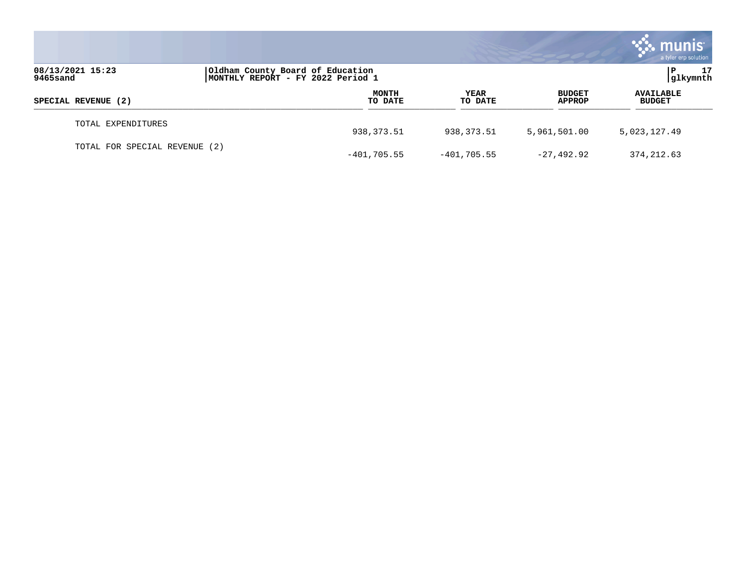| SPECIAL REVENUE (2) | MONTH TO DATE | YEAR TO DATE | BUDGET APPROP | AVAILABLE BUDGET |
|---|---|---|---|---|
| TOTAL EXPENDITURES | 938,373.51 | 938,373.51 | 5,961,501.00 | 5,023,127.49 |
| TOTAL FOR SPECIAL REVENUE (2) | -401,705.55 | -401,705.55 | -27,492.92 | 374,212.63 |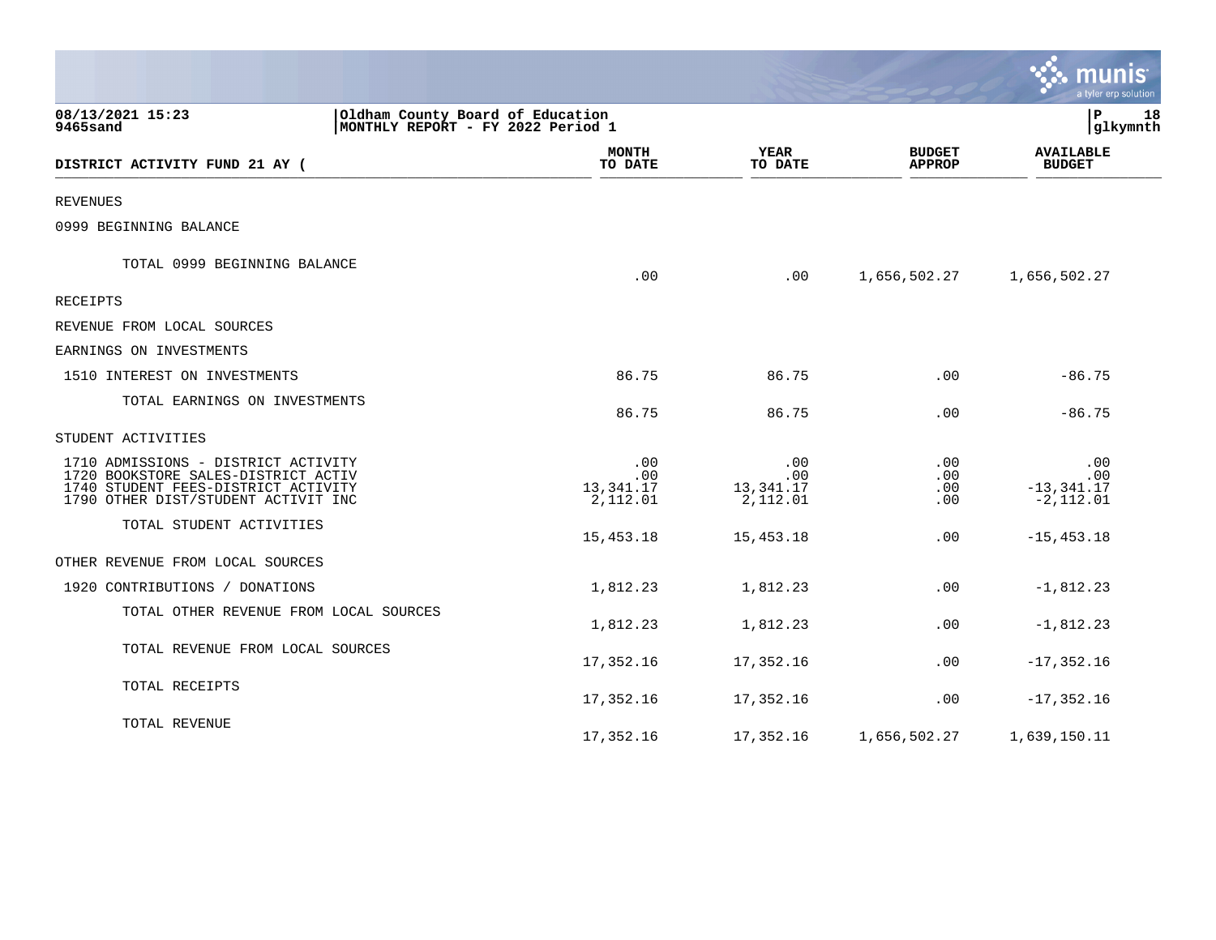08/13/2021 15:23 | Oldham County Board of Education
9465sand | MONTHLY REPORT - FY 2022 Period 1

| DISTRICT ACTIVITY FUND 21 AY ( | MONTH TO DATE | YEAR TO DATE | BUDGET APPROP | AVAILABLE BUDGET |
|---|---|---|---|---|
| REVENUES | | | | |
| 0999 BEGINNING BALANCE | | | | |
| TOTAL 0999 BEGINNING BALANCE | .00 | .00 | 1,656,502.27 | 1,656,502.27 |
| RECEIPTS | | | | |
| REVENUE FROM LOCAL SOURCES | | | | |
| EARNINGS ON INVESTMENTS | | | | |
| 1510 INTEREST ON INVESTMENTS | 86.75 | 86.75 | .00 | -86.75 |
| TOTAL EARNINGS ON INVESTMENTS | 86.75 | 86.75 | .00 | -86.75 |
| STUDENT ACTIVITIES | | | | |
| 1710 ADMISSIONS - DISTRICT ACTIVITY | .00 | .00 | .00 | .00 |
| 1720 BOOKSTORE SALES-DISTRICT ACTIV | .00 | .00 | .00 | .00 |
| 1740 STUDENT FEES-DISTRICT ACTIVITY | 13,341.17 | 13,341.17 | .00 | -13,341.17 |
| 1790 OTHER DIST/STUDENT ACTIVIT INC | 2,112.01 | 2,112.01 | .00 | -2,112.01 |
| TOTAL STUDENT ACTIVITIES | 15,453.18 | 15,453.18 | .00 | -15,453.18 |
| OTHER REVENUE FROM LOCAL SOURCES | | | | |
| 1920 CONTRIBUTIONS / DONATIONS | 1,812.23 | 1,812.23 | .00 | -1,812.23 |
| TOTAL OTHER REVENUE FROM LOCAL SOURCES | 1,812.23 | 1,812.23 | .00 | -1,812.23 |
| TOTAL REVENUE FROM LOCAL SOURCES | 17,352.16 | 17,352.16 | .00 | -17,352.16 |
| TOTAL RECEIPTS | 17,352.16 | 17,352.16 | .00 | -17,352.16 |
| TOTAL REVENUE | 17,352.16 | 17,352.16 | 1,656,502.27 | 1,639,150.11 |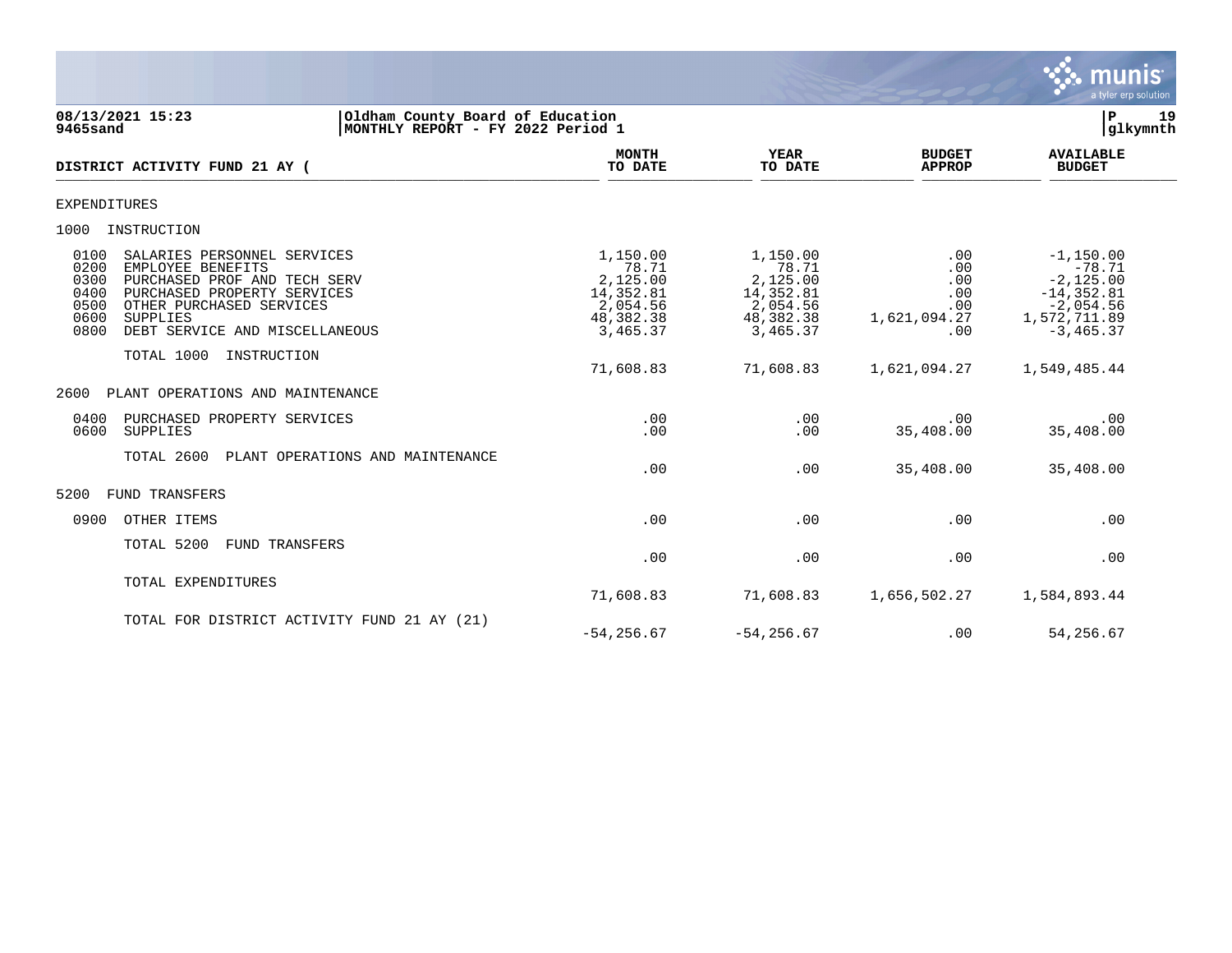08/13/2021 15:23
9465sand

Oldham County Board of Education
MONTHLY REPORT - FY 2022 Period 1

glkymnth

| DISTRICT ACTIVITY FUND 21 AY ( | MONTH TO DATE | YEAR TO DATE | BUDGET APPROP | AVAILABLE BUDGET |
|---|---|---|---|---|
| EXPENDITURES | | | | |
| 1000 INSTRUCTION | | | | |
| 0100 SALARIES PERSONNEL SERVICES | 1,150.00 | 1,150.00 | .00 | -1,150.00 |
| 0200 EMPLOYEE BENEFITS | 78.71 | 78.71 | .00 | -78.71 |
| 0300 PURCHASED PROF AND TECH SERV | 2,125.00 | 2,125.00 | .00 | -2,125.00 |
| 0400 PURCHASED PROPERTY SERVICES | 14,352.81 | 14,352.81 | .00 | -14,352.81 |
| 0500 OTHER PURCHASED SERVICES | 2,054.56 | 2,054.56 | .00 | -2,054.56 |
| 0600 SUPPLIES | 48,382.38 | 48,382.38 | 1,621,094.27 | 1,572,711.89 |
| 0800 DEBT SERVICE AND MISCELLANEOUS | 3,465.37 | 3,465.37 | .00 | -3,465.37 |
| TOTAL 1000 INSTRUCTION | 71,608.83 | 71,608.83 | 1,621,094.27 | 1,549,485.44 |
| 2600 PLANT OPERATIONS AND MAINTENANCE | | | | |
| 0400 PURCHASED PROPERTY SERVICES | .00 | .00 | .00 | .00 |
| 0600 SUPPLIES | .00 | .00 | 35,408.00 | 35,408.00 |
| TOTAL 2600 PLANT OPERATIONS AND MAINTENANCE | .00 | .00 | 35,408.00 | 35,408.00 |
| 5200 FUND TRANSFERS | | | | |
| 0900 OTHER ITEMS | .00 | .00 | .00 | .00 |
| TOTAL 5200 FUND TRANSFERS | .00 | .00 | .00 | .00 |
| TOTAL EXPENDITURES | 71,608.83 | 71,608.83 | 1,656,502.27 | 1,584,893.44 |
| TOTAL FOR DISTRICT ACTIVITY FUND 21 AY (21) | -54,256.67 | -54,256.67 | .00 | 54,256.67 |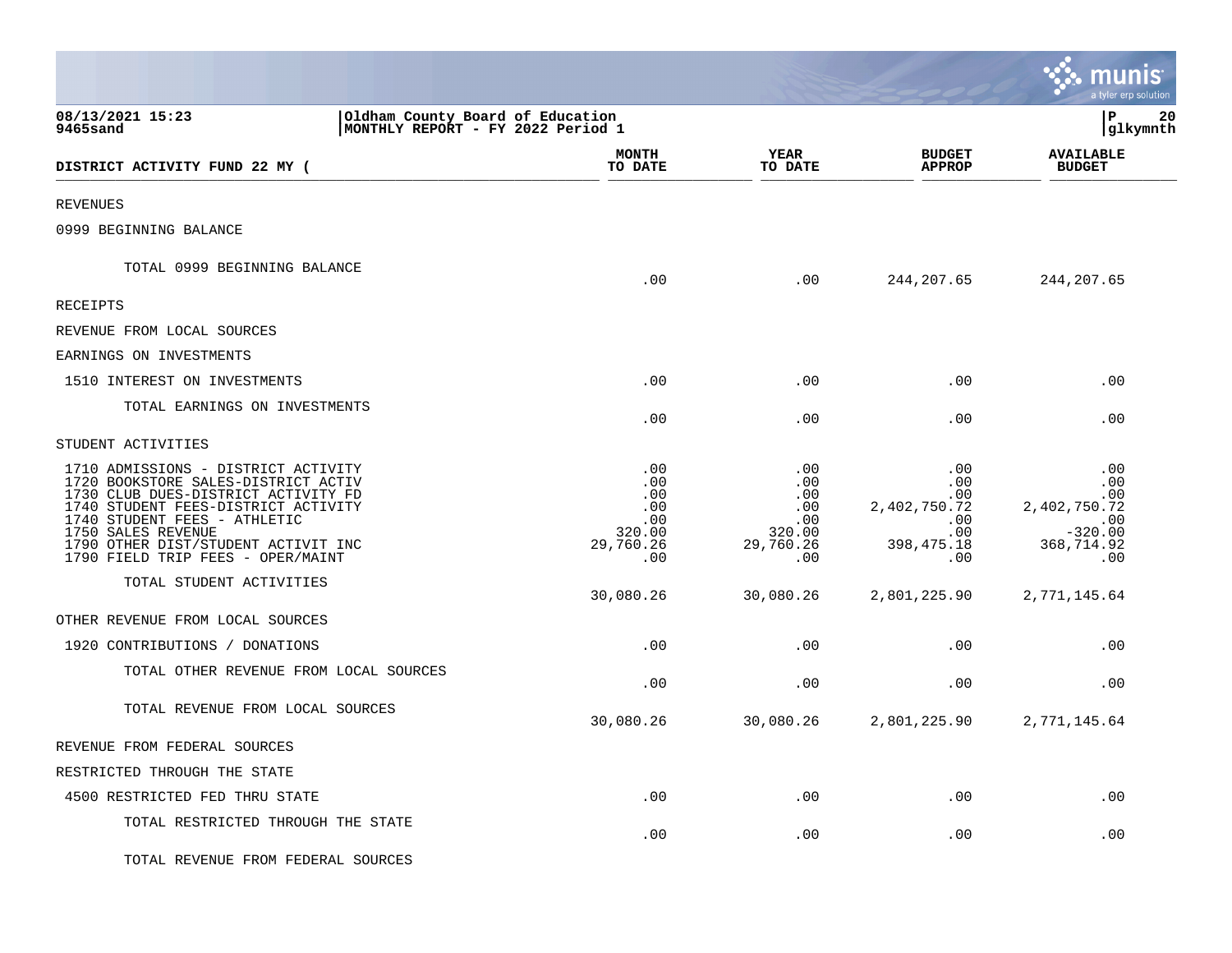08/13/2021 15:23 | Oldham County Board of Education
9465sand | MONTHLY REPORT - FY 2022 Period 1

| DISTRICT ACTIVITY FUND 22 MY ( | MONTH TO DATE | YEAR TO DATE | BUDGET APPROP | AVAILABLE BUDGET |
|---|---|---|---|---|
| REVENUES | | | | |
| 0999 BEGINNING BALANCE | | | | |
| TOTAL 0999 BEGINNING BALANCE | .00 | .00 | 244,207.65 | 244,207.65 |
| RECEIPTS | | | | |
| REVENUE FROM LOCAL SOURCES | | | | |
| EARNINGS ON INVESTMENTS | | | | |
| 1510 INTEREST ON INVESTMENTS | .00 | .00 | .00 | .00 |
| TOTAL EARNINGS ON INVESTMENTS | .00 | .00 | .00 | .00 |
| STUDENT ACTIVITIES | | | | |
| 1710 ADMISSIONS - DISTRICT ACTIVITY | .00 | .00 | .00 | .00 |
| 1720 BOOKSTORE SALES-DISTRICT ACTIV | .00 | .00 | .00 | .00 |
| 1730 CLUB DUES-DISTRICT ACTIVITY FD | .00 | .00 | .00 | .00 |
| 1740 STUDENT FEES-DISTRICT ACTIVITY | .00 | .00 | 2,402,750.72 | 2,402,750.72 |
| 1740 STUDENT FEES - ATHLETIC | .00 | .00 | .00 | .00 |
| 1750 SALES REVENUE | 320.00 | 320.00 | .00 | -320.00 |
| 1790 OTHER DIST/STUDENT ACTIVIT INC | 29,760.26 | 29,760.26 | 398,475.18 | 368,714.92 |
| 1790 FIELD TRIP FEES - OPER/MAINT | .00 | .00 | .00 | .00 |
| TOTAL STUDENT ACTIVITIES | 30,080.26 | 30,080.26 | 2,801,225.90 | 2,771,145.64 |
| OTHER REVENUE FROM LOCAL SOURCES | | | | |
| 1920 CONTRIBUTIONS / DONATIONS | .00 | .00 | .00 | .00 |
| TOTAL OTHER REVENUE FROM LOCAL SOURCES | .00 | .00 | .00 | .00 |
| TOTAL REVENUE FROM LOCAL SOURCES | 30,080.26 | 30,080.26 | 2,801,225.90 | 2,771,145.64 |
| REVENUE FROM FEDERAL SOURCES | | | | |
| RESTRICTED THROUGH THE STATE | | | | |
| 4500 RESTRICTED FED THRU STATE | .00 | .00 | .00 | .00 |
| TOTAL RESTRICTED THROUGH THE STATE | .00 | .00 | .00 | .00 |
| TOTAL REVENUE FROM FEDERAL SOURCES | | | | |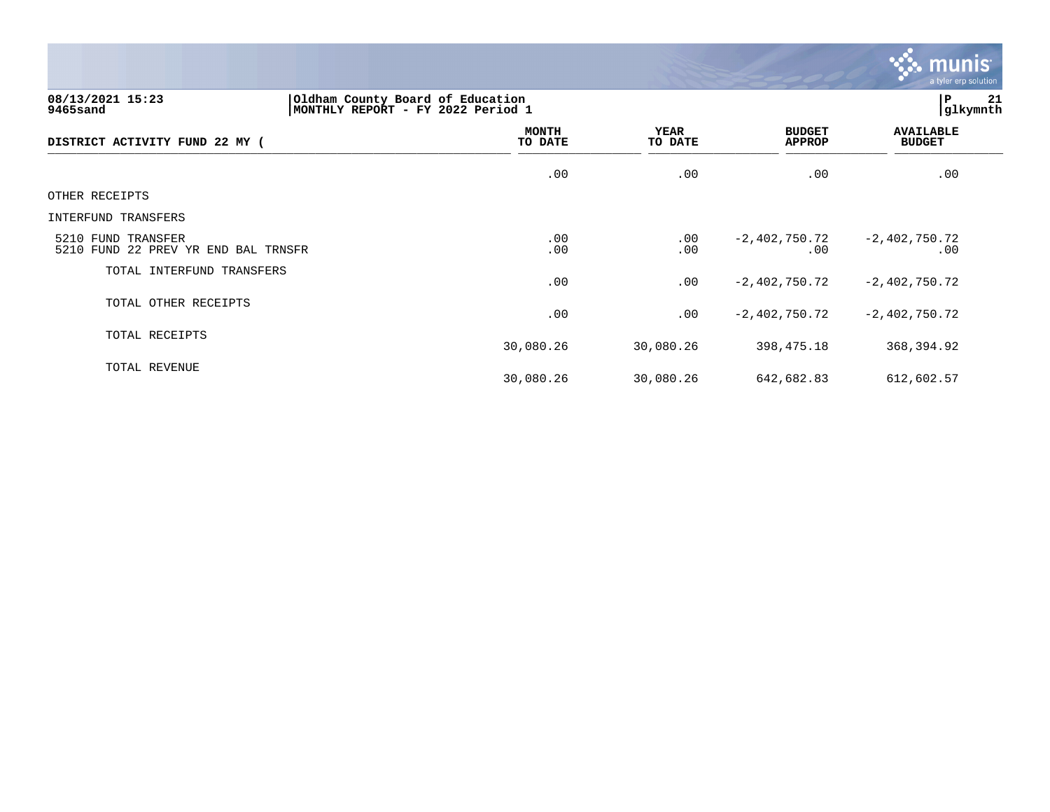**08/13/2021 15:23** | **Oldham County Board of Education** | **P 21**
**9465sand** | **MONTHLY REPORT - FY 2022 Period 1** | **glkymnth**

| DISTRICT ACTIVITY FUND 22 MY ( | MONTH TO DATE | YEAR TO DATE | BUDGET APPROP | AVAILABLE BUDGET |
|---|---|---|---|---|
| | .00 | .00 | .00 | .00 |
| OTHER RECEIPTS | | | | |
| INTERFUND TRANSFERS | | | | |
| 5210 FUND TRANSFER | .00 | .00 | -2,402,750.72 | -2,402,750.72 |
| 5210 FUND 22 PREV YR END BAL TRNSFR | .00 | .00 | .00 | .00 |
| TOTAL INTERFUND TRANSFERS | .00 | .00 | -2,402,750.72 | -2,402,750.72 |
| TOTAL OTHER RECEIPTS | .00 | .00 | -2,402,750.72 | -2,402,750.72 |
| TOTAL RECEIPTS | 30,080.26 | 30,080.26 | 398,475.18 | 368,394.92 |
| TOTAL REVENUE | 30,080.26 | 30,080.26 | 642,682.83 | 612,602.57 |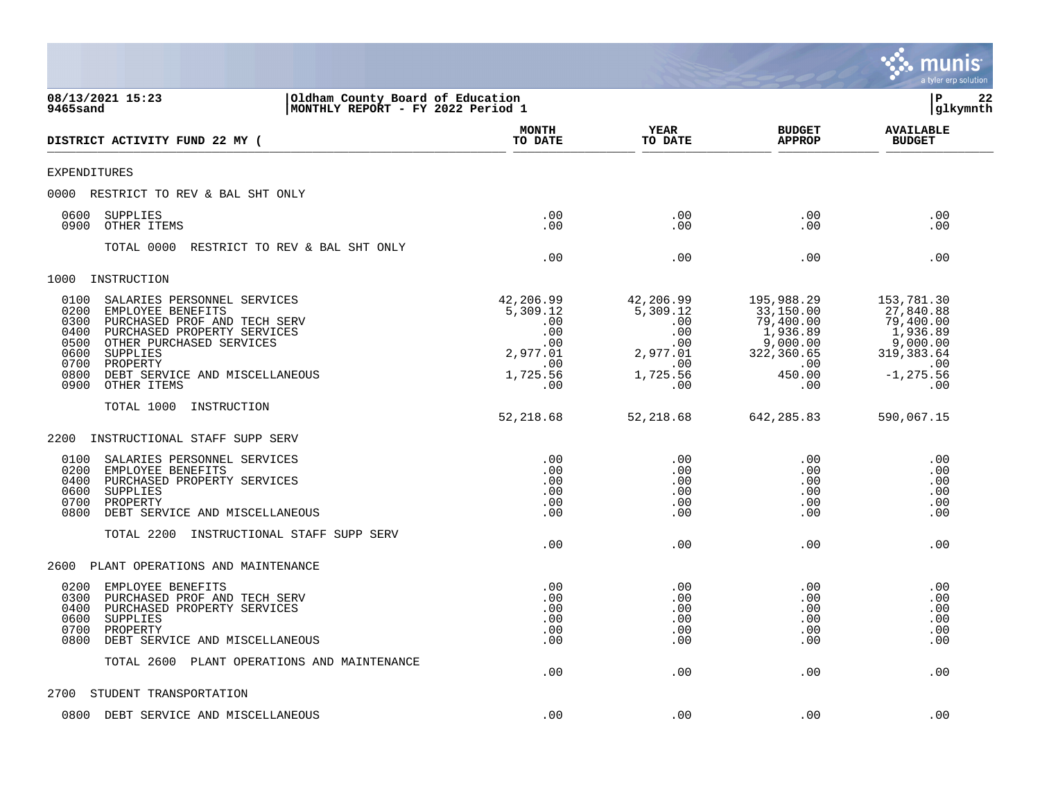08/13/2021 15:23 | Oldham County Board of Education
9465sand | MONTHLY REPORT - FY 2022 Period 1

| DISTRICT ACTIVITY FUND 22 MY ( | MONTH TO DATE | YEAR TO DATE | BUDGET APPROP | AVAILABLE BUDGET |
|---|---|---|---|---|
| **EXPENDITURES** | | | | |
| **0000 RESTRICT TO REV & BAL SHT ONLY** | | | | |
| 0600 SUPPLIES | .00 | .00 | .00 | .00 |
| 0900 OTHER ITEMS | .00 | .00 | .00 | .00 |
| TOTAL 0000 RESTRICT TO REV & BAL SHT ONLY | .00 | .00 | .00 | .00 |
| **1000 INSTRUCTION** | | | | |
| 0100 SALARIES PERSONNEL SERVICES | 42,206.99 | 42,206.99 | 195,988.29 | 153,781.30 |
| 0200 EMPLOYEE BENEFITS | 5,309.12 | 5,309.12 | 33,150.00 | 27,840.88 |
| 0300 PURCHASED PROF AND TECH SERV | .00 | .00 | 79,400.00 | 79,400.00 |
| 0400 PURCHASED PROPERTY SERVICES | .00 | .00 | 1,936.89 | 1,936.89 |
| 0500 OTHER PURCHASED SERVICES | .00 | .00 | 9,000.00 | 9,000.00 |
| 0600 SUPPLIES | 2,977.01 | 2,977.01 | 322,360.65 | 319,383.64 |
| 0700 PROPERTY | .00 | .00 | .00 | .00 |
| 0800 DEBT SERVICE AND MISCELLANEOUS | 1,725.56 | 1,725.56 | 450.00 | -1,275.56 |
| 0900 OTHER ITEMS | .00 | .00 | .00 | .00 |
| TOTAL 1000 INSTRUCTION | 52,218.68 | 52,218.68 | 642,285.83 | 590,067.15 |
| **2200 INSTRUCTIONAL STAFF SUPP SERV** | | | | |
| 0100 SALARIES PERSONNEL SERVICES | .00 | .00 | .00 | .00 |
| 0200 EMPLOYEE BENEFITS | .00 | .00 | .00 | .00 |
| 0400 PURCHASED PROPERTY SERVICES | .00 | .00 | .00 | .00 |
| 0600 SUPPLIES | .00 | .00 | .00 | .00 |
| 0700 PROPERTY | .00 | .00 | .00 | .00 |
| 0800 DEBT SERVICE AND MISCELLANEOUS | .00 | .00 | .00 | .00 |
| TOTAL 2200 INSTRUCTIONAL STAFF SUPP SERV | .00 | .00 | .00 | .00 |
| **2600 PLANT OPERATIONS AND MAINTENANCE** | | | | |
| 0200 EMPLOYEE BENEFITS | .00 | .00 | .00 | .00 |
| 0300 PURCHASED PROF AND TECH SERV | .00 | .00 | .00 | .00 |
| 0400 PURCHASED PROPERTY SERVICES | .00 | .00 | .00 | .00 |
| 0600 SUPPLIES | .00 | .00 | .00 | .00 |
| 0700 PROPERTY | .00 | .00 | .00 | .00 |
| 0800 DEBT SERVICE AND MISCELLANEOUS | .00 | .00 | .00 | .00 |
| TOTAL 2600 PLANT OPERATIONS AND MAINTENANCE | .00 | .00 | .00 | .00 |
| **2700 STUDENT TRANSPORTATION** | | | | |
| 0800 DEBT SERVICE AND MISCELLANEOUS | .00 | .00 | .00 | .00 |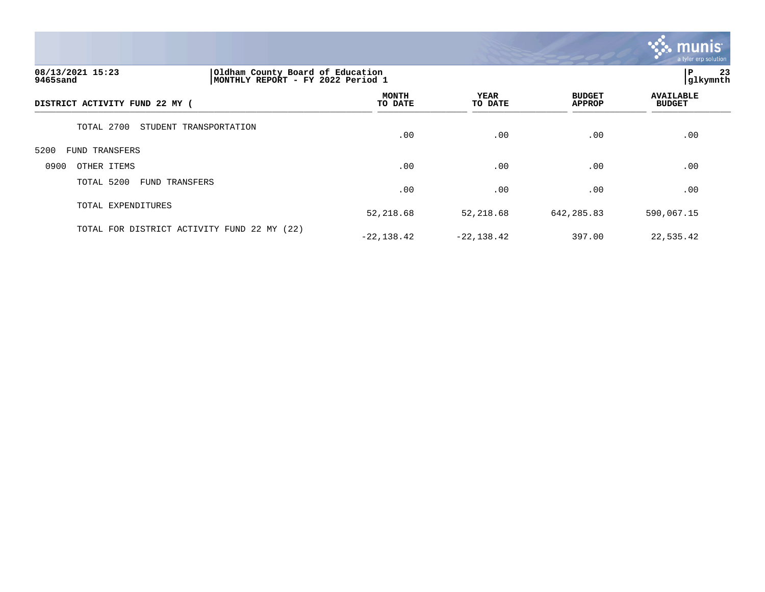Oldham County Board of Education
MONTHLY REPORT - FY 2022 Period 1

08/13/2021 15:23
9465sand

| DISTRICT ACTIVITY FUND 22 MY ( | MONTH TO DATE | YEAR TO DATE | BUDGET APPROP | AVAILABLE BUDGET |
|---|---|---|---|---|
| TOTAL 2700 STUDENT TRANSPORTATION | .00 | .00 | .00 | .00 |
| 5200 FUND TRANSFERS | | | | |
| 0900 OTHER ITEMS | .00 | .00 | .00 | .00 |
| TOTAL 5200 FUND TRANSFERS | .00 | .00 | .00 | .00 |
| TOTAL EXPENDITURES | 52,218.68 | 52,218.68 | 642,285.83 | 590,067.15 |
| TOTAL FOR DISTRICT ACTIVITY FUND 22 MY (22) | -22,138.42 | -22,138.42 | 397.00 | 22,535.42 |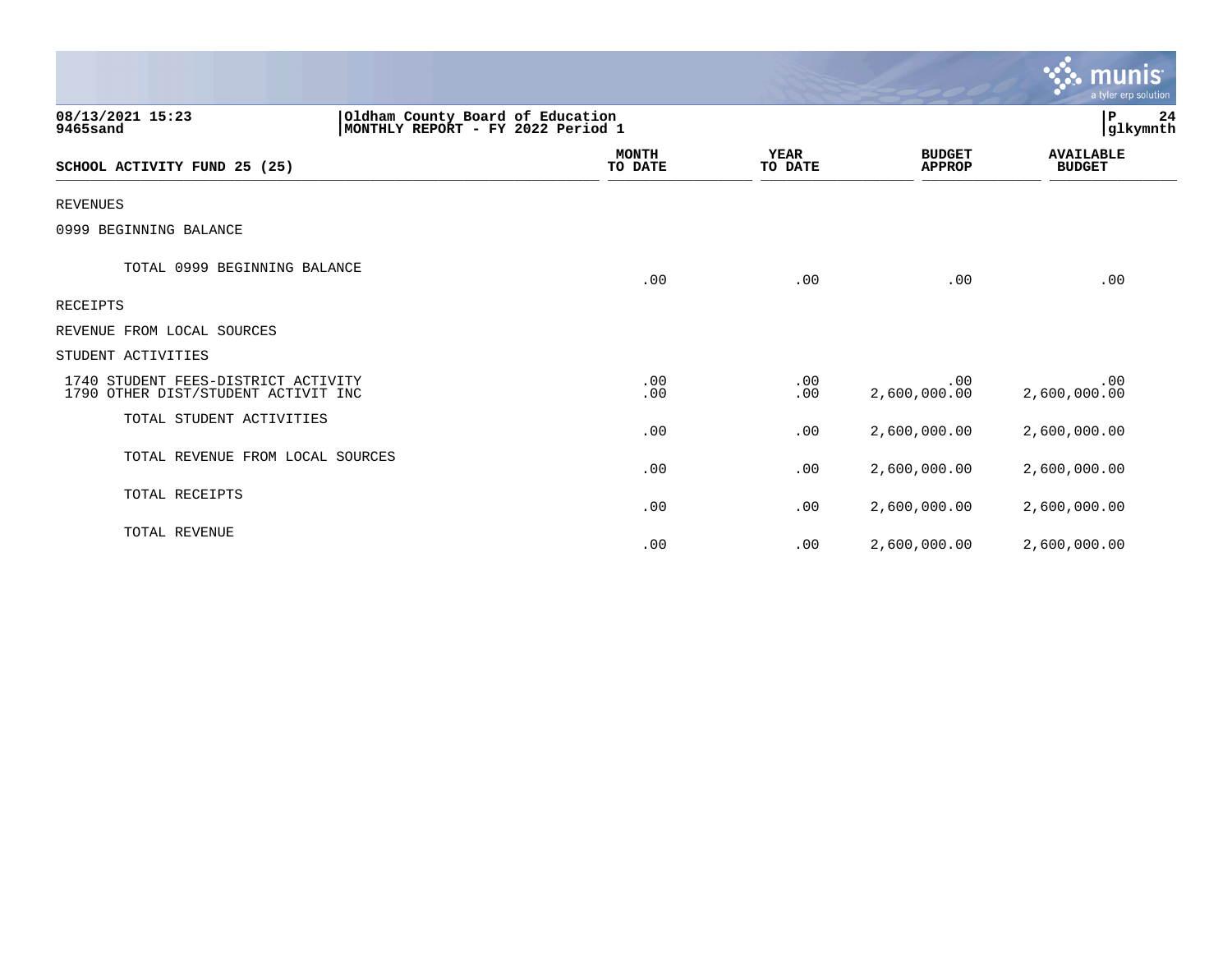08/13/2021 15:23
9465sand

Oldham County Board of Education
MONTHLY REPORT - FY 2022 Period 1

| SCHOOL ACTIVITY FUND 25 (25) | MONTH TO DATE | YEAR TO DATE | BUDGET APPROP | AVAILABLE BUDGET |
|---|---|---|---|---|
| REVENUES | | | | |
| 0999 BEGINNING BALANCE | | | | |
| TOTAL 0999 BEGINNING BALANCE | .00 | .00 | .00 | .00 |
| RECEIPTS | | | | |
| REVENUE FROM LOCAL SOURCES | | | | |
| STUDENT ACTIVITIES | | | | |
| 1740 STUDENT FEES-DISTRICT ACTIVITY | .00 | .00 | .00 | .00 |
| 1790 OTHER DIST/STUDENT ACTIVIT INC | .00 | .00 | 2,600,000.00 | 2,600,000.00 |
| TOTAL STUDENT ACTIVITIES | .00 | .00 | 2,600,000.00 | 2,600,000.00 |
| TOTAL REVENUE FROM LOCAL SOURCES | .00 | .00 | 2,600,000.00 | 2,600,000.00 |
| TOTAL RECEIPTS | .00 | .00 | 2,600,000.00 | 2,600,000.00 |
| TOTAL REVENUE | .00 | .00 | 2,600,000.00 | 2,600,000.00 |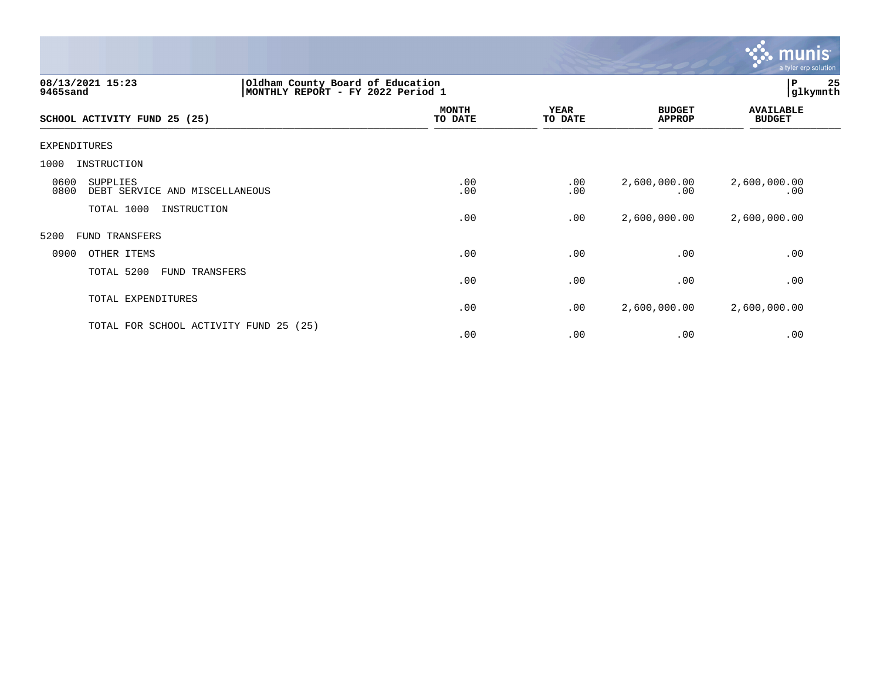**Oldham County Board of Education**
**MONTHLY REPORT - FY 2022 Period 1**

08/13/2021 15:23
9465sand

glkymnth

| SCHOOL ACTIVITY FUND 25 (25) | MONTH TO DATE | YEAR TO DATE | BUDGET APPROP | AVAILABLE BUDGET |
|---|---|---|---|---|
| EXPENDITURES | | | | |
| 1000 INSTRUCTION | | | | |
| 0600 SUPPLIES | .00 | .00 | 2,600,000.00 | 2,600,000.00 |
| 0800 DEBT SERVICE AND MISCELLANEOUS | .00 | .00 | .00 | .00 |
| TOTAL 1000 INSTRUCTION | .00 | .00 | 2,600,000.00 | 2,600,000.00 |
| 5200 FUND TRANSFERS | | | | |
| 0900 OTHER ITEMS | .00 | .00 | .00 | .00 |
| TOTAL 5200 FUND TRANSFERS | .00 | .00 | .00 | .00 |
| TOTAL EXPENDITURES | .00 | .00 | 2,600,000.00 | 2,600,000.00 |
| TOTAL FOR SCHOOL ACTIVITY FUND 25 (25) | .00 | .00 | .00 | .00 |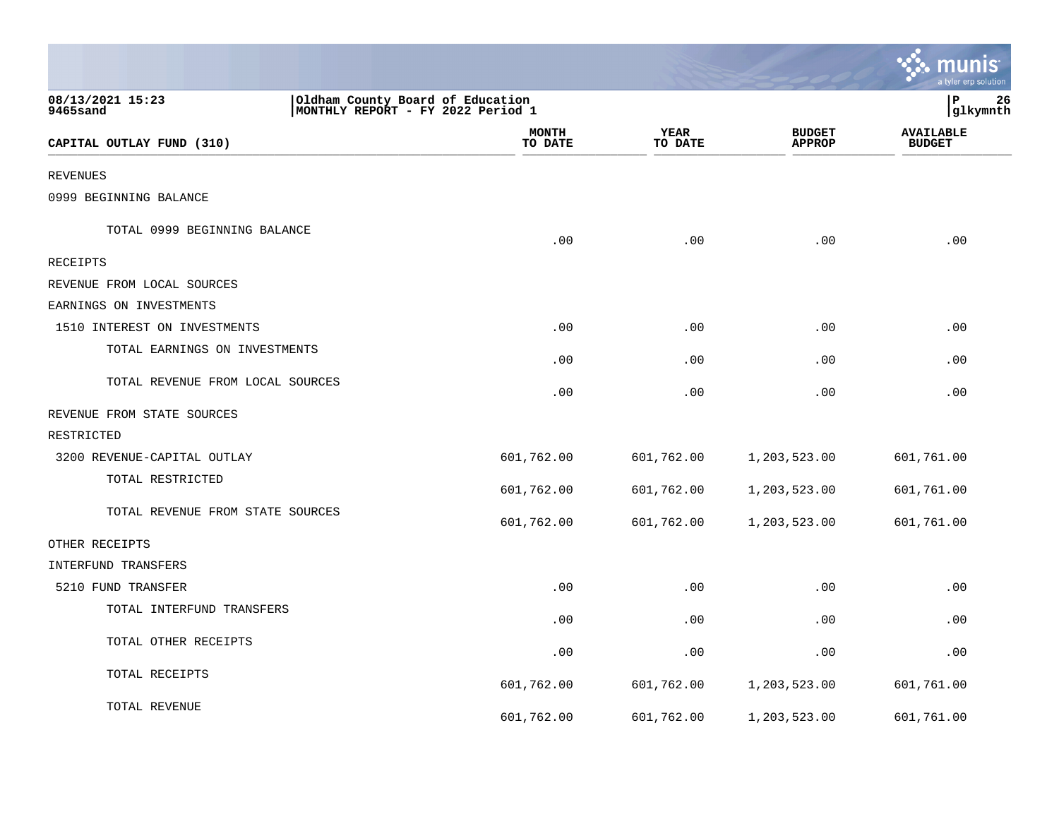08/13/2021 15:23
9465sand

Oldham County Board of Education
MONTHLY REPORT - FY 2022 Period 1

P 26
glkymnth

| CAPITAL OUTLAY FUND (310) | MONTH TO DATE | YEAR TO DATE | BUDGET APPROP | AVAILABLE BUDGET |
|---|---|---|---|---|
| REVENUES | | | | |
| 0999 BEGINNING BALANCE | | | | |
| TOTAL 0999 BEGINNING BALANCE | .00 | .00 | .00 | .00 |
| RECEIPTS | | | | |
| REVENUE FROM LOCAL SOURCES | | | | |
| EARNINGS ON INVESTMENTS | | | | |
| 1510 INTEREST ON INVESTMENTS | .00 | .00 | .00 | .00 |
| TOTAL EARNINGS ON INVESTMENTS | .00 | .00 | .00 | .00 |
| TOTAL REVENUE FROM LOCAL SOURCES | .00 | .00 | .00 | .00 |
| REVENUE FROM STATE SOURCES | | | | |
| RESTRICTED | | | | |
| 3200 REVENUE-CAPITAL OUTLAY | 601,762.00 | 601,762.00 | 1,203,523.00 | 601,761.00 |
| TOTAL RESTRICTED | 601,762.00 | 601,762.00 | 1,203,523.00 | 601,761.00 |
| TOTAL REVENUE FROM STATE SOURCES | 601,762.00 | 601,762.00 | 1,203,523.00 | 601,761.00 |
| OTHER RECEIPTS | | | | |
| INTERFUND TRANSFERS | | | | |
| 5210 FUND TRANSFER | .00 | .00 | .00 | .00 |
| TOTAL INTERFUND TRANSFERS | .00 | .00 | .00 | .00 |
| TOTAL OTHER RECEIPTS | .00 | .00 | .00 | .00 |
| TOTAL RECEIPTS | 601,762.00 | 601,762.00 | 1,203,523.00 | 601,761.00 |
| TOTAL REVENUE | 601,762.00 | 601,762.00 | 1,203,523.00 | 601,761.00 |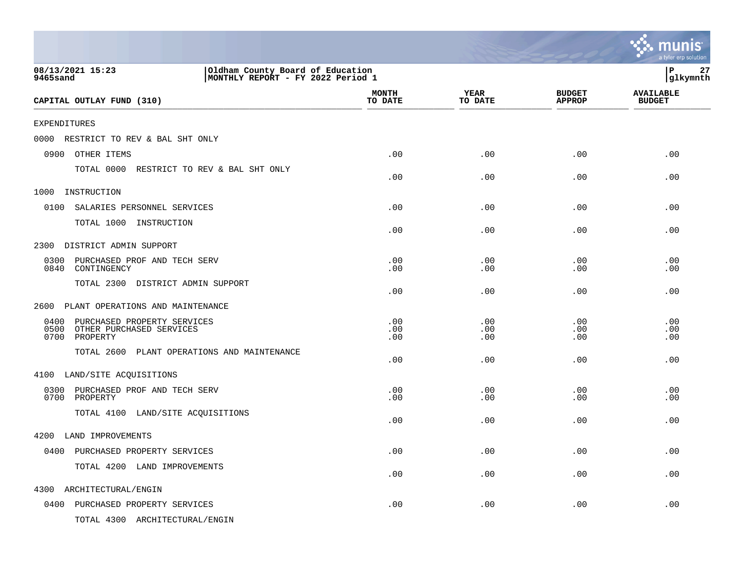08/13/2021 15:23
9465sand

Oldham County Board of Education
MONTHLY REPORT - FY 2022 Period 1

P 27
glkymnth

| CAPITAL OUTLAY FUND (310) | MONTH TO DATE | YEAR TO DATE | BUDGET APPROP | AVAILABLE BUDGET |
|---|---|---|---|---|
| EXPENDITURES | | | | |
| 0000 RESTRICT TO REV & BAL SHT ONLY | | | | |
| 0900 OTHER ITEMS | .00 | .00 | .00 | .00 |
| TOTAL 0000 RESTRICT TO REV & BAL SHT ONLY | .00 | .00 | .00 | .00 |
| 1000 INSTRUCTION | | | | |
| 0100 SALARIES PERSONNEL SERVICES | .00 | .00 | .00 | .00 |
| TOTAL 1000 INSTRUCTION | .00 | .00 | .00 | .00 |
| 2300 DISTRICT ADMIN SUPPORT | | | | |
| 0300 PURCHASED PROF AND TECH SERV | .00 | .00 | .00 | .00 |
| 0840 CONTINGENCY | .00 | .00 | .00 | .00 |
| TOTAL 2300 DISTRICT ADMIN SUPPORT | .00 | .00 | .00 | .00 |
| 2600 PLANT OPERATIONS AND MAINTENANCE | | | | |
| 0400 PURCHASED PROPERTY SERVICES | .00 | .00 | .00 | .00 |
| 0500 OTHER PURCHASED SERVICES | .00 | .00 | .00 | .00 |
| 0700 PROPERTY | .00 | .00 | .00 | .00 |
| TOTAL 2600 PLANT OPERATIONS AND MAINTENANCE | .00 | .00 | .00 | .00 |
| 4100 LAND/SITE ACQUISITIONS | | | | |
| 0300 PURCHASED PROF AND TECH SERV | .00 | .00 | .00 | .00 |
| 0700 PROPERTY | .00 | .00 | .00 | .00 |
| TOTAL 4100 LAND/SITE ACQUISITIONS | .00 | .00 | .00 | .00 |
| 4200 LAND IMPROVEMENTS | | | | |
| 0400 PURCHASED PROPERTY SERVICES | .00 | .00 | .00 | .00 |
| TOTAL 4200 LAND IMPROVEMENTS | .00 | .00 | .00 | .00 |
| 4300 ARCHITECTURAL/ENGIN | | | | |
| 0400 PURCHASED PROPERTY SERVICES | .00 | .00 | .00 | .00 |
| TOTAL 4300 ARCHITECTURAL/ENGIN | | | | |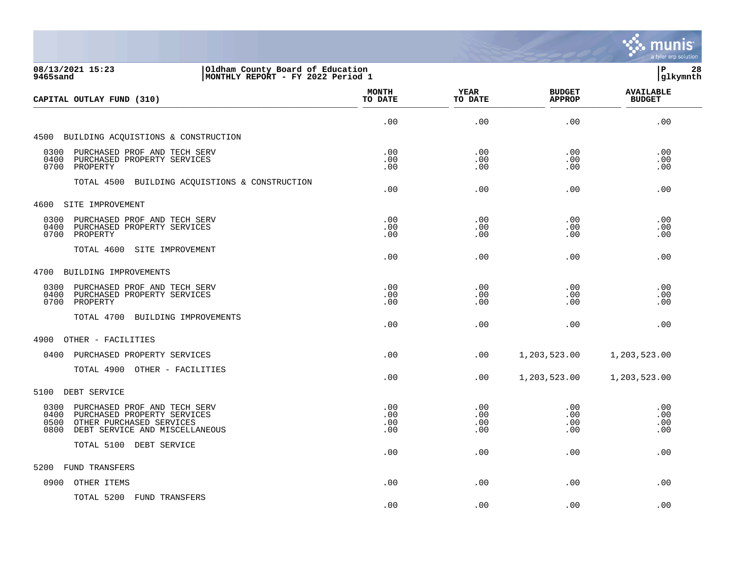08/13/2021 15:23
9465sand

Oldham County Board of Education
MONTHLY REPORT - FY 2022 Period 1

| CAPITAL OUTLAY FUND (310) | MONTH TO DATE | YEAR TO DATE | BUDGET APPROP | AVAILABLE BUDGET |
|---|---|---|---|---|
| | .00 | .00 | .00 | .00 |
| **4500 BUILDING ACQUISTIONS & CONSTRUCTION** | | | | |
| 0300 PURCHASED PROF AND TECH SERV | .00 | .00 | .00 | .00 |
| 0400 PURCHASED PROPERTY SERVICES | .00 | .00 | .00 | .00 |
| 0700 PROPERTY | .00 | .00 | .00 | .00 |
| TOTAL 4500 BUILDING ACQUISTIONS & CONSTRUCTION | .00 | .00 | .00 | .00 |
| **4600 SITE IMPROVEMENT** | | | | |
| 0300 PURCHASED PROF AND TECH SERV | .00 | .00 | .00 | .00 |
| 0400 PURCHASED PROPERTY SERVICES | .00 | .00 | .00 | .00 |
| 0700 PROPERTY | .00 | .00 | .00 | .00 |
| TOTAL 4600 SITE IMPROVEMENT | .00 | .00 | .00 | .00 |
| **4700 BUILDING IMPROVEMENTS** | | | | |
| 0300 PURCHASED PROF AND TECH SERV | .00 | .00 | .00 | .00 |
| 0400 PURCHASED PROPERTY SERVICES | .00 | .00 | .00 | .00 |
| 0700 PROPERTY | .00 | .00 | .00 | .00 |
| TOTAL 4700 BUILDING IMPROVEMENTS | .00 | .00 | .00 | .00 |
| **4900 OTHER - FACILITIES** | | | | |
| 0400 PURCHASED PROPERTY SERVICES | .00 | .00 | 1,203,523.00 | 1,203,523.00 |
| TOTAL 4900 OTHER - FACILITIES | .00 | .00 | 1,203,523.00 | 1,203,523.00 |
| **5100 DEBT SERVICE** | | | | |
| 0300 PURCHASED PROF AND TECH SERV | .00 | .00 | .00 | .00 |
| 0400 PURCHASED PROPERTY SERVICES | .00 | .00 | .00 | .00 |
| 0500 OTHER PURCHASED SERVICES | .00 | .00 | .00 | .00 |
| 0800 DEBT SERVICE AND MISCELLANEOUS | .00 | .00 | .00 | .00 |
| TOTAL 5100 DEBT SERVICE | .00 | .00 | .00 | .00 |
| **5200 FUND TRANSFERS** | | | | |
| 0900 OTHER ITEMS | .00 | .00 | .00 | .00 |
| TOTAL 5200 FUND TRANSFERS | .00 | .00 | .00 | .00 |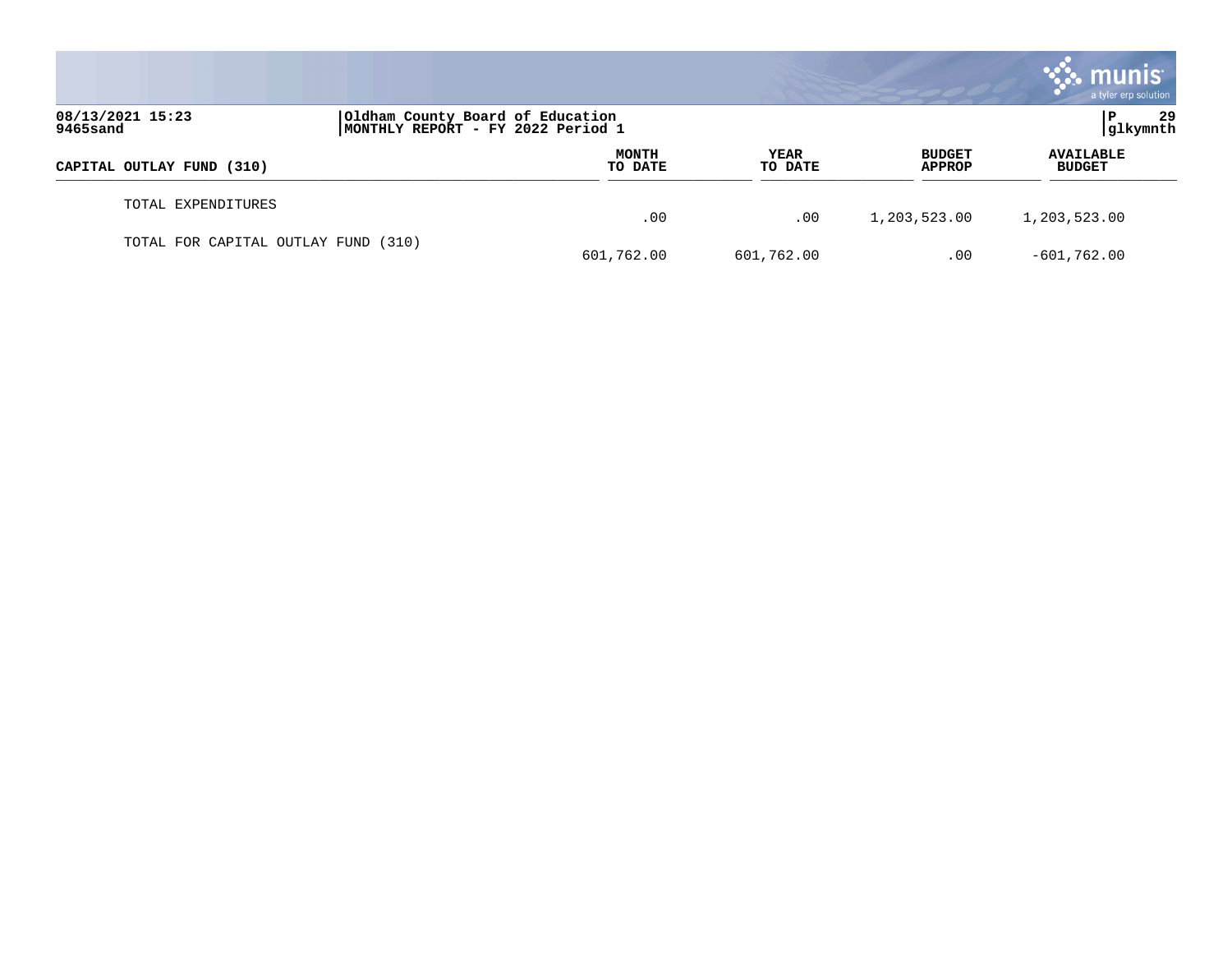| CAPITAL OUTLAY FUND (310) | MONTH TO DATE | YEAR TO DATE | BUDGET APPROP | AVAILABLE BUDGET |
|---|---|---|---|---|
| TOTAL EXPENDITURES | .00 | .00 | 1,203,523.00 | 1,203,523.00 |
| TOTAL FOR CAPITAL OUTLAY FUND (310) | 601,762.00 | 601,762.00 | .00 | -601,762.00 |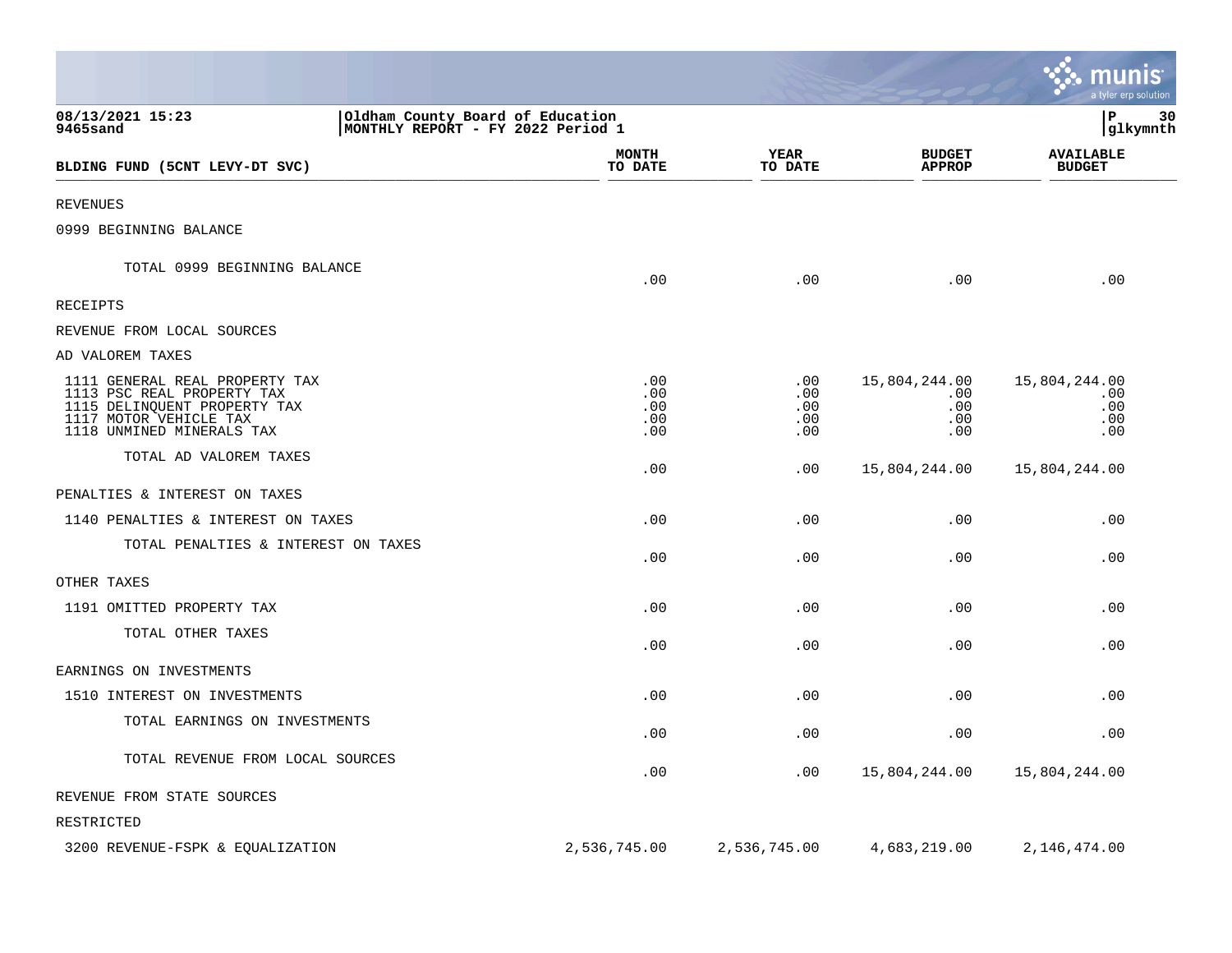08/13/2021 15:23
9465sand

Oldham County Board of Education
MONTHLY REPORT - FY 2022 Period 1

glkymnth

| BLDING FUND (5CNT LEVY-DT SVC) | MONTH TO DATE | YEAR TO DATE | BUDGET APPROP | AVAILABLE BUDGET |
|---|---|---|---|---|
| REVENUES | | | | |
| 0999 BEGINNING BALANCE | | | | |
| TOTAL 0999 BEGINNING BALANCE | .00 | .00 | .00 | .00 |
| RECEIPTS | | | | |
| REVENUE FROM LOCAL SOURCES | | | | |
| AD VALOREM TAXES | | | | |
| 1111 GENERAL REAL PROPERTY TAX | .00 | .00 | 15,804,244.00 | 15,804,244.00 |
| 1113 PSC REAL PROPERTY TAX | .00 | .00 | .00 | .00 |
| 1115 DELINQUENT PROPERTY TAX | .00 | .00 | .00 | .00 |
| 1117 MOTOR VEHICLE TAX | .00 | .00 | .00 | .00 |
| 1118 UNMINED MINERALS TAX | .00 | .00 | .00 | .00 |
| TOTAL AD VALOREM TAXES | .00 | .00 | 15,804,244.00 | 15,804,244.00 |
| PENALTIES & INTEREST ON TAXES | | | | |
| 1140 PENALTIES & INTEREST ON TAXES | .00 | .00 | .00 | .00 |
| TOTAL PENALTIES & INTEREST ON TAXES | .00 | .00 | .00 | .00 |
| OTHER TAXES | | | | |
| 1191 OMITTED PROPERTY TAX | .00 | .00 | .00 | .00 |
| TOTAL OTHER TAXES | .00 | .00 | .00 | .00 |
| EARNINGS ON INVESTMENTS | | | | |
| 1510 INTEREST ON INVESTMENTS | .00 | .00 | .00 | .00 |
| TOTAL EARNINGS ON INVESTMENTS | .00 | .00 | .00 | .00 |
| TOTAL REVENUE FROM LOCAL SOURCES | .00 | .00 | 15,804,244.00 | 15,804,244.00 |
| REVENUE FROM STATE SOURCES | | | | |
| RESTRICTED | | | | |
| 3200 REVENUE-FSPK & EQUALIZATION | 2,536,745.00 | 2,536,745.00 | 4,683,219.00 | 2,146,474.00 |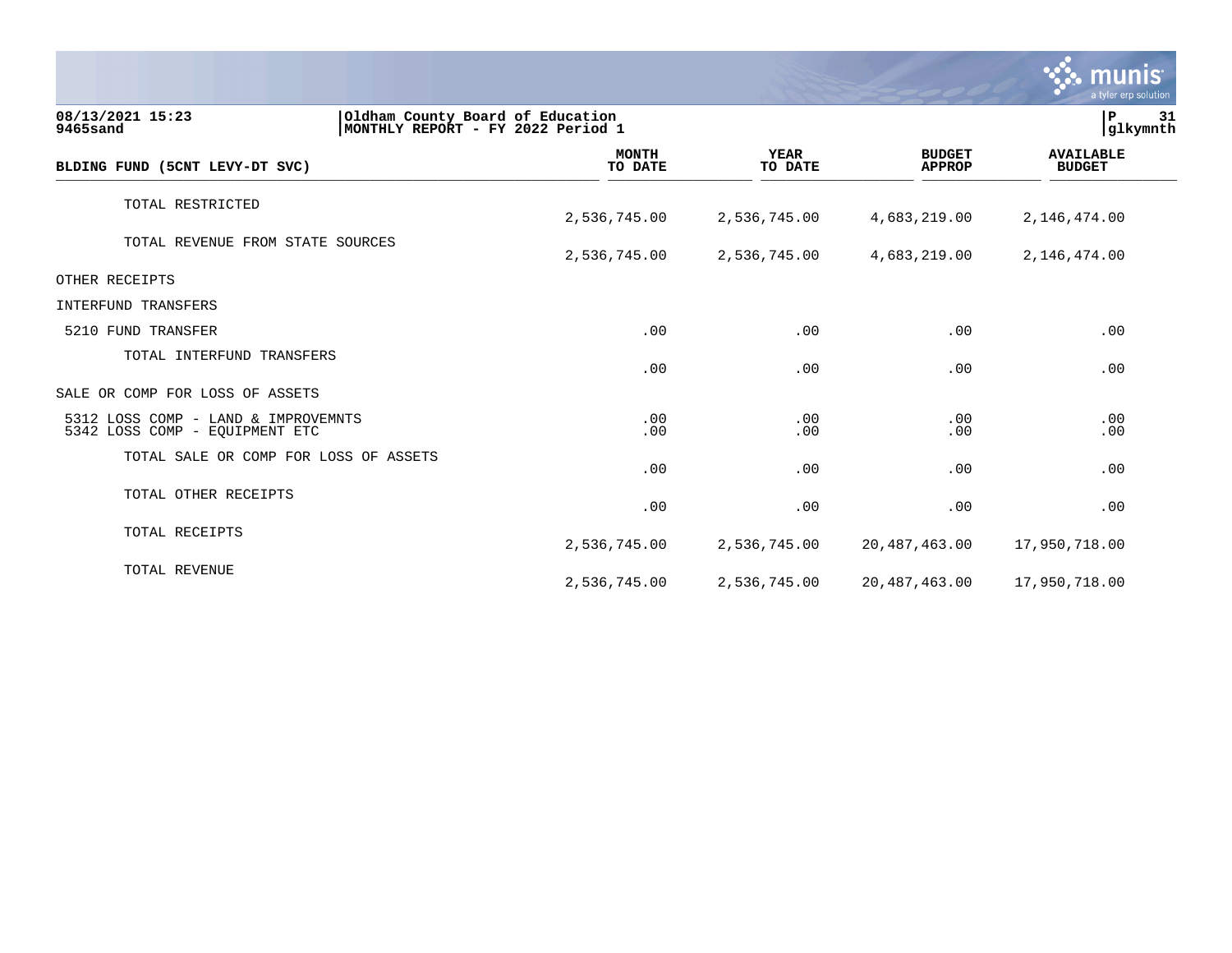08/13/2021 15:23
9465sand

Oldham County Board of Education
MONTHLY REPORT - FY 2022 Period 1

P 31
glkymnth

| BLDING FUND (5CNT LEVY-DT SVC) | MONTH TO DATE | YEAR TO DATE | BUDGET APPROP | AVAILABLE BUDGET |
|---|---|---|---|---|
| TOTAL RESTRICTED | 2,536,745.00 | 2,536,745.00 | 4,683,219.00 | 2,146,474.00 |
| TOTAL REVENUE FROM STATE SOURCES | 2,536,745.00 | 2,536,745.00 | 4,683,219.00 | 2,146,474.00 |
| OTHER RECEIPTS | | | | |
| INTERFUND TRANSFERS | | | | |
| 5210 FUND TRANSFER | .00 | .00 | .00 | .00 |
| TOTAL INTERFUND TRANSFERS | .00 | .00 | .00 | .00 |
| SALE OR COMP FOR LOSS OF ASSETS | | | | |
| 5312 LOSS COMP - LAND & IMPROVEMNTS | .00 | .00 | .00 | .00 |
| 5342 LOSS COMP - EQUIPMENT ETC | .00 | .00 | .00 | .00 |
| TOTAL SALE OR COMP FOR LOSS OF ASSETS | .00 | .00 | .00 | .00 |
| TOTAL OTHER RECEIPTS | .00 | .00 | .00 | .00 |
| TOTAL RECEIPTS | 2,536,745.00 | 2,536,745.00 | 20,487,463.00 | 17,950,718.00 |
| TOTAL REVENUE | 2,536,745.00 | 2,536,745.00 | 20,487,463.00 | 17,950,718.00 |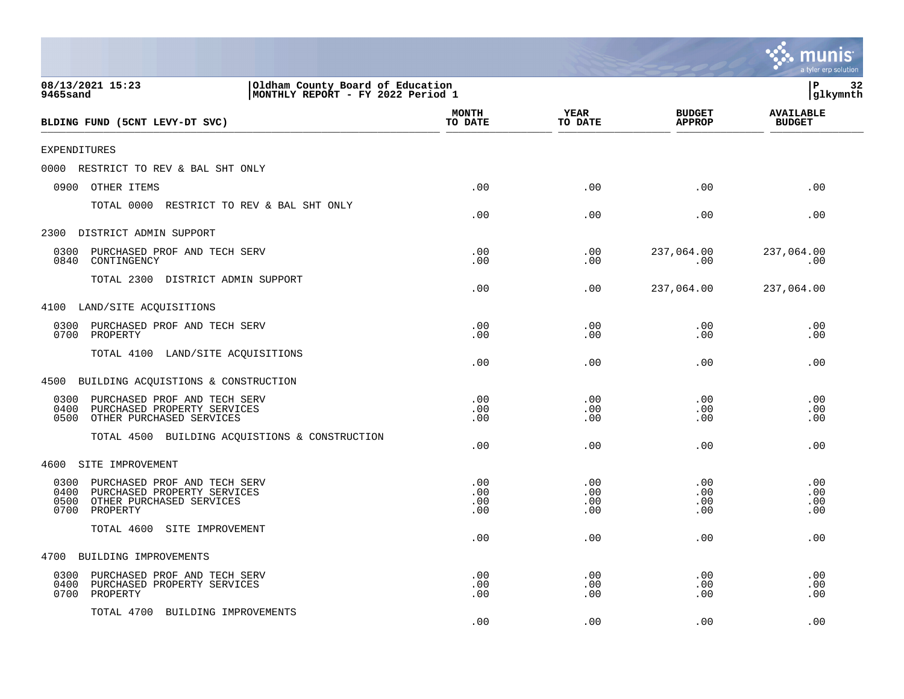Oldham County Board of Education
MONTHLY REPORT - FY 2022 Period 1

08/13/2021 15:23
9465sand

P 32
glkymnth

| BLDING FUND (5CNT LEVY-DT SVC) | MONTH TO DATE | YEAR TO DATE | BUDGET APPROP | AVAILABLE BUDGET |
|---|---|---|---|---|
| EXPENDITURES | | | | |
| 0000 RESTRICT TO REV & BAL SHT ONLY | | | | |
| 0900 OTHER ITEMS | .00 | .00 | .00 | .00 |
| TOTAL 0000 RESTRICT TO REV & BAL SHT ONLY | .00 | .00 | .00 | .00 |
| 2300 DISTRICT ADMIN SUPPORT | | | | |
| 0300 PURCHASED PROF AND TECH SERV | .00 | .00 | 237,064.00 | 237,064.00 |
| 0840 CONTINGENCY | .00 | .00 | .00 | .00 |
| TOTAL 2300 DISTRICT ADMIN SUPPORT | .00 | .00 | 237,064.00 | 237,064.00 |
| 4100 LAND/SITE ACQUISITIONS | | | | |
| 0300 PURCHASED PROF AND TECH SERV | .00 | .00 | .00 | .00 |
| 0700 PROPERTY | .00 | .00 | .00 | .00 |
| TOTAL 4100 LAND/SITE ACQUISITIONS | .00 | .00 | .00 | .00 |
| 4500 BUILDING ACQUISTIONS & CONSTRUCTION | | | | |
| 0300 PURCHASED PROF AND TECH SERV | .00 | .00 | .00 | .00 |
| 0400 PURCHASED PROPERTY SERVICES | .00 | .00 | .00 | .00 |
| 0500 OTHER PURCHASED SERVICES | .00 | .00 | .00 | .00 |
| TOTAL 4500 BUILDING ACQUISTIONS & CONSTRUCTION | .00 | .00 | .00 | .00 |
| 4600 SITE IMPROVEMENT | | | | |
| 0300 PURCHASED PROF AND TECH SERV | .00 | .00 | .00 | .00 |
| 0400 PURCHASED PROPERTY SERVICES | .00 | .00 | .00 | .00 |
| 0500 OTHER PURCHASED SERVICES | .00 | .00 | .00 | .00 |
| 0700 PROPERTY | .00 | .00 | .00 | .00 |
| TOTAL 4600 SITE IMPROVEMENT | .00 | .00 | .00 | .00 |
| 4700 BUILDING IMPROVEMENTS | | | | |
| 0300 PURCHASED PROF AND TECH SERV | .00 | .00 | .00 | .00 |
| 0400 PURCHASED PROPERTY SERVICES | .00 | .00 | .00 | .00 |
| 0700 PROPERTY | .00 | .00 | .00 | .00 |
| TOTAL 4700 BUILDING IMPROVEMENTS | .00 | .00 | .00 | .00 |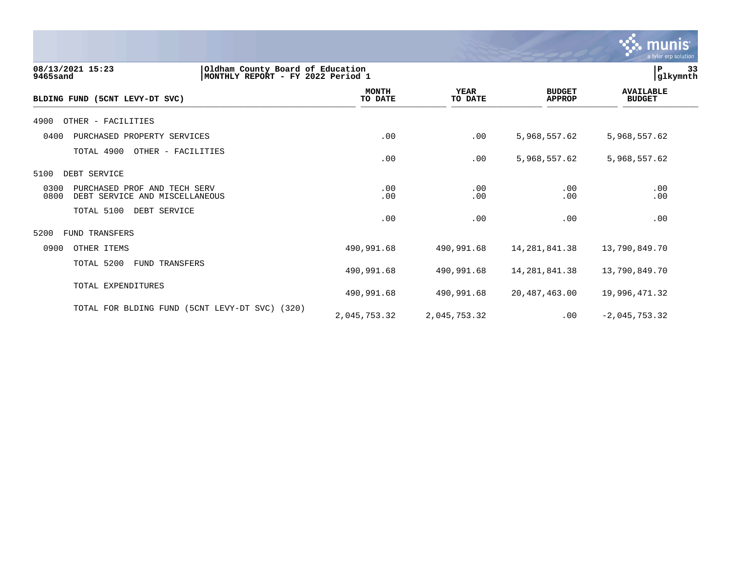08/13/2021 15:23 | Oldham County Board of Education
9465sand | MONTHLY REPORT - FY 2022 Period 1

| BLDING FUND (5CNT LEVY-DT SVC) | MONTH TO DATE | YEAR TO DATE | BUDGET APPROP | AVAILABLE BUDGET |
|---|---|---|---|---|
| 4900 OTHER - FACILITIES | | | | |
| 0400 PURCHASED PROPERTY SERVICES | .00 | .00 | 5,968,557.62 | 5,968,557.62 |
| TOTAL 4900 OTHER - FACILITIES | .00 | .00 | 5,968,557.62 | 5,968,557.62 |
| 5100 DEBT SERVICE | | | | |
| 0300 PURCHASED PROF AND TECH SERV | .00 | .00 | .00 | .00 |
| 0800 DEBT SERVICE AND MISCELLANEOUS | .00 | .00 | .00 | .00 |
| TOTAL 5100 DEBT SERVICE | .00 | .00 | .00 | .00 |
| 5200 FUND TRANSFERS | | | | |
| 0900 OTHER ITEMS | 490,991.68 | 490,991.68 | 14,281,841.38 | 13,790,849.70 |
| TOTAL 5200 FUND TRANSFERS | 490,991.68 | 490,991.68 | 14,281,841.38 | 13,790,849.70 |
| TOTAL EXPENDITURES | 490,991.68 | 490,991.68 | 20,487,463.00 | 19,996,471.32 |
| TOTAL FOR BLDING FUND (5CNT LEVY-DT SVC) (320) | 2,045,753.32 | 2,045,753.32 | .00 | -2,045,753.32 |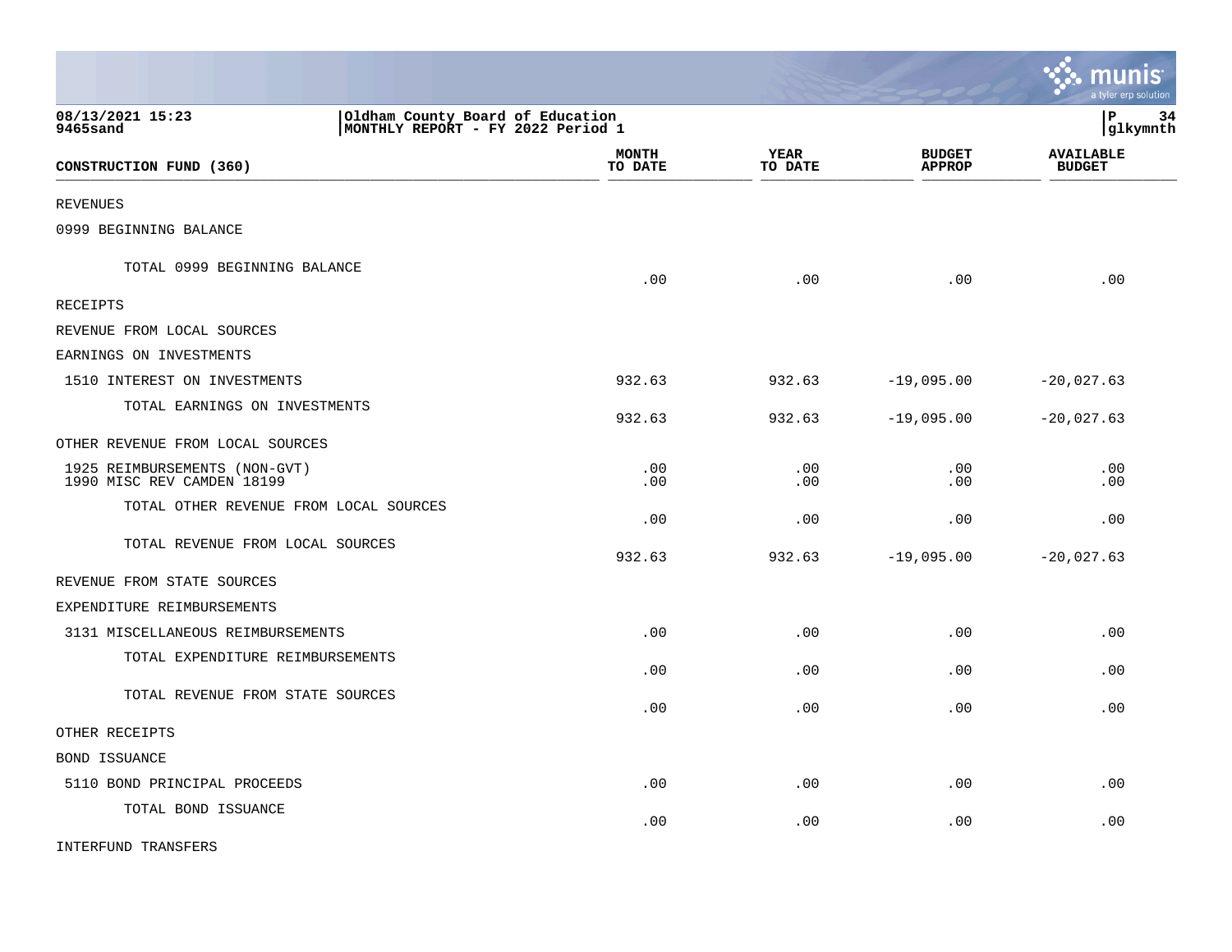08/13/2021 15:23
9465sand

Oldham County Board of Education
MONTHLY REPORT - FY 2022 Period 1

P 34
glkymnth

| CONSTRUCTION FUND (360) | MONTH TO DATE | YEAR TO DATE | BUDGET APPROP | AVAILABLE BUDGET |
|---|---|---|---|---|
| REVENUES | | | | |
| 0999 BEGINNING BALANCE | | | | |
| TOTAL 0999 BEGINNING BALANCE | .00 | .00 | .00 | .00 |
| RECEIPTS | | | | |
| REVENUE FROM LOCAL SOURCES | | | | |
| EARNINGS ON INVESTMENTS | | | | |
| 1510 INTEREST ON INVESTMENTS | 932.63 | 932.63 | -19,095.00 | -20,027.63 |
| TOTAL EARNINGS ON INVESTMENTS | 932.63 | 932.63 | -19,095.00 | -20,027.63 |
| OTHER REVENUE FROM LOCAL SOURCES | | | | |
| 1925 REIMBURSEMENTS (NON-GVT) | .00 | .00 | .00 | .00 |
| 1990 MISC REV CAMDEN 18199 | .00 | .00 | .00 | .00 |
| TOTAL OTHER REVENUE FROM LOCAL SOURCES | .00 | .00 | .00 | .00 |
| TOTAL REVENUE FROM LOCAL SOURCES | 932.63 | 932.63 | -19,095.00 | -20,027.63 |
| REVENUE FROM STATE SOURCES | | | | |
| EXPENDITURE REIMBURSEMENTS | | | | |
| 3131 MISCELLANEOUS REIMBURSEMENTS | .00 | .00 | .00 | .00 |
| TOTAL EXPENDITURE REIMBURSEMENTS | .00 | .00 | .00 | .00 |
| TOTAL REVENUE FROM STATE SOURCES | .00 | .00 | .00 | .00 |
| OTHER RECEIPTS | | | | |
| BOND ISSUANCE | | | | |
| 5110 BOND PRINCIPAL PROCEEDS | .00 | .00 | .00 | .00 |
| TOTAL BOND ISSUANCE | .00 | .00 | .00 | .00 |
| INTERFUND TRANSFERS | | | | |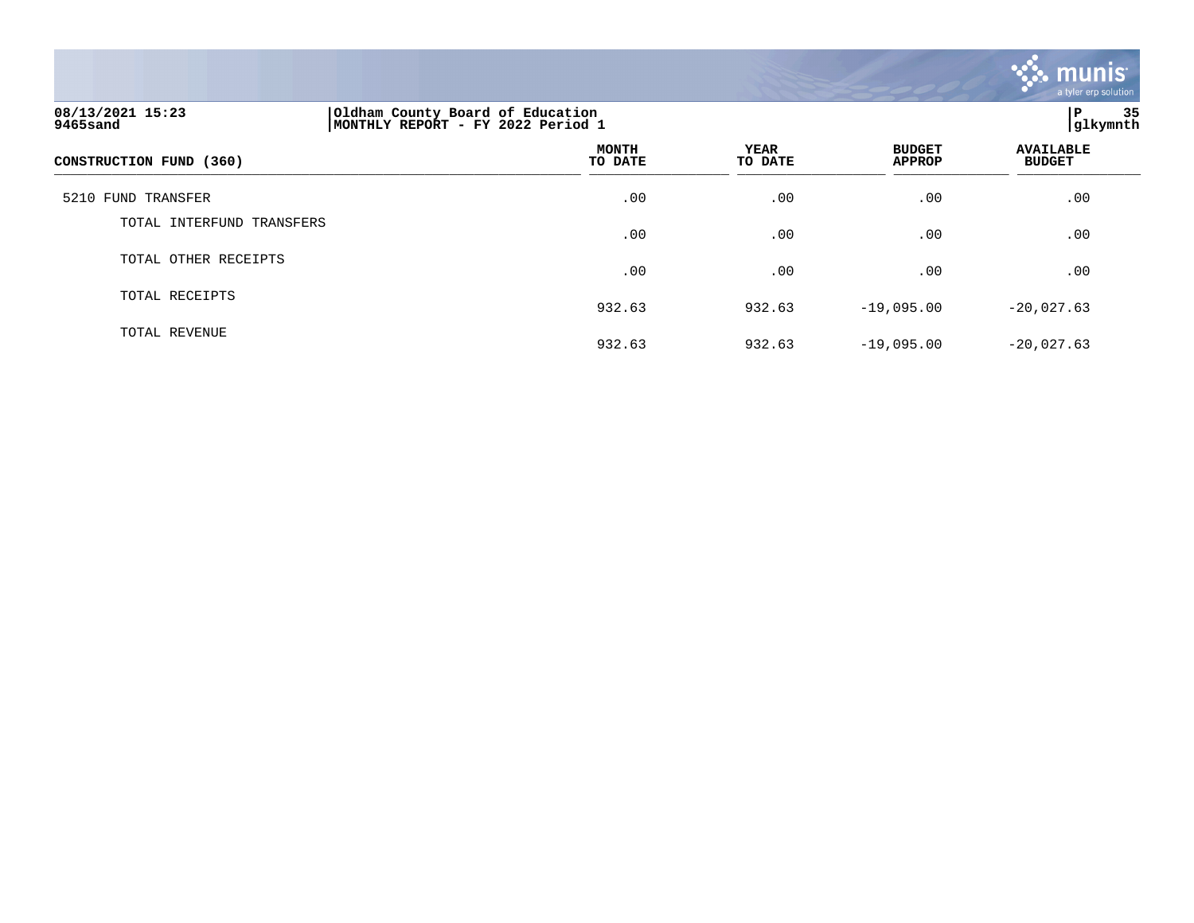| CONSTRUCTION FUND (360) | MONTH TO DATE | YEAR TO DATE | BUDGET APPROP | AVAILABLE BUDGET |
|---|---|---|---|---|
| 5210 FUND TRANSFER | .00 | .00 | .00 | .00 |
| TOTAL INTERFUND TRANSFERS | .00 | .00 | .00 | .00 |
| TOTAL OTHER RECEIPTS | .00 | .00 | .00 | .00 |
| TOTAL RECEIPTS | 932.63 | 932.63 | -19,095.00 | -20,027.63 |
| TOTAL REVENUE | 932.63 | 932.63 | -19,095.00 | -20,027.63 |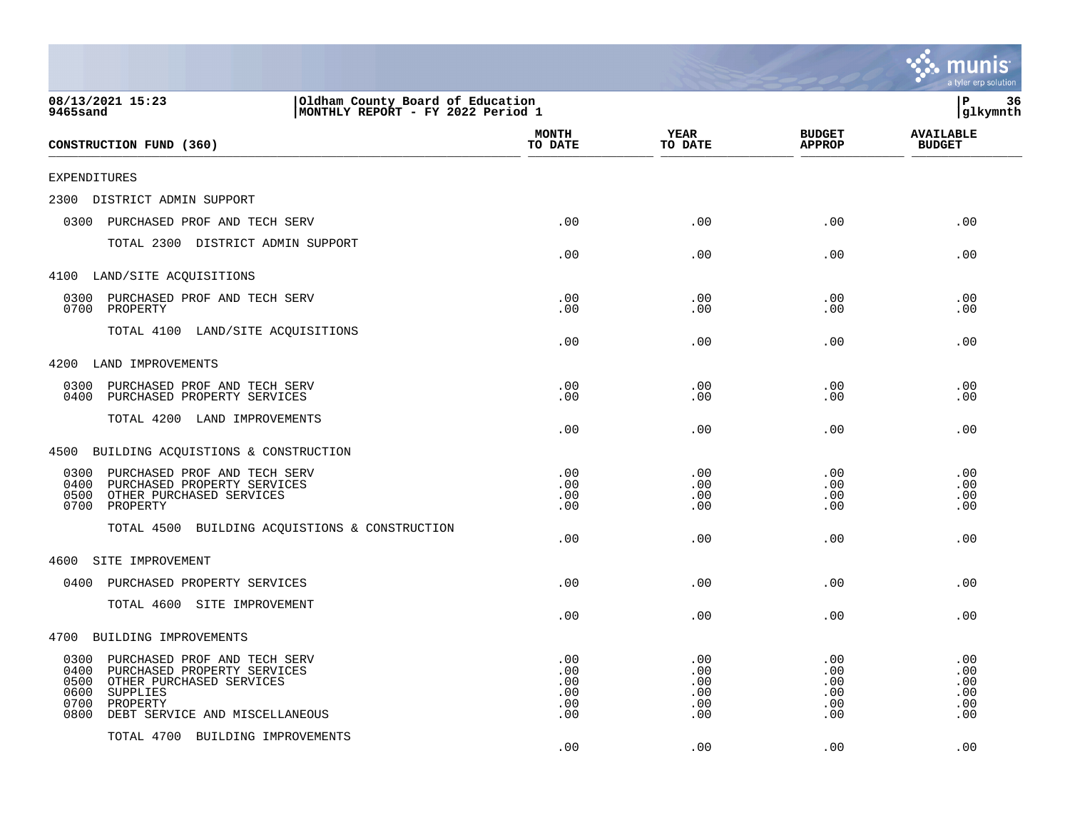08/13/2021 15:23
9465sand

**Oldham County Board of Education**
**MONTHLY REPORT - FY 2022 Period 1**

glkymnth

| CONSTRUCTION FUND (360) | MONTH TO DATE | YEAR TO DATE | BUDGET APPROP | AVAILABLE BUDGET |
|---|---|---|---|---|
| EXPENDITURES | | | | |
| 2300 DISTRICT ADMIN SUPPORT | | | | |
| 0300 PURCHASED PROF AND TECH SERV | .00 | .00 | .00 | .00 |
| TOTAL 2300 DISTRICT ADMIN SUPPORT | .00 | .00 | .00 | .00 |
| 4100 LAND/SITE ACQUISITIONS | | | | |
| 0300 PURCHASED PROF AND TECH SERV | .00 | .00 | .00 | .00 |
| 0700 PROPERTY | .00 | .00 | .00 | .00 |
| TOTAL 4100 LAND/SITE ACQUISITIONS | .00 | .00 | .00 | .00 |
| 4200 LAND IMPROVEMENTS | | | | |
| 0300 PURCHASED PROF AND TECH SERV | .00 | .00 | .00 | .00 |
| 0400 PURCHASED PROPERTY SERVICES | .00 | .00 | .00 | .00 |
| TOTAL 4200 LAND IMPROVEMENTS | .00 | .00 | .00 | .00 |
| 4500 BUILDING ACQUISTIONS & CONSTRUCTION | | | | |
| 0300 PURCHASED PROF AND TECH SERV | .00 | .00 | .00 | .00 |
| 0400 PURCHASED PROPERTY SERVICES | .00 | .00 | .00 | .00 |
| 0500 OTHER PURCHASED SERVICES | .00 | .00 | .00 | .00 |
| 0700 PROPERTY | .00 | .00 | .00 | .00 |
| TOTAL 4500 BUILDING ACQUISTIONS & CONSTRUCTION | .00 | .00 | .00 | .00 |
| 4600 SITE IMPROVEMENT | | | | |
| 0400 PURCHASED PROPERTY SERVICES | .00 | .00 | .00 | .00 |
| TOTAL 4600 SITE IMPROVEMENT | .00 | .00 | .00 | .00 |
| 4700 BUILDING IMPROVEMENTS | | | | |
| 0300 PURCHASED PROF AND TECH SERV | .00 | .00 | .00 | .00 |
| 0400 PURCHASED PROPERTY SERVICES | .00 | .00 | .00 | .00 |
| 0500 OTHER PURCHASED SERVICES | .00 | .00 | .00 | .00 |
| 0600 SUPPLIES | .00 | .00 | .00 | .00 |
| 0700 PROPERTY | .00 | .00 | .00 | .00 |
| 0800 DEBT SERVICE AND MISCELLANEOUS | .00 | .00 | .00 | .00 |
| TOTAL 4700 BUILDING IMPROVEMENTS | .00 | .00 | .00 | .00 |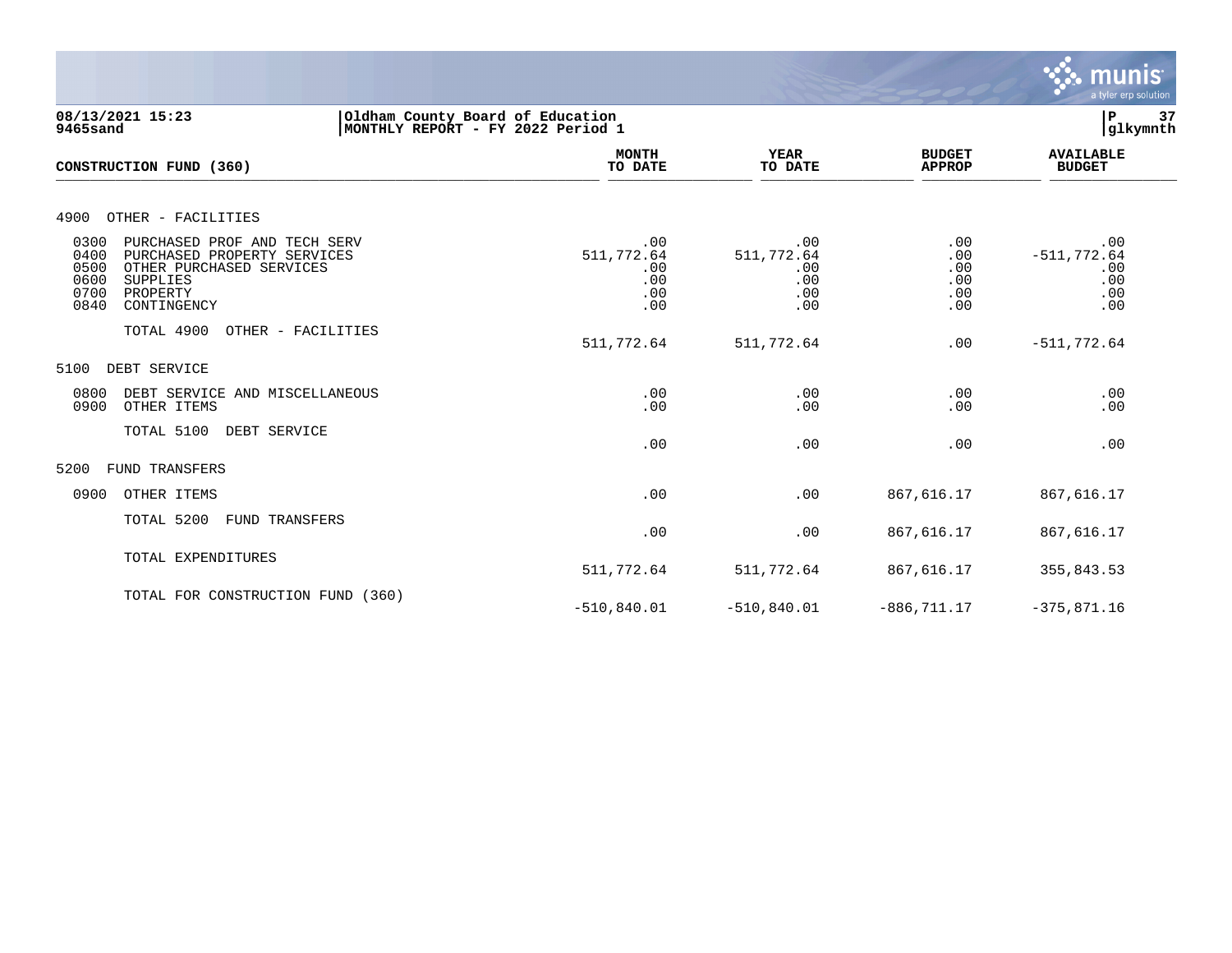**08/13/2021 15:23**
**9465sand**

**Oldham County Board of Education**
**MONTHLY REPORT - FY 2022 Period 1**

**P 37**
**glkymnth**

| CONSTRUCTION FUND (360) | MONTH TO DATE | YEAR TO DATE | BUDGET APPROP | AVAILABLE BUDGET |
|---|---|---|---|---|
| **4900 OTHER - FACILITIES** | | | | |
| 0300 PURCHASED PROF AND TECH SERV | .00 | .00 | .00 | .00 |
| 0400 PURCHASED PROPERTY SERVICES | 511,772.64 | 511,772.64 | .00 | -511,772.64 |
| 0500 OTHER PURCHASED SERVICES | .00 | .00 | .00 | .00 |
| 0600 SUPPLIES | .00 | .00 | .00 | .00 |
| 0700 PROPERTY | .00 | .00 | .00 | .00 |
| 0840 CONTINGENCY | .00 | .00 | .00 | .00 |
| TOTAL 4900 OTHER - FACILITIES | 511,772.64 | 511,772.64 | .00 | -511,772.64 |
| **5100 DEBT SERVICE** | | | | |
| 0800 DEBT SERVICE AND MISCELLANEOUS | .00 | .00 | .00 | .00 |
| 0900 OTHER ITEMS | .00 | .00 | .00 | .00 |
| TOTAL 5100 DEBT SERVICE | .00 | .00 | .00 | .00 |
| **5200 FUND TRANSFERS** | | | | |
| 0900 OTHER ITEMS | .00 | .00 | 867,616.17 | 867,616.17 |
| TOTAL 5200 FUND TRANSFERS | .00 | .00 | 867,616.17 | 867,616.17 |
| TOTAL EXPENDITURES | 511,772.64 | 511,772.64 | 867,616.17 | 355,843.53 |
| TOTAL FOR CONSTRUCTION FUND (360) | -510,840.01 | -510,840.01 | -886,711.17 | -375,871.16 |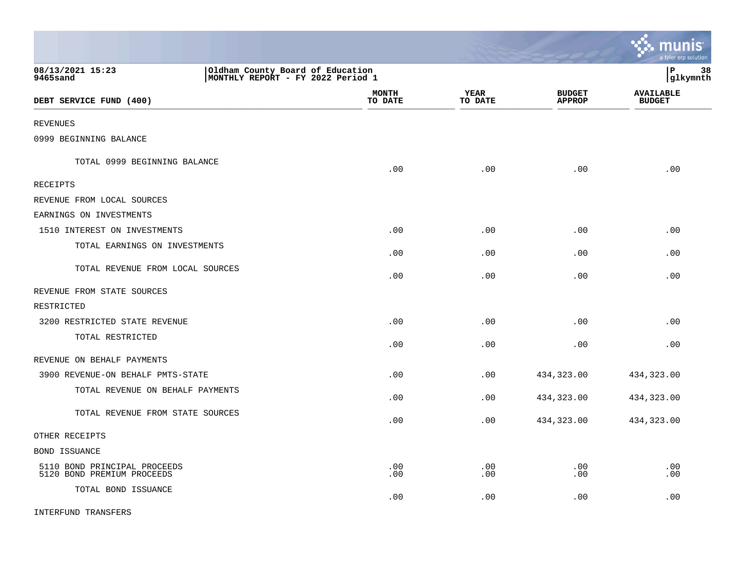08/13/2021 15:23 | Oldham County Board of Education
9465sand | MONTHLY REPORT - FY 2022 Period 1 | glkymnth

| DEBT SERVICE FUND (400) | MONTH TO DATE | YEAR TO DATE | BUDGET APPROP | AVAILABLE BUDGET |
|---|---|---|---|---|
| REVENUES | | | | |
| 0999 BEGINNING BALANCE | | | | |
| TOTAL 0999 BEGINNING BALANCE | .00 | .00 | .00 | .00 |
| RECEIPTS | | | | |
| REVENUE FROM LOCAL SOURCES | | | | |
| EARNINGS ON INVESTMENTS | | | | |
| 1510 INTEREST ON INVESTMENTS | .00 | .00 | .00 | .00 |
| TOTAL EARNINGS ON INVESTMENTS | .00 | .00 | .00 | .00 |
| TOTAL REVENUE FROM LOCAL SOURCES | .00 | .00 | .00 | .00 |
| REVENUE FROM STATE SOURCES | | | | |
| RESTRICTED | | | | |
| 3200 RESTRICTED STATE REVENUE | .00 | .00 | .00 | .00 |
| TOTAL RESTRICTED | .00 | .00 | .00 | .00 |
| REVENUE ON BEHALF PAYMENTS | | | | |
| 3900 REVENUE-ON BEHALF PMTS-STATE | .00 | .00 | 434,323.00 | 434,323.00 |
| TOTAL REVENUE ON BEHALF PAYMENTS | .00 | .00 | 434,323.00 | 434,323.00 |
| TOTAL REVENUE FROM STATE SOURCES | .00 | .00 | 434,323.00 | 434,323.00 |
| OTHER RECEIPTS | | | | |
| BOND ISSUANCE | | | | |
| 5110 BOND PRINCIPAL PROCEEDS | .00 | .00 | .00 | .00 |
| 5120 BOND PREMIUM PROCEEDS | .00 | .00 | .00 | .00 |
| TOTAL BOND ISSUANCE | .00 | .00 | .00 | .00 |
| INTERFUND TRANSFERS | | | | |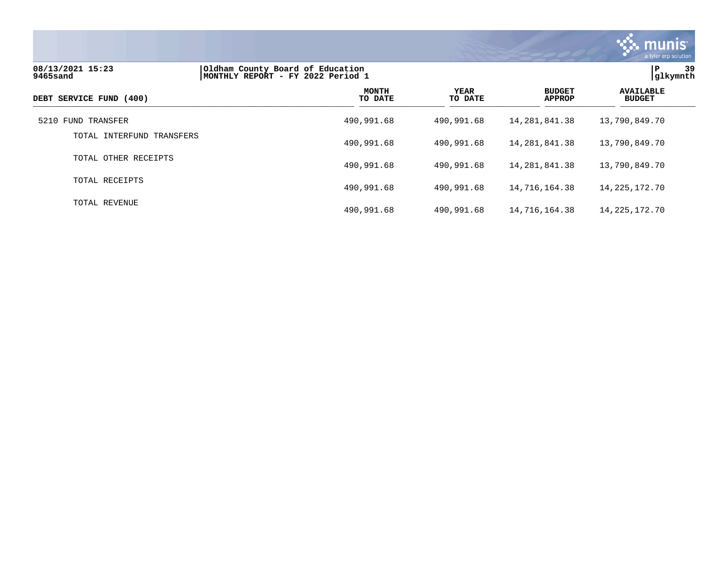08/13/2021 15:23
9465sand

Oldham County Board of Education
MONTHLY REPORT - FY 2022 Period 1

P 39
glkymnth

| DEBT SERVICE FUND (400) | MONTH TO DATE | YEAR TO DATE | BUDGET APPROP | AVAILABLE BUDGET |
|---|---|---|---|---|
| 5210 FUND TRANSFER | 490,991.68 | 490,991.68 | 14,281,841.38 | 13,790,849.70 |
| TOTAL INTERFUND TRANSFERS | 490,991.68 | 490,991.68 | 14,281,841.38 | 13,790,849.70 |
| TOTAL OTHER RECEIPTS | 490,991.68 | 490,991.68 | 14,281,841.38 | 13,790,849.70 |
| TOTAL RECEIPTS | 490,991.68 | 490,991.68 | 14,716,164.38 | 14,225,172.70 |
| TOTAL REVENUE | 490,991.68 | 490,991.68 | 14,716,164.38 | 14,225,172.70 |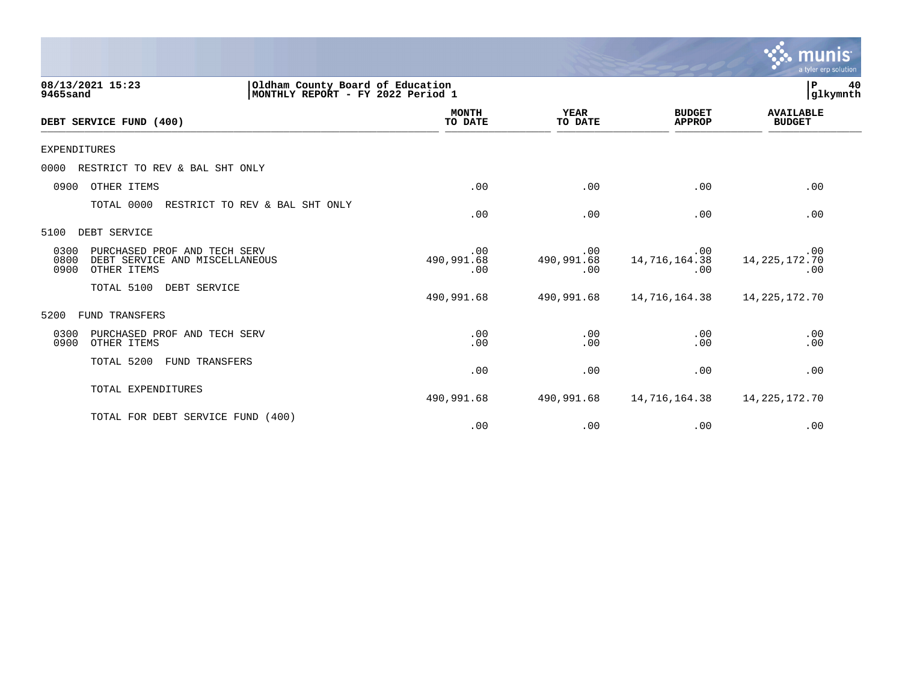08/13/2021 15:23
9465sand

Oldham County Board of Education
MONTHLY REPORT - FY 2022 Period 1

P 40
glkymnth

| DEBT SERVICE FUND (400) | MONTH TO DATE | YEAR TO DATE | BUDGET APPROP | AVAILABLE BUDGET |
|---|---|---|---|---|
| EXPENDITURES | | | | |
| 0000 RESTRICT TO REV & BAL SHT ONLY | | | | |
| 0900 OTHER ITEMS | .00 | .00 | .00 | .00 |
| TOTAL 0000 RESTRICT TO REV & BAL SHT ONLY | .00 | .00 | .00 | .00 |
| 5100 DEBT SERVICE | | | | |
| 0300 PURCHASED PROF AND TECH SERV | .00 | .00 | .00 | .00 |
| 0800 DEBT SERVICE AND MISCELLANEOUS | 490,991.68 | 490,991.68 | 14,716,164.38 | 14,225,172.70 |
| 0900 OTHER ITEMS | .00 | .00 | .00 | .00 |
| TOTAL 5100 DEBT SERVICE | 490,991.68 | 490,991.68 | 14,716,164.38 | 14,225,172.70 |
| 5200 FUND TRANSFERS | | | | |
| 0300 PURCHASED PROF AND TECH SERV | .00 | .00 | .00 | .00 |
| 0900 OTHER ITEMS | .00 | .00 | .00 | .00 |
| TOTAL 5200 FUND TRANSFERS | .00 | .00 | .00 | .00 |
| TOTAL EXPENDITURES | 490,991.68 | 490,991.68 | 14,716,164.38 | 14,225,172.70 |
| TOTAL FOR DEBT SERVICE FUND (400) | .00 | .00 | .00 | .00 |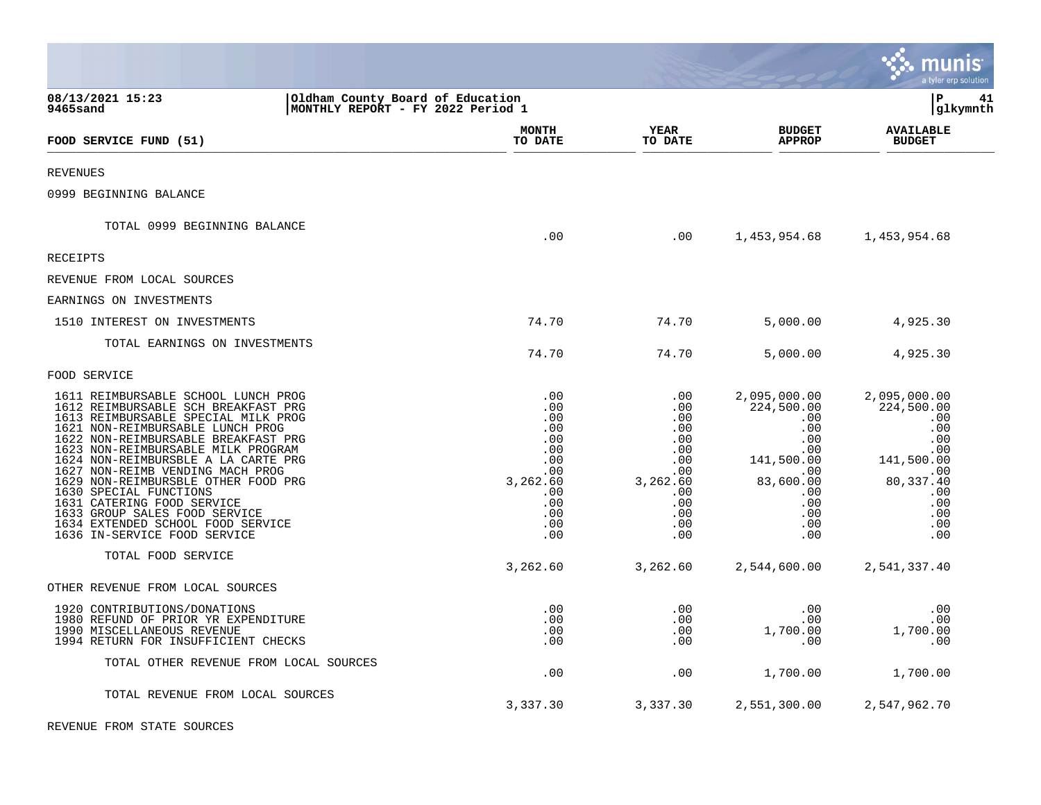08/13/2021 15:23 | Oldham County Board of Education
9465sand | MONTHLY REPORT - FY 2022 Period 1

| FOOD SERVICE FUND (51) | MONTH TO DATE | YEAR TO DATE | BUDGET APPROP | AVAILABLE BUDGET |
|---|---|---|---|---|
| REVENUES | | | | |
| 0999 BEGINNING BALANCE | | | | |
| TOTAL 0999 BEGINNING BALANCE | .00 | .00 | 1,453,954.68 | 1,453,954.68 |
| RECEIPTS | | | | |
| REVENUE FROM LOCAL SOURCES | | | | |
| EARNINGS ON INVESTMENTS | | | | |
| 1510 INTEREST ON INVESTMENTS | 74.70 | 74.70 | 5,000.00 | 4,925.30 |
| TOTAL EARNINGS ON INVESTMENTS | 74.70 | 74.70 | 5,000.00 | 4,925.30 |
| FOOD SERVICE | | | | |
| 1611 REIMBURSABLE SCHOOL LUNCH PROG | .00 | .00 | 2,095,000.00 | 2,095,000.00 |
| 1612 REIMBURSABLE SCH BREAKFAST PRG | .00 | .00 | 224,500.00 | 224,500.00 |
| 1613 REIMBURSABLE SPECIAL MILK PROG | .00 | .00 | .00 | .00 |
| 1621 NON-REIMBURSABLE LUNCH PROG | .00 | .00 | .00 | .00 |
| 1622 NON-REIMBURSABLE BREAKFAST PRG | .00 | .00 | .00 | .00 |
| 1623 NON-REIMBURSABLE MILK PROGRAM | .00 | .00 | .00 | .00 |
| 1624 NON-REIMBURSBLE A LA CARTE PRG | .00 | .00 | 141,500.00 | 141,500.00 |
| 1627 NON-REIMB VENDING MACH PROG | .00 | .00 | .00 | .00 |
| 1629 NON-REIMBURSBLE OTHER FOOD PRG | 3,262.60 | 3,262.60 | 83,600.00 | 80,337.40 |
| 1630 SPECIAL FUNCTIONS | .00 | .00 | .00 | .00 |
| 1631 CATERING FOOD SERVICE | .00 | .00 | .00 | .00 |
| 1633 GROUP SALES FOOD SERVICE | .00 | .00 | .00 | .00 |
| 1634 EXTENDED SCHOOL FOOD SERVICE | .00 | .00 | .00 | .00 |
| 1636 IN-SERVICE FOOD SERVICE | .00 | .00 | .00 | .00 |
| TOTAL FOOD SERVICE | 3,262.60 | 3,262.60 | 2,544,600.00 | 2,541,337.40 |
| OTHER REVENUE FROM LOCAL SOURCES | | | | |
| 1920 CONTRIBUTIONS/DONATIONS | .00 | .00 | .00 | .00 |
| 1980 REFUND OF PRIOR YR EXPENDITURE | .00 | .00 | .00 | .00 |
| 1990 MISCELLANEOUS REVENUE | .00 | .00 | 1,700.00 | 1,700.00 |
| 1994 RETURN FOR INSUFFICIENT CHECKS | .00 | .00 | .00 | .00 |
| TOTAL OTHER REVENUE FROM LOCAL SOURCES | .00 | .00 | 1,700.00 | 1,700.00 |
| TOTAL REVENUE FROM LOCAL SOURCES | 3,337.30 | 3,337.30 | 2,551,300.00 | 2,547,962.70 |
| REVENUE FROM STATE SOURCES | | | | |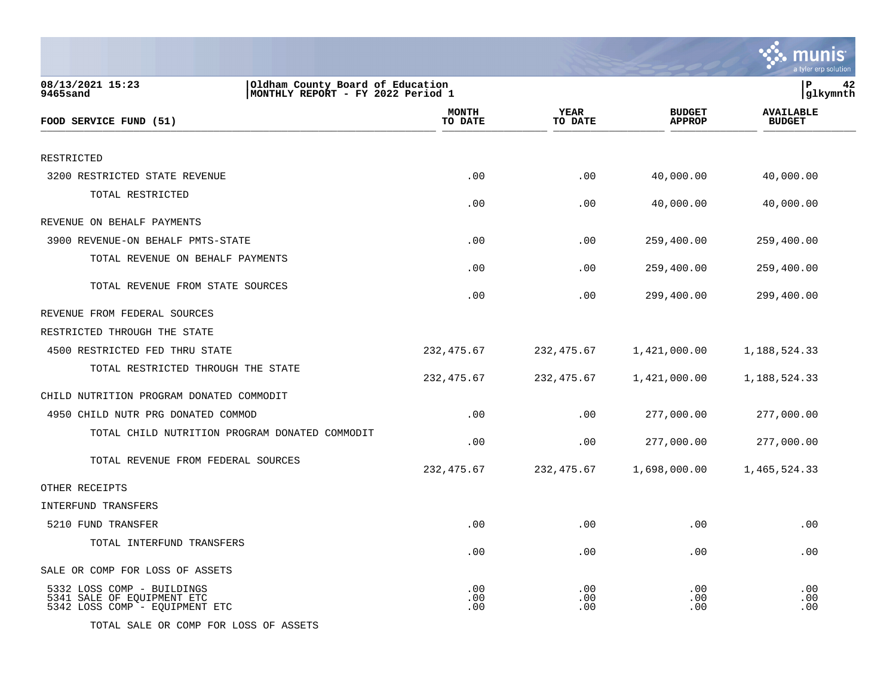08/13/2021 15:23
9465sand

Oldham County Board of Education
MONTHLY REPORT - FY 2022 Period 1

| FOOD SERVICE FUND (51) | MONTH TO DATE | YEAR TO DATE | BUDGET APPROP | AVAILABLE BUDGET |
|---|---|---|---|---|
| RESTRICTED | | | | |
| 3200 RESTRICTED STATE REVENUE | .00 | .00 | 40,000.00 | 40,000.00 |
| TOTAL RESTRICTED | .00 | .00 | 40,000.00 | 40,000.00 |
| REVENUE ON BEHALF PAYMENTS | | | | |
| 3900 REVENUE-ON BEHALF PMTS-STATE | .00 | .00 | 259,400.00 | 259,400.00 |
| TOTAL REVENUE ON BEHALF PAYMENTS | .00 | .00 | 259,400.00 | 259,400.00 |
| TOTAL REVENUE FROM STATE SOURCES | .00 | .00 | 299,400.00 | 299,400.00 |
| REVENUE FROM FEDERAL SOURCES | | | | |
| RESTRICTED THROUGH THE STATE | | | | |
| 4500 RESTRICTED FED THRU STATE | 232,475.67 | 232,475.67 | 1,421,000.00 | 1,188,524.33 |
| TOTAL RESTRICTED THROUGH THE STATE | 232,475.67 | 232,475.67 | 1,421,000.00 | 1,188,524.33 |
| CHILD NUTRITION PROGRAM DONATED COMMODIT | | | | |
| 4950 CHILD NUTR PRG DONATED COMMOD | .00 | .00 | 277,000.00 | 277,000.00 |
| TOTAL CHILD NUTRITION PROGRAM DONATED COMMODIT | .00 | .00 | 277,000.00 | 277,000.00 |
| TOTAL REVENUE FROM FEDERAL SOURCES | 232,475.67 | 232,475.67 | 1,698,000.00 | 1,465,524.33 |
| OTHER RECEIPTS | | | | |
| INTERFUND TRANSFERS | | | | |
| 5210 FUND TRANSFER | .00 | .00 | .00 | .00 |
| TOTAL INTERFUND TRANSFERS | .00 | .00 | .00 | .00 |
| SALE OR COMP FOR LOSS OF ASSETS | | | | |
| 5332 LOSS COMP - BUILDINGS | .00 | .00 | .00 | .00 |
| 5341 SALE OF EQUIPMENT ETC | .00 | .00 | .00 | .00 |
| 5342 LOSS COMP - EQUIPMENT ETC | .00 | .00 | .00 | .00 |
| TOTAL SALE OR COMP FOR LOSS OF ASSETS | | | | |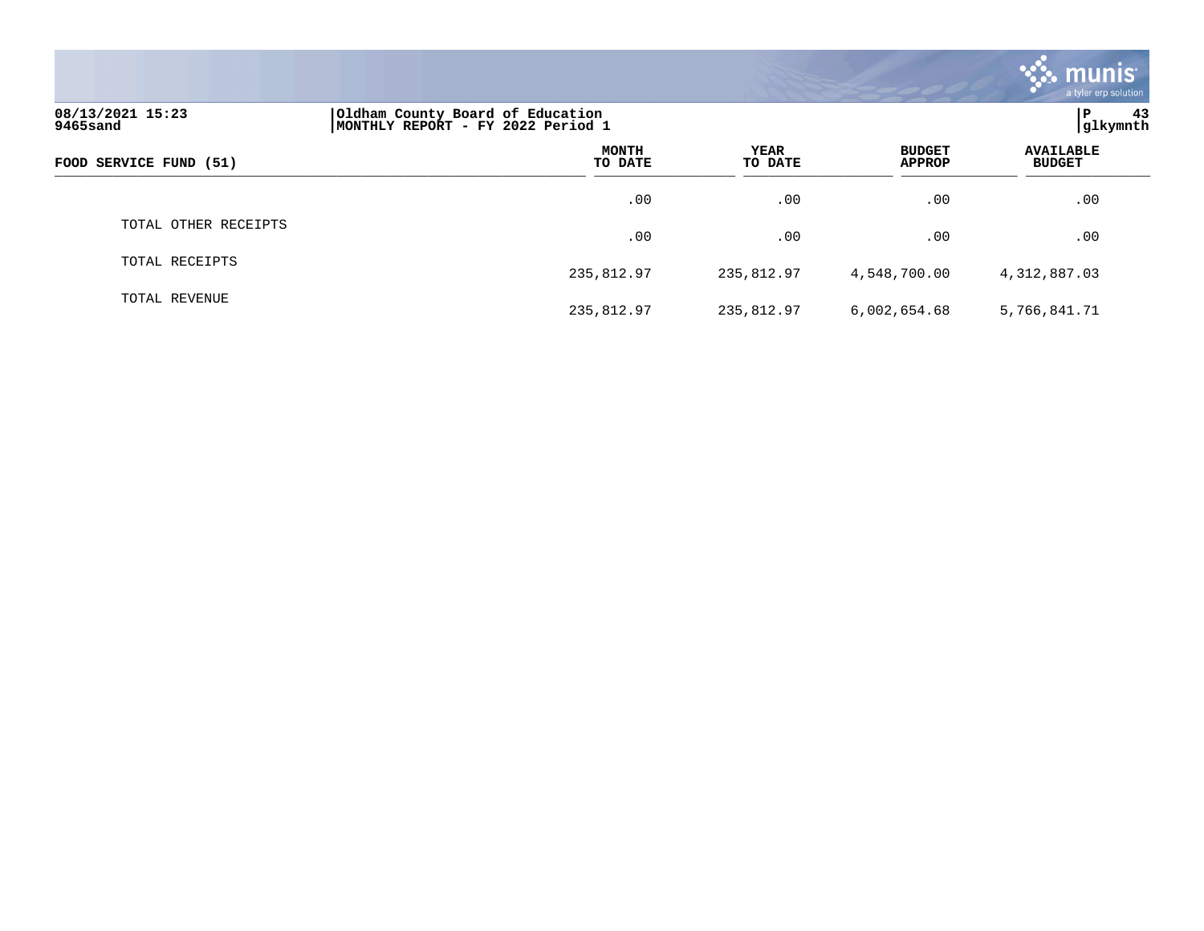08/13/2021 15:23
9465sand

Oldham County Board of Education
MONTHLY REPORT - FY 2022 Period 1

P 43
glkymnth

| FOOD SERVICE FUND (51) | MONTH TO DATE | YEAR TO DATE | BUDGET APPROP | AVAILABLE BUDGET |
|---|---|---|---|---|
| | .00 | .00 | .00 | .00 |
| TOTAL OTHER RECEIPTS | .00 | .00 | .00 | .00 |
| TOTAL RECEIPTS | 235,812.97 | 235,812.97 | 4,548,700.00 | 4,312,887.03 |
| TOTAL REVENUE | 235,812.97 | 235,812.97 | 6,002,654.68 | 5,766,841.71 |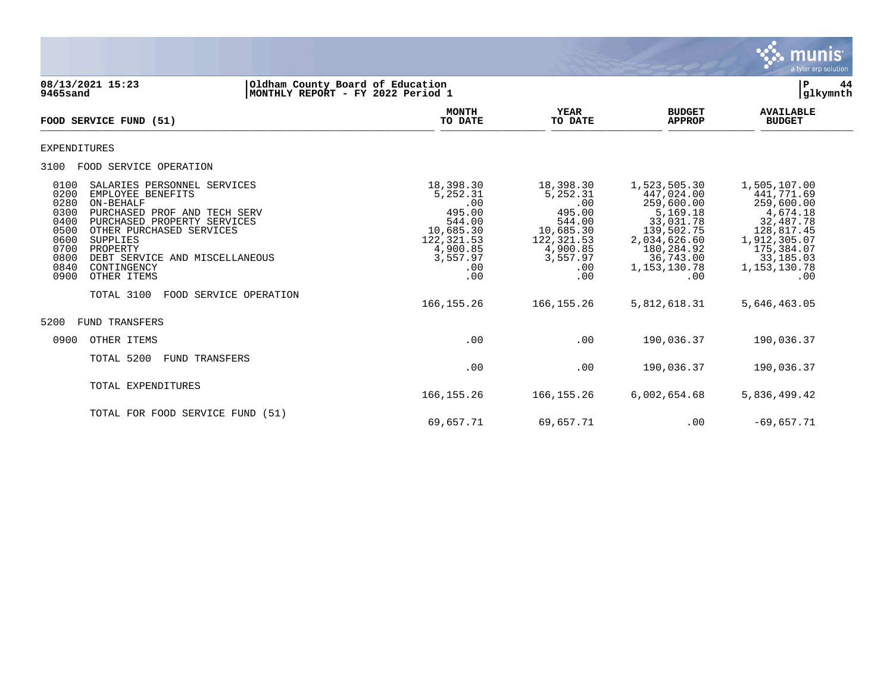08/13/2021 15:23
9465sand

Oldham County Board of Education
MONTHLY REPORT - FY 2022 Period 1

P 44
glkymnth

| FOOD SERVICE FUND (51) | MONTH TO DATE | YEAR TO DATE | BUDGET APPROP | AVAILABLE BUDGET |
|---|---|---|---|---|
| EXPENDITURES | | | | |
| 3100 FOOD SERVICE OPERATION | | | | |
| 0100 SALARIES PERSONNEL SERVICES | 18,398.30 | 18,398.30 | 1,523,505.30 | 1,505,107.00 |
| 0200 EMPLOYEE BENEFITS | 5,252.31 | 5,252.31 | 447,024.00 | 441,771.69 |
| 0280 ON-BEHALF | .00 | .00 | 259,600.00 | 259,600.00 |
| 0300 PURCHASED PROF AND TECH SERV | 495.00 | 495.00 | 5,169.18 | 4,674.18 |
| 0400 PURCHASED PROPERTY SERVICES | 544.00 | 544.00 | 33,031.78 | 32,487.78 |
| 0500 OTHER PURCHASED SERVICES | 10,685.30 | 10,685.30 | 139,502.75 | 128,817.45 |
| 0600 SUPPLIES | 122,321.53 | 122,321.53 | 2,034,626.60 | 1,912,305.07 |
| 0700 PROPERTY | 4,900.85 | 4,900.85 | 180,284.92 | 175,384.07 |
| 0800 DEBT SERVICE AND MISCELLANEOUS | 3,557.97 | 3,557.97 | 36,743.00 | 33,185.03 |
| 0840 CONTINGENCY | .00 | .00 | 1,153,130.78 | 1,153,130.78 |
| 0900 OTHER ITEMS | .00 | .00 | .00 | .00 |
| TOTAL 3100 FOOD SERVICE OPERATION | 166,155.26 | 166,155.26 | 5,812,618.31 | 5,646,463.05 |
| 5200 FUND TRANSFERS | | | | |
| 0900 OTHER ITEMS | .00 | .00 | 190,036.37 | 190,036.37 |
| TOTAL 5200 FUND TRANSFERS | .00 | .00 | 190,036.37 | 190,036.37 |
| TOTAL EXPENDITURES | 166,155.26 | 166,155.26 | 6,002,654.68 | 5,836,499.42 |
| TOTAL FOR FOOD SERVICE FUND (51) | 69,657.71 | 69,657.71 | .00 | -69,657.71 |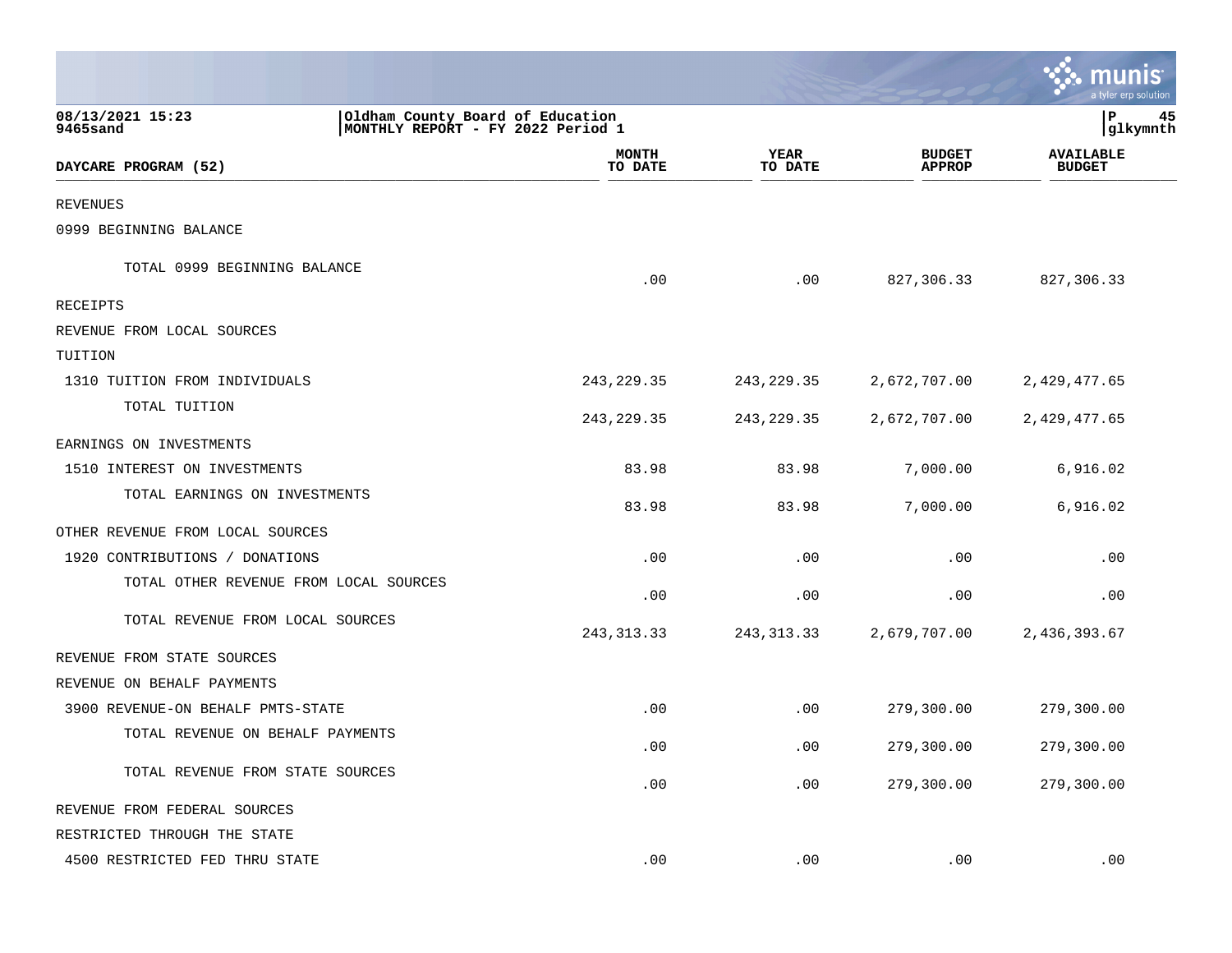08/13/2021 15:23
9465sand

Oldham County Board of Education
MONTHLY REPORT - FY 2022 Period 1

| DAYCARE PROGRAM (52) | MONTH TO DATE | YEAR TO DATE | BUDGET APPROP | AVAILABLE BUDGET |
|---|---|---|---|---|
| REVENUES | | | | |
| 0999 BEGINNING BALANCE | | | | |
| TOTAL 0999 BEGINNING BALANCE | .00 | .00 | 827,306.33 | 827,306.33 |
| RECEIPTS | | | | |
| REVENUE FROM LOCAL SOURCES | | | | |
| TUITION | | | | |
| 1310 TUITION FROM INDIVIDUALS | 243,229.35 | 243,229.35 | 2,672,707.00 | 2,429,477.65 |
| TOTAL TUITION | 243,229.35 | 243,229.35 | 2,672,707.00 | 2,429,477.65 |
| EARNINGS ON INVESTMENTS | | | | |
| 1510 INTEREST ON INVESTMENTS | 83.98 | 83.98 | 7,000.00 | 6,916.02 |
| TOTAL EARNINGS ON INVESTMENTS | 83.98 | 83.98 | 7,000.00 | 6,916.02 |
| OTHER REVENUE FROM LOCAL SOURCES | | | | |
| 1920 CONTRIBUTIONS / DONATIONS | .00 | .00 | .00 | .00 |
| TOTAL OTHER REVENUE FROM LOCAL SOURCES | .00 | .00 | .00 | .00 |
| TOTAL REVENUE FROM LOCAL SOURCES | 243,313.33 | 243,313.33 | 2,679,707.00 | 2,436,393.67 |
| REVENUE FROM STATE SOURCES | | | | |
| REVENUE ON BEHALF PAYMENTS | | | | |
| 3900 REVENUE-ON BEHALF PMTS-STATE | .00 | .00 | 279,300.00 | 279,300.00 |
| TOTAL REVENUE ON BEHALF PAYMENTS | .00 | .00 | 279,300.00 | 279,300.00 |
| TOTAL REVENUE FROM STATE SOURCES | .00 | .00 | 279,300.00 | 279,300.00 |
| REVENUE FROM FEDERAL SOURCES | | | | |
| RESTRICTED THROUGH THE STATE | | | | |
| 4500 RESTRICTED FED THRU STATE | .00 | .00 | .00 | .00 |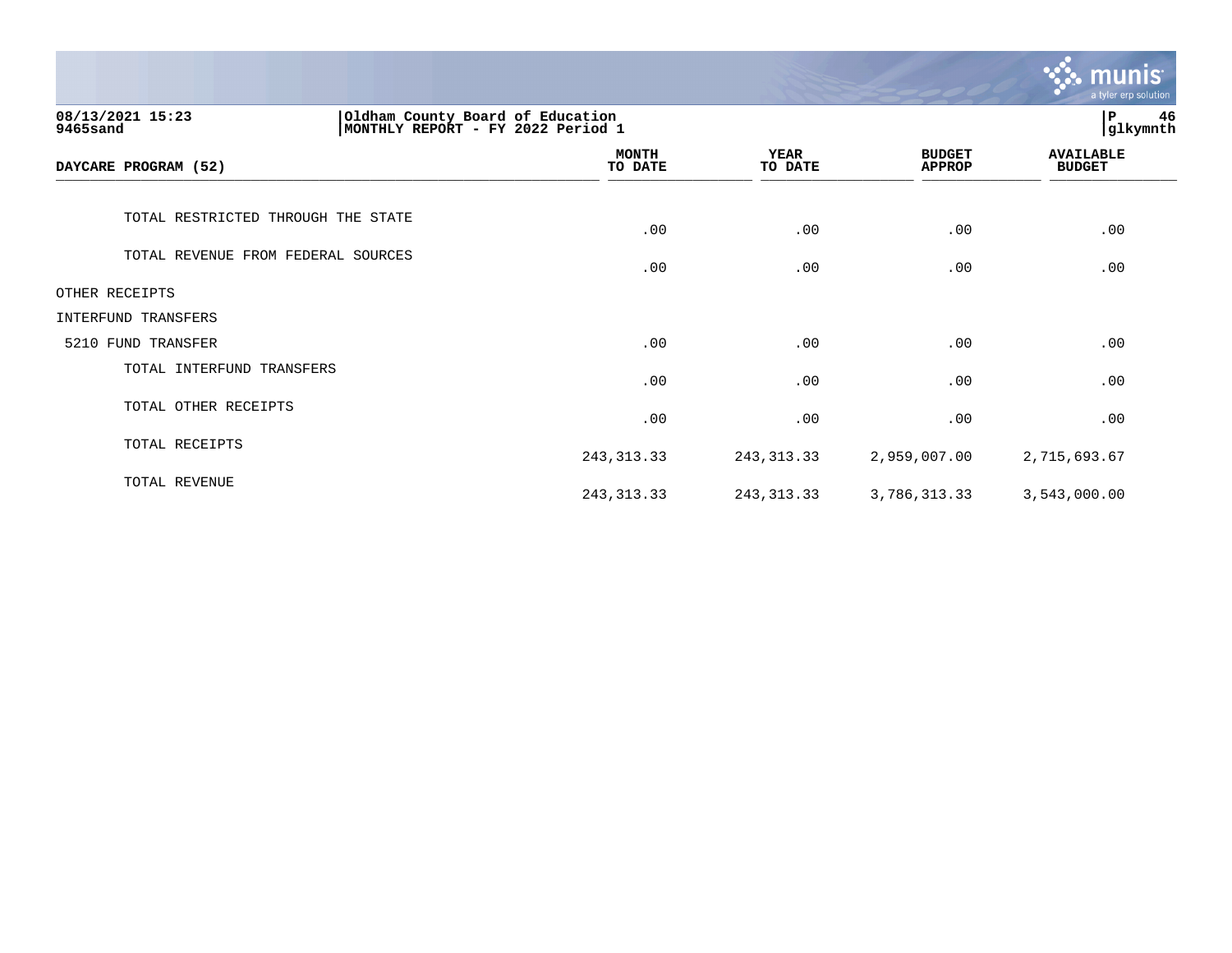Oldham County Board of Education
MONTHLY REPORT - FY 2022 Period 1

08/13/2021 15:23
9465sand

| DAYCARE PROGRAM (52) | MONTH TO DATE | YEAR TO DATE | BUDGET APPROP | AVAILABLE BUDGET |
|---|---|---|---|---|
| TOTAL RESTRICTED THROUGH THE STATE | .00 | .00 | .00 | .00 |
| TOTAL REVENUE FROM FEDERAL SOURCES | .00 | .00 | .00 | .00 |
| OTHER RECEIPTS | | | | |
| INTERFUND TRANSFERS | | | | |
| 5210 FUND TRANSFER | .00 | .00 | .00 | .00 |
| TOTAL INTERFUND TRANSFERS | .00 | .00 | .00 | .00 |
| TOTAL OTHER RECEIPTS | .00 | .00 | .00 | .00 |
| TOTAL RECEIPTS | 243,313.33 | 243,313.33 | 2,959,007.00 | 2,715,693.67 |
| TOTAL REVENUE | 243,313.33 | 243,313.33 | 3,786,313.33 | 3,543,000.00 |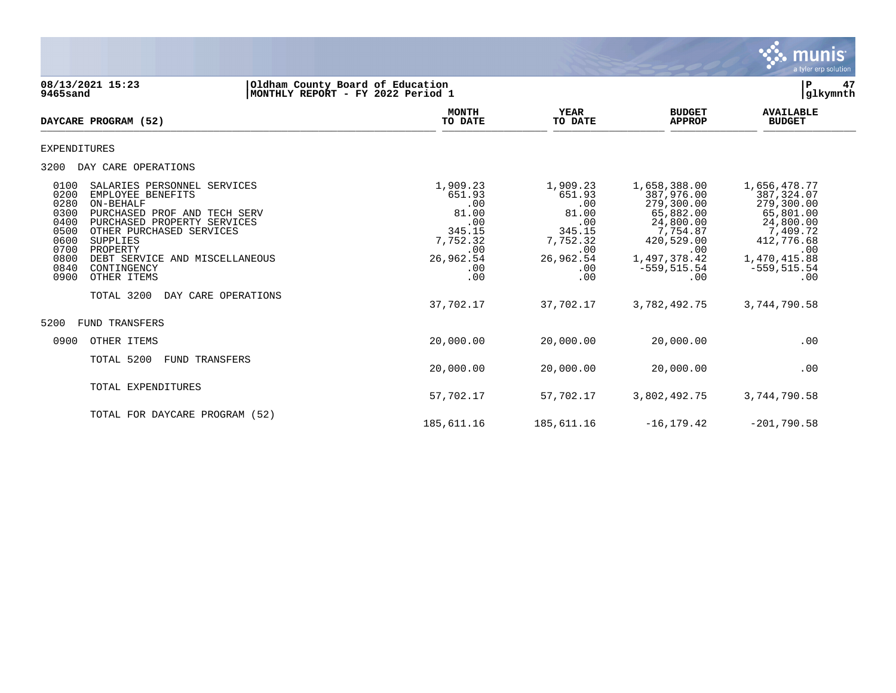08/13/2021 15:23 | Oldham County Board of Education
9465sand | MONTHLY REPORT - FY 2022 Period 1

| DAYCARE PROGRAM (52) | MONTH TO DATE | YEAR TO DATE | BUDGET APPROP | AVAILABLE BUDGET |
|---|---|---|---|---|
| **EXPENDITURES** | | | | |
| **3200 DAY CARE OPERATIONS** | | | | |
| 0100 SALARIES PERSONNEL SERVICES | 1,909.23 | 1,909.23 | 1,658,388.00 | 1,656,478.77 |
| 0200 EMPLOYEE BENEFITS | 651.93 | 651.93 | 387,976.00 | 387,324.07 |
| 0280 ON-BEHALF | .00 | .00 | 279,300.00 | 279,300.00 |
| 0300 PURCHASED PROF AND TECH SERV | 81.00 | 81.00 | 65,882.00 | 65,801.00 |
| 0400 PURCHASED PROPERTY SERVICES | .00 | .00 | 24,800.00 | 24,800.00 |
| 0500 OTHER PURCHASED SERVICES | 345.15 | 345.15 | 7,754.87 | 7,409.72 |
| 0600 SUPPLIES | 7,752.32 | 7,752.32 | 420,529.00 | 412,776.68 |
| 0700 PROPERTY | .00 | .00 | .00 | .00 |
| 0800 DEBT SERVICE AND MISCELLANEOUS | 26,962.54 | 26,962.54 | 1,497,378.42 | 1,470,415.88 |
| 0840 CONTINGENCY | .00 | .00 | -559,515.54 | -559,515.54 |
| 0900 OTHER ITEMS | .00 | .00 | .00 | .00 |
| TOTAL 3200 DAY CARE OPERATIONS | 37,702.17 | 37,702.17 | 3,782,492.75 | 3,744,790.58 |
| **5200 FUND TRANSFERS** | | | | |
| 0900 OTHER ITEMS | 20,000.00 | 20,000.00 | 20,000.00 | .00 |
| TOTAL 5200 FUND TRANSFERS | 20,000.00 | 20,000.00 | 20,000.00 | .00 |
| TOTAL EXPENDITURES | 57,702.17 | 57,702.17 | 3,802,492.75 | 3,744,790.58 |
| TOTAL FOR DAYCARE PROGRAM (52) | 185,611.16 | 185,611.16 | -16,179.42 | -201,790.58 |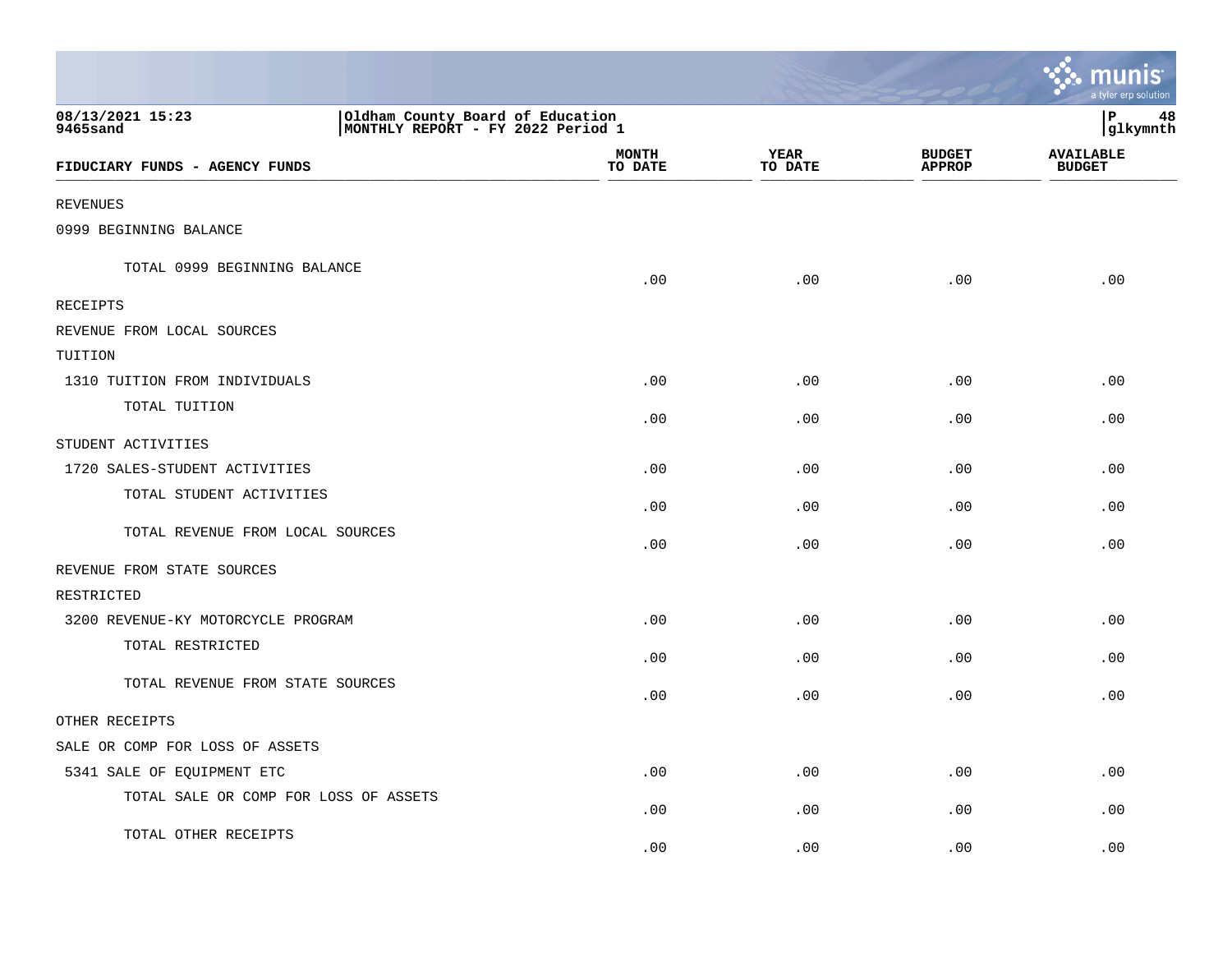08/13/2021 15:23
9465sand

Oldham County Board of Education
MONTHLY REPORT - FY 2022 Period 1

P 48
glkymnth

| FIDUCIARY FUNDS - AGENCY FUNDS | MONTH TO DATE | YEAR TO DATE | BUDGET APPROP | AVAILABLE BUDGET |
|---|---|---|---|---|
| REVENUES | | | | |
| 0999 BEGINNING BALANCE | | | | |
| TOTAL 0999 BEGINNING BALANCE | .00 | .00 | .00 | .00 |
| RECEIPTS | | | | |
| REVENUE FROM LOCAL SOURCES | | | | |
| TUITION | | | | |
| 1310 TUITION FROM INDIVIDUALS | .00 | .00 | .00 | .00 |
| TOTAL TUITION | .00 | .00 | .00 | .00 |
| STUDENT ACTIVITIES | | | | |
| 1720 SALES-STUDENT ACTIVITIES | .00 | .00 | .00 | .00 |
| TOTAL STUDENT ACTIVITIES | .00 | .00 | .00 | .00 |
| TOTAL REVENUE FROM LOCAL SOURCES | .00 | .00 | .00 | .00 |
| REVENUE FROM STATE SOURCES | | | | |
| RESTRICTED | | | | |
| 3200 REVENUE-KY MOTORCYCLE PROGRAM | .00 | .00 | .00 | .00 |
| TOTAL RESTRICTED | .00 | .00 | .00 | .00 |
| TOTAL REVENUE FROM STATE SOURCES | .00 | .00 | .00 | .00 |
| OTHER RECEIPTS | | | | |
| SALE OR COMP FOR LOSS OF ASSETS | | | | |
| 5341 SALE OF EQUIPMENT ETC | .00 | .00 | .00 | .00 |
| TOTAL SALE OR COMP FOR LOSS OF ASSETS | .00 | .00 | .00 | .00 |
| TOTAL OTHER RECEIPTS | .00 | .00 | .00 | .00 |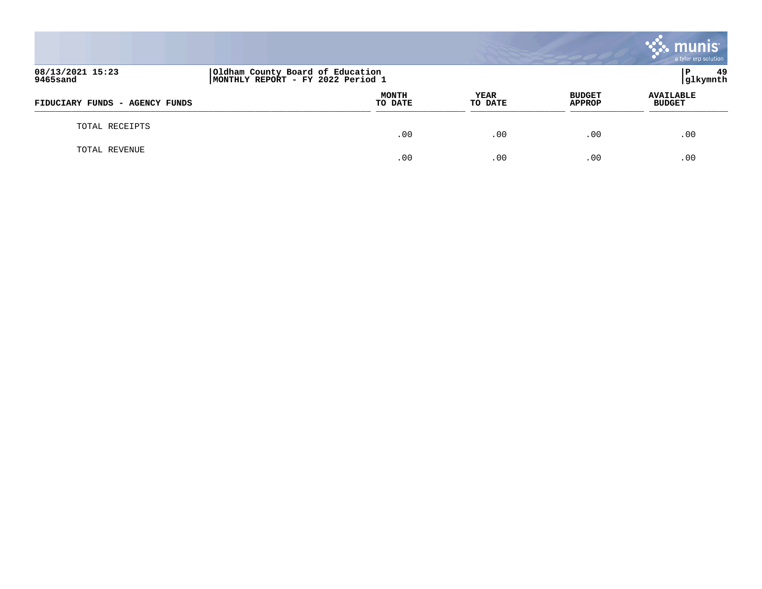08/13/2021 15:23
9465sand

Oldham County Board of Education
MONTHLY REPORT - FY 2022 Period 1

glkymnth

| FIDUCIARY FUNDS - AGENCY FUNDS | MONTH TO DATE | YEAR TO DATE | BUDGET APPROP | AVAILABLE BUDGET |
|---|---|---|---|---|
| TOTAL RECEIPTS | .00 | .00 | .00 | .00 |
| TOTAL REVENUE | .00 | .00 | .00 | .00 |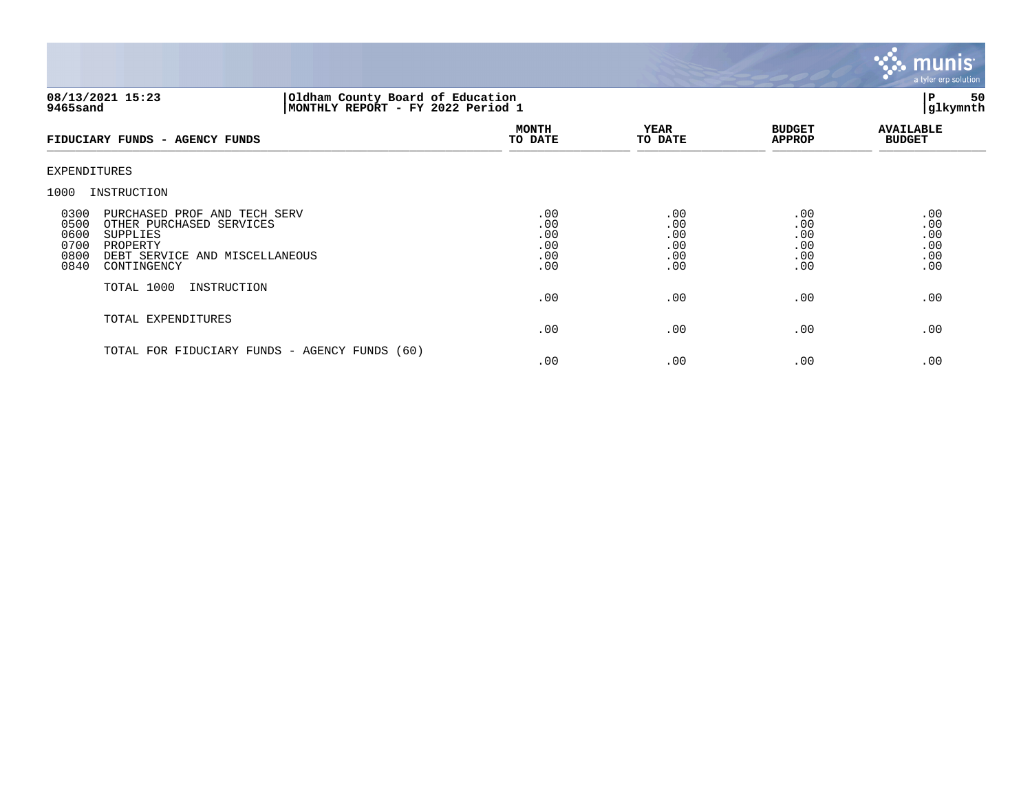08/13/2021 15:23 | Oldham County Board of Education
9465sand | MONTHLY REPORT - FY 2022 Period 1

P 50
glkymnth

| FIDUCIARY FUNDS - AGENCY FUNDS | MONTH TO DATE | YEAR TO DATE | BUDGET APPROP | AVAILABLE BUDGET |
|---|---|---|---|---|
| EXPENDITURES | | | | |
| 1000 INSTRUCTION | | | | |
| 0300 PURCHASED PROF AND TECH SERV | .00 | .00 | .00 | .00 |
| 0500 OTHER PURCHASED SERVICES | .00 | .00 | .00 | .00 |
| 0600 SUPPLIES | .00 | .00 | .00 | .00 |
| 0700 PROPERTY | .00 | .00 | .00 | .00 |
| 0800 DEBT SERVICE AND MISCELLANEOUS | .00 | .00 | .00 | .00 |
| 0840 CONTINGENCY | .00 | .00 | .00 | .00 |
| TOTAL 1000 INSTRUCTION | .00 | .00 | .00 | .00 |
| TOTAL EXPENDITURES | .00 | .00 | .00 | .00 |
| TOTAL FOR FIDUCIARY FUNDS - AGENCY FUNDS (60) | .00 | .00 | .00 | .00 |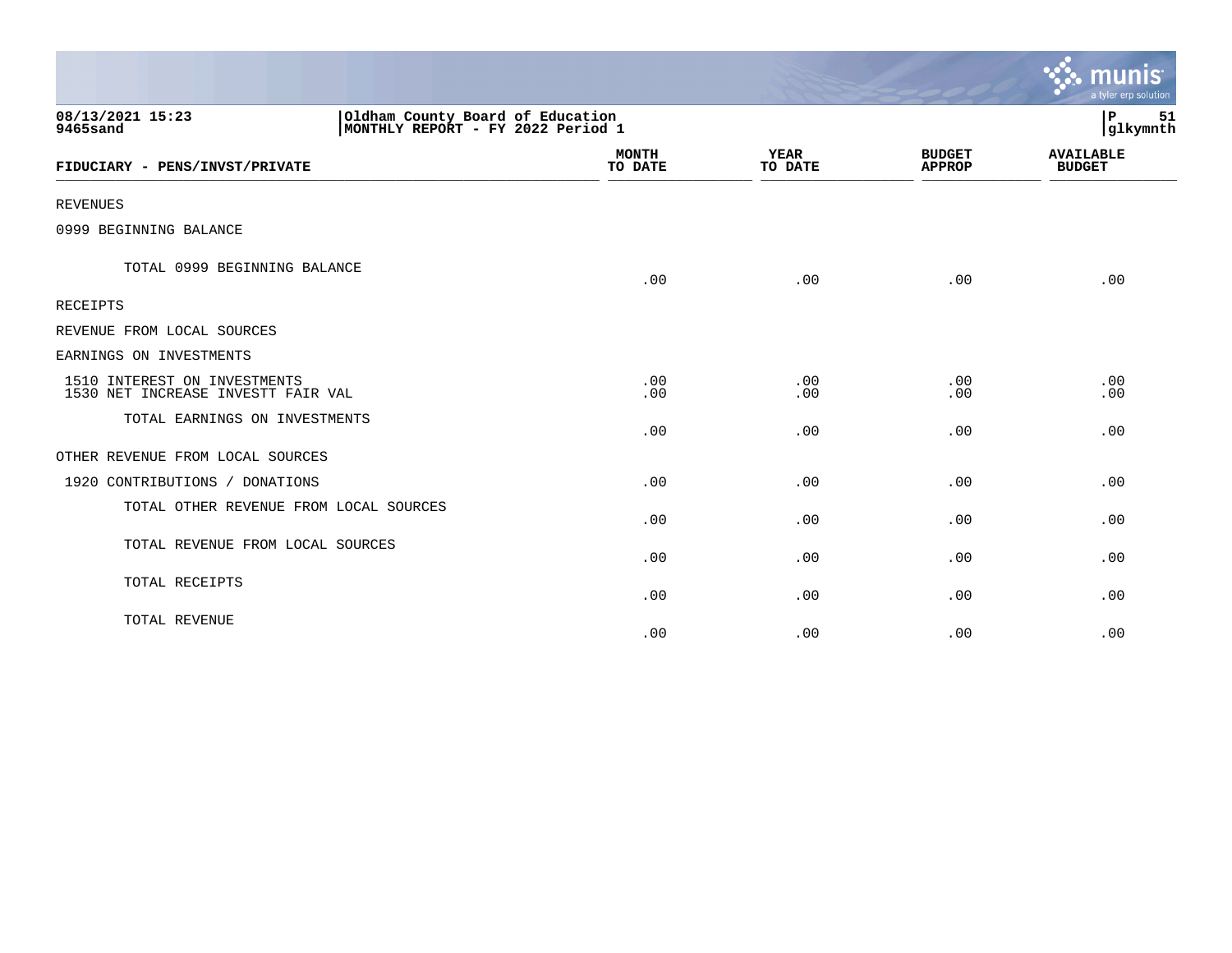08/13/2021 15:23
9465sand

**Oldham County Board of Education**
**MONTHLY REPORT - FY 2022 Period 1**

| FIDUCIARY - PENS/INVST/PRIVATE | MONTH TO DATE | YEAR TO DATE | BUDGET APPROP | AVAILABLE BUDGET |
|---|---|---|---|---|
| REVENUES | | | | |
| 0999 BEGINNING BALANCE | | | | |
| TOTAL 0999 BEGINNING BALANCE | .00 | .00 | .00 | .00 |
| RECEIPTS | | | | |
| REVENUE FROM LOCAL SOURCES | | | | |
| EARNINGS ON INVESTMENTS | | | | |
| 1510 INTEREST ON INVESTMENTS | .00 | .00 | .00 | .00 |
| 1530 NET INCREASE INVESTT FAIR VAL | .00 | .00 | .00 | .00 |
| TOTAL EARNINGS ON INVESTMENTS | .00 | .00 | .00 | .00 |
| OTHER REVENUE FROM LOCAL SOURCES | | | | |
| 1920 CONTRIBUTIONS / DONATIONS | .00 | .00 | .00 | .00 |
| TOTAL OTHER REVENUE FROM LOCAL SOURCES | .00 | .00 | .00 | .00 |
| TOTAL REVENUE FROM LOCAL SOURCES | .00 | .00 | .00 | .00 |
| TOTAL RECEIPTS | .00 | .00 | .00 | .00 |
| TOTAL REVENUE | .00 | .00 | .00 | .00 |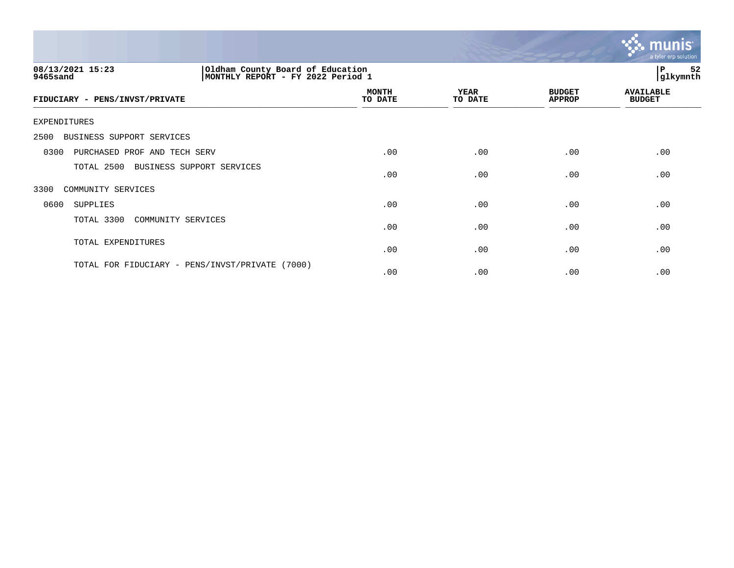**08/13/2021 15:23** | **Oldham County Board of Education**
**9465sand** | **MONTHLY REPORT - FY 2022 Period 1**

| FIDUCIARY - PENS/INVST/PRIVATE | MONTH TO DATE | YEAR TO DATE | BUDGET APPROP | AVAILABLE BUDGET |
|---|---|---|---|---|
| EXPENDITURES | | | | |
| 2500 BUSINESS SUPPORT SERVICES | | | | |
| 0300 PURCHASED PROF AND TECH SERV | .00 | .00 | .00 | .00 |
| TOTAL 2500 BUSINESS SUPPORT SERVICES | .00 | .00 | .00 | .00 |
| 3300 COMMUNITY SERVICES | | | | |
| 0600 SUPPLIES | .00 | .00 | .00 | .00 |
| TOTAL 3300 COMMUNITY SERVICES | .00 | .00 | .00 | .00 |
| TOTAL EXPENDITURES | .00 | .00 | .00 | .00 |
| TOTAL FOR FIDUCIARY - PENS/INVST/PRIVATE (7000) | .00 | .00 | .00 | .00 |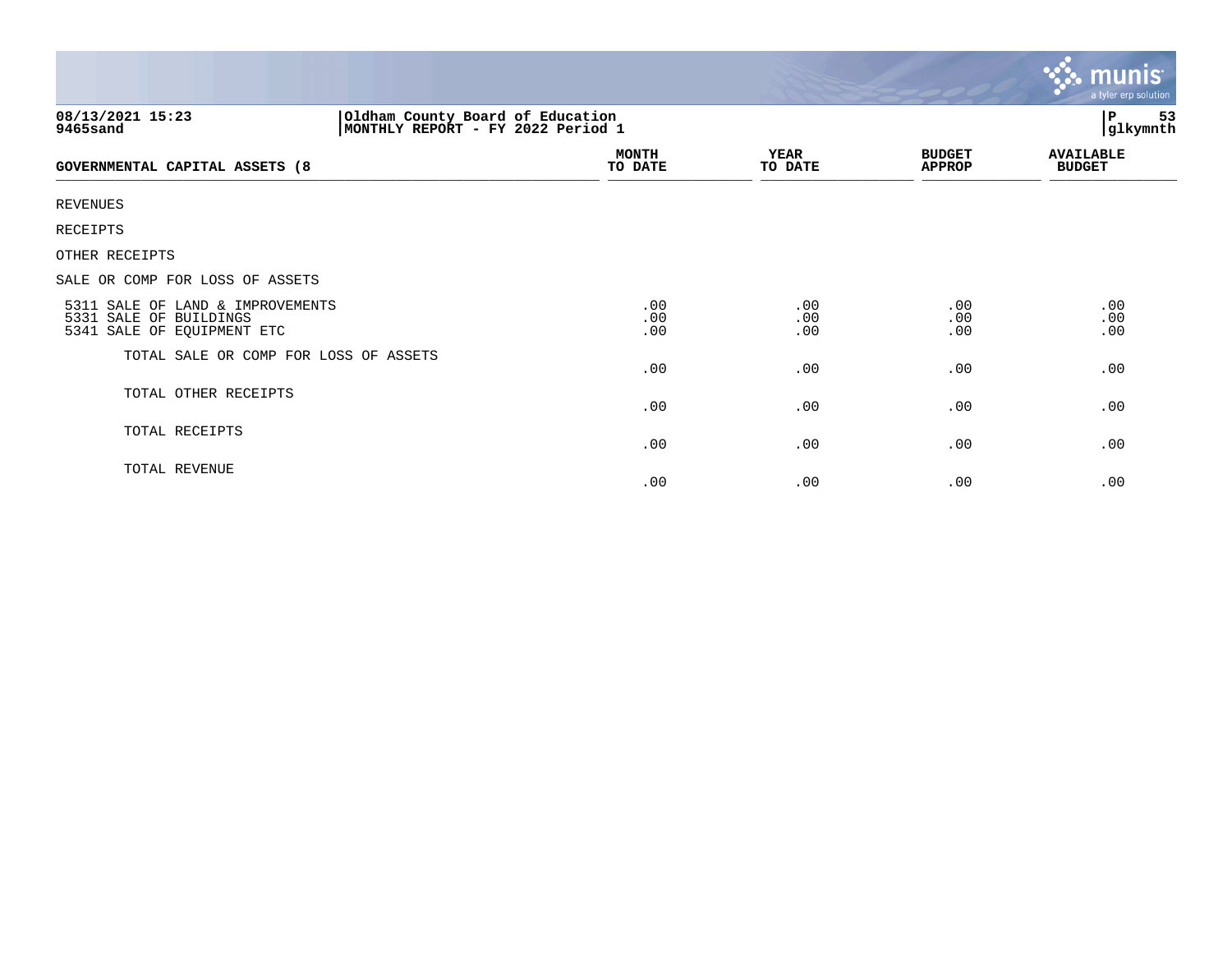08/13/2021 15:23
9465sand

Oldham County Board of Education
MONTHLY REPORT - FY 2022 Period 1

glkymnth

| GOVERNMENTAL CAPITAL ASSETS (8 | MONTH TO DATE | YEAR TO DATE | BUDGET APPROP | AVAILABLE BUDGET |
|---|---|---|---|---|
| REVENUES | | | | |
| RECEIPTS | | | | |
| OTHER RECEIPTS | | | | |
| SALE OR COMP FOR LOSS OF ASSETS | | | | |
| 5311 SALE OF LAND & IMPROVEMENTS | .00 | .00 | .00 | .00 |
| 5331 SALE OF BUILDINGS | .00 | .00 | .00 | .00 |
| 5341 SALE OF EQUIPMENT ETC | .00 | .00 | .00 | .00 |
| TOTAL SALE OR COMP FOR LOSS OF ASSETS | .00 | .00 | .00 | .00 |
| TOTAL OTHER RECEIPTS | .00 | .00 | .00 | .00 |
| TOTAL RECEIPTS | .00 | .00 | .00 | .00 |
| TOTAL REVENUE | .00 | .00 | .00 | .00 |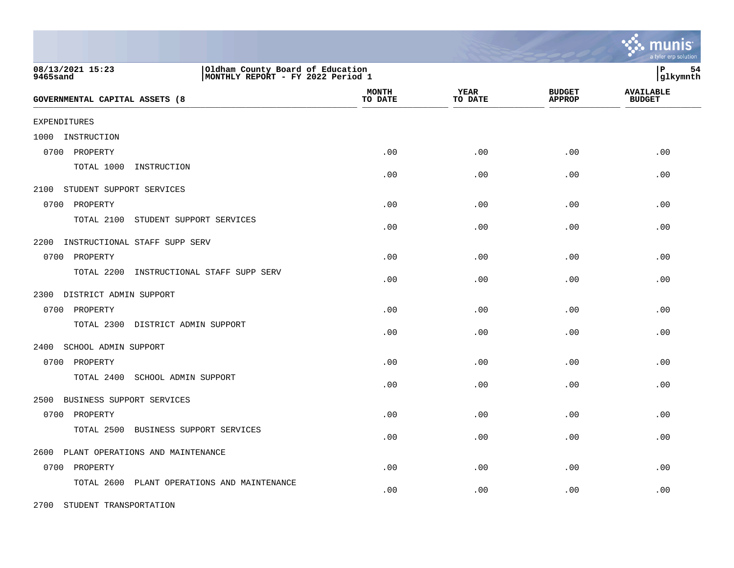08/13/2021 15:23
9465sand

Oldham County Board of Education
MONTHLY REPORT - FY 2022 Period 1

P 54
glkymnth

| GOVERNMENTAL CAPITAL ASSETS (8 | MONTH TO DATE | YEAR TO DATE | BUDGET APPROP | AVAILABLE BUDGET |
|---|---|---|---|---|
| EXPENDITURES | | | | |
| 1000 INSTRUCTION | | | | |
| 0700 PROPERTY | .00 | .00 | .00 | .00 |
| TOTAL 1000 INSTRUCTION | .00 | .00 | .00 | .00 |
| 2100 STUDENT SUPPORT SERVICES | | | | |
| 0700 PROPERTY | .00 | .00 | .00 | .00 |
| TOTAL 2100 STUDENT SUPPORT SERVICES | .00 | .00 | .00 | .00 |
| 2200 INSTRUCTIONAL STAFF SUPP SERV | | | | |
| 0700 PROPERTY | .00 | .00 | .00 | .00 |
| TOTAL 2200 INSTRUCTIONAL STAFF SUPP SERV | .00 | .00 | .00 | .00 |
| 2300 DISTRICT ADMIN SUPPORT | | | | |
| 0700 PROPERTY | .00 | .00 | .00 | .00 |
| TOTAL 2300 DISTRICT ADMIN SUPPORT | .00 | .00 | .00 | .00 |
| 2400 SCHOOL ADMIN SUPPORT | | | | |
| 0700 PROPERTY | .00 | .00 | .00 | .00 |
| TOTAL 2400 SCHOOL ADMIN SUPPORT | .00 | .00 | .00 | .00 |
| 2500 BUSINESS SUPPORT SERVICES | | | | |
| 0700 PROPERTY | .00 | .00 | .00 | .00 |
| TOTAL 2500 BUSINESS SUPPORT SERVICES | .00 | .00 | .00 | .00 |
| 2600 PLANT OPERATIONS AND MAINTENANCE | | | | |
| 0700 PROPERTY | .00 | .00 | .00 | .00 |
| TOTAL 2600 PLANT OPERATIONS AND MAINTENANCE | .00 | .00 | .00 | .00 |
| 2700 STUDENT TRANSPORTATION | | | | |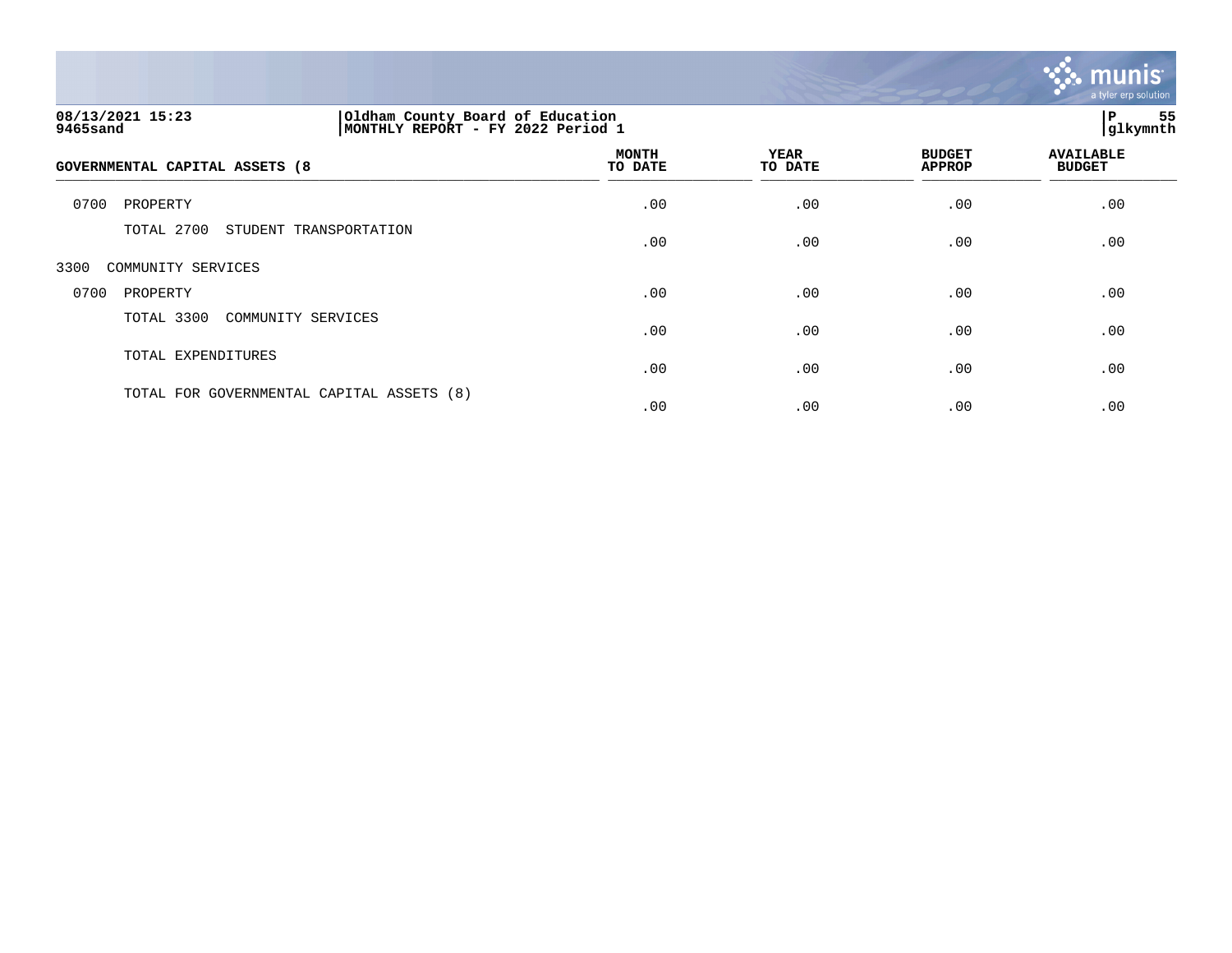| GOVERNMENTAL CAPITAL ASSETS (8 | MONTH TO DATE | YEAR TO DATE | BUDGET APPROP | AVAILABLE BUDGET |
|---|---|---|---|---|
| 0700 PROPERTY | .00 | .00 | .00 | .00 |
| TOTAL 2700 STUDENT TRANSPORTATION | .00 | .00 | .00 | .00 |
| 3300 COMMUNITY SERVICES | | | | |
| 0700 PROPERTY | .00 | .00 | .00 | .00 |
| TOTAL 3300 COMMUNITY SERVICES | .00 | .00 | .00 | .00 |
| TOTAL EXPENDITURES | .00 | .00 | .00 | .00 |
| TOTAL FOR GOVERNMENTAL CAPITAL ASSETS (8) | .00 | .00 | .00 | .00 |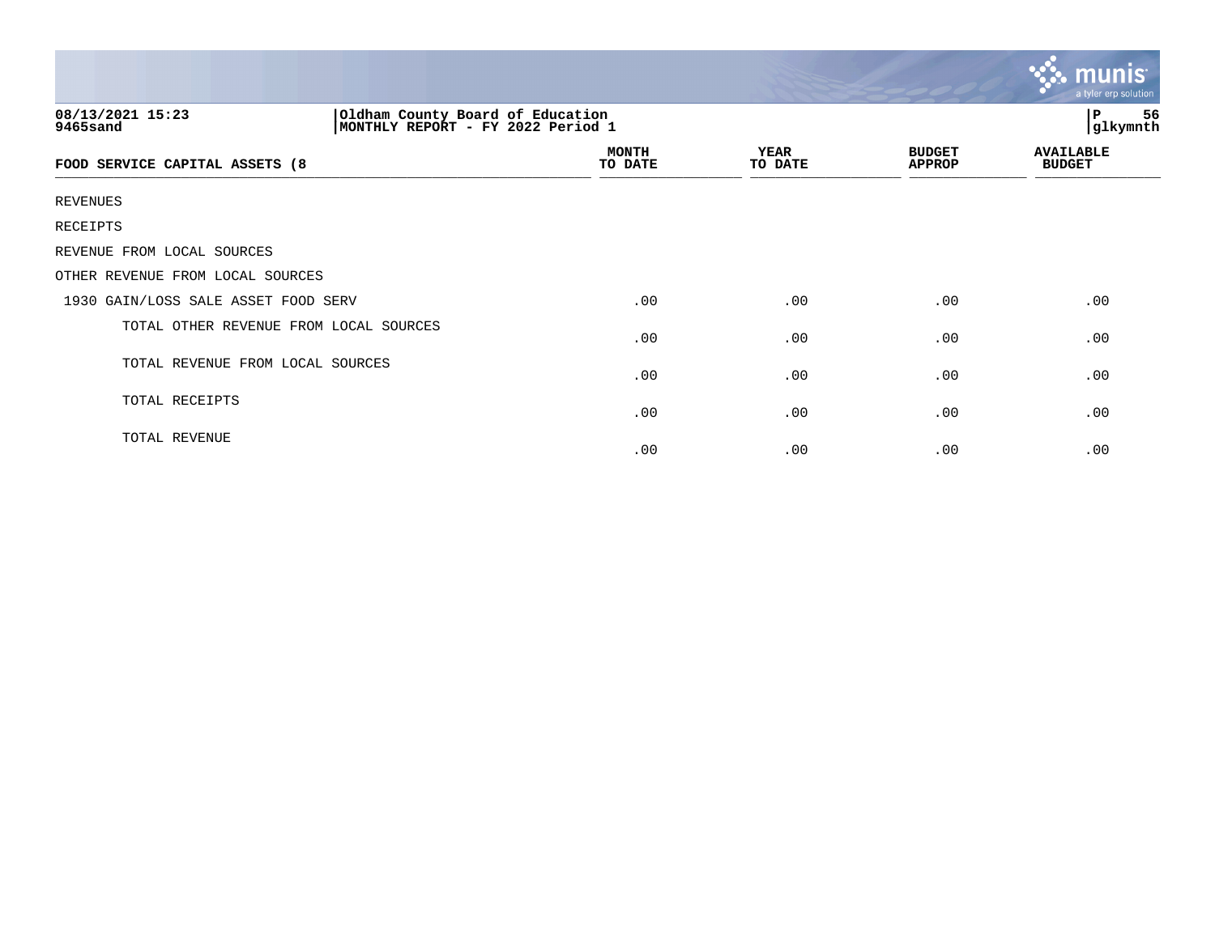08/13/2021 15:23
9465sand

Oldham County Board of Education
MONTHLY REPORT - FY 2022 Period 1

P 56
glkymnth

| FOOD SERVICE CAPITAL ASSETS (8 | MONTH TO DATE | YEAR TO DATE | BUDGET APPROP | AVAILABLE BUDGET |
|---|---|---|---|---|
| REVENUES | | | | |
| RECEIPTS | | | | |
| REVENUE FROM LOCAL SOURCES | | | | |
| OTHER REVENUE FROM LOCAL SOURCES | | | | |
| 1930 GAIN/LOSS SALE ASSET FOOD SERV | .00 | .00 | .00 | .00 |
| TOTAL OTHER REVENUE FROM LOCAL SOURCES | .00 | .00 | .00 | .00 |
| TOTAL REVENUE FROM LOCAL SOURCES | .00 | .00 | .00 | .00 |
| TOTAL RECEIPTS | .00 | .00 | .00 | .00 |
| TOTAL REVENUE | .00 | .00 | .00 | .00 |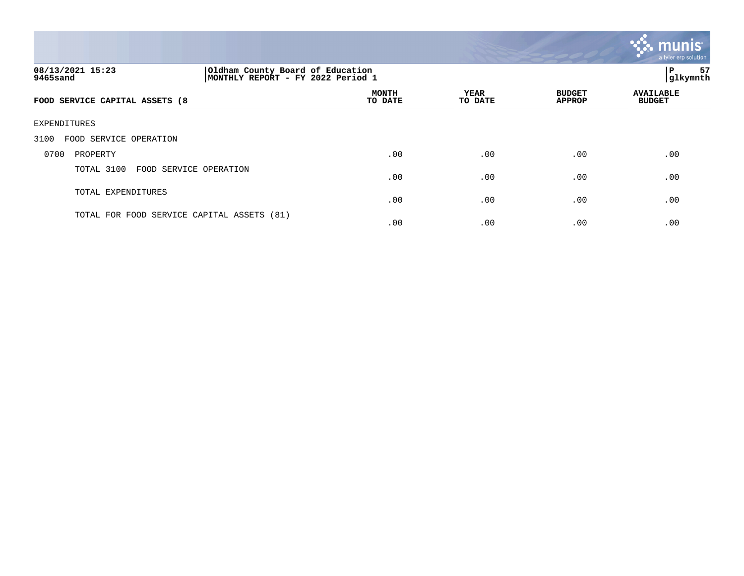08/13/2021 15:23
9465sand

Oldham County Board of Education
MONTHLY REPORT - FY 2022 Period 1

P 57
glkymnth

| FOOD SERVICE CAPITAL ASSETS (8 | MONTH TO DATE | YEAR TO DATE | BUDGET APPROP | AVAILABLE BUDGET |
|---|---|---|---|---|
| EXPENDITURES | | | | |
| 3100 FOOD SERVICE OPERATION | | | | |
| 0700 PROPERTY | .00 | .00 | .00 | .00 |
| TOTAL 3100 FOOD SERVICE OPERATION | .00 | .00 | .00 | .00 |
| TOTAL EXPENDITURES | .00 | .00 | .00 | .00 |
| TOTAL FOR FOOD SERVICE CAPITAL ASSETS (81) | .00 | .00 | .00 | .00 |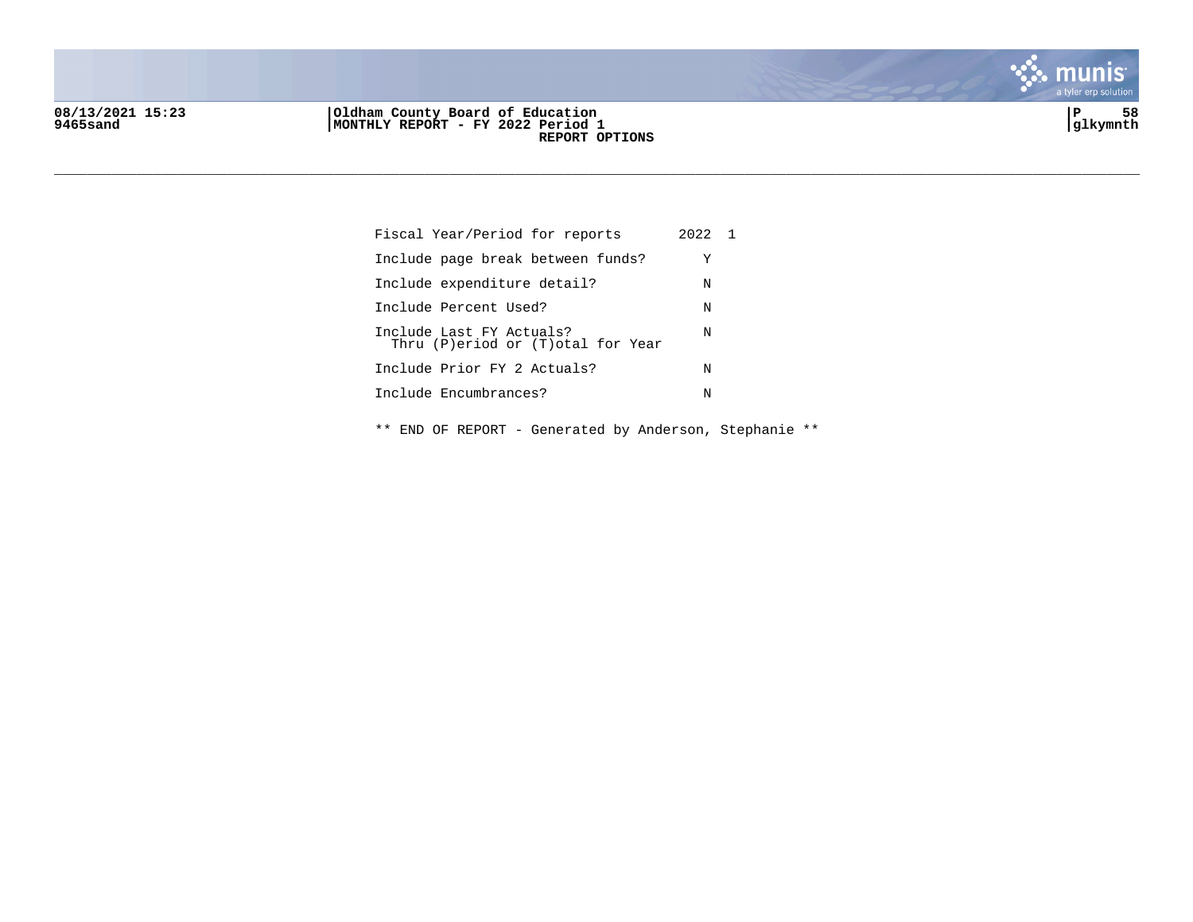08/13/2021 15:23
9465sand

**Oldham County Board of Education**
**MONTHLY REPORT - FY 2022 Period 1**
**REPORT OPTIONS**

glkymnth

| | |
|---|---|
| Fiscal Year/Period for reports | 2022 1 |
| Include page break between funds? | Y |
| Include expenditure detail? | N |
| Include Percent Used? | N |
| Include Last FY Actuals?<br>Thru (P)eriod or (T)otal for Year | N |
| Include Prior FY 2 Actuals? | N |
| Include Encumbrances? | N |

** END OF REPORT - Generated by Anderson, Stephanie **